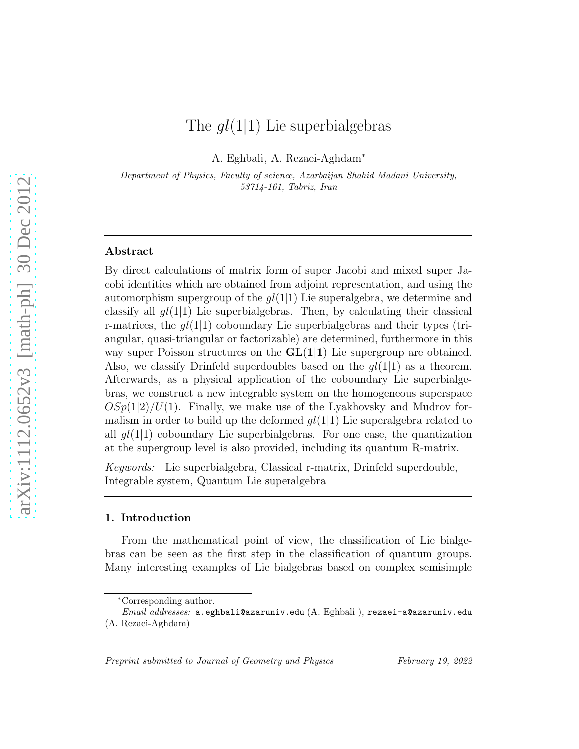# The $gl(1|1)$ Lie superbialgebras

A. Eghbali, A. Rezaei-Aghdam*

*Department of Physics, Faculty of science, Azarbaijan Shahid Madani University, 53714-161, Tabriz, Iran*

---

## Abstract

By direct calculations of matrix form of super Jacobi and mixed super Jacobi identities which are obtained from adjoint representation, and using the automorphism supergroup of the $gl(1|1)$ Lie superalgebra, we determine and classify all $gl(1|1)$ Lie superbialgebras. Then, by calculating their classical r-matrices, the $gl(1|1)$ coboundary Lie superbialgebras and their types (triangular, quasi-triangular or factorizable) are determined, furthermore in this way super Poisson structures on the $\mathbf{GL(1|1)}$ Lie supergroup are obtained. Also, we classify Drinfeld superdoubles based on the $gl(1|1)$ as a theorem. Afterwards, as a physical application of the coboundary Lie superbialgebras, we construct a new integrable system on the homogeneous superspace $OSp(1|2)/U(1)$. Finally, we make use of the Lyakhovsky and Mudrov formalism in order to build up the deformed $gl(1|1)$ Lie superalgebra related to all $gl(1|1)$ coboundary Lie superbialgebras. For one case, the quantization at the supergroup level is also provided, including its quantum R-matrix.

*Keywords:* Lie superbialgebra, Classical r-matrix, Drinfeld superdouble, Integrable system, Quantum Lie superalgebra

---

## 1. Introduction

From the mathematical point of view, the classification of Lie bialgebras can be seen as the first step in the classification of quantum groups. Many interesting examples of Lie bialgebras based on complex semisimple

---

*Corresponding author.

*Email addresses:* a.eghbali@azaruniv.edu (A. Eghbali ), rezaei-a@azaruniv.edu (A. Rezaei-Aghdam)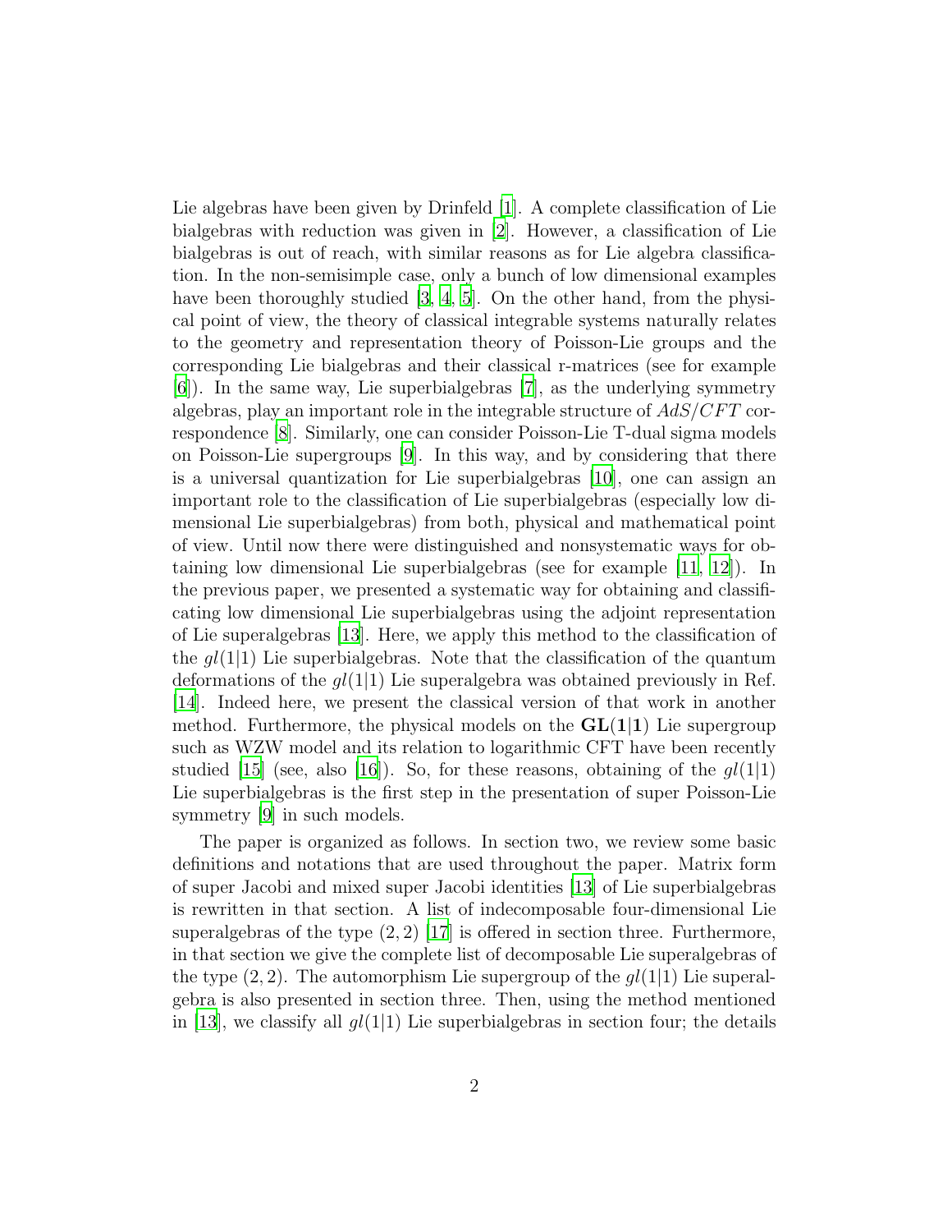Lie algebras have been given by Drinfeld [1]. A complete classification of Lie bialgebras with reduction was given in [2]. However, a classification of Lie bialgebras is out of reach, with similar reasons as for Lie algebra classification. In the non-semisimple case, only a bunch of low dimensional examples have been thoroughly studied [3, 4, 5]. On the other hand, from the physical point of view, the theory of classical integrable systems naturally relates to the geometry and representation theory of Poisson-Lie groups and the corresponding Lie bialgebras and their classical r-matrices (see for example [6]). In the same way, Lie superbialgebras [7], as the underlying symmetry algebras, play an important role in the integrable structure of $AdS/CFT$ correspondence [8]. Similarly, one can consider Poisson-Lie T-dual sigma models on Poisson-Lie supergroups [9]. In this way, and by considering that there is a universal quantization for Lie superbialgebras [10], one can assign an important role to the classification of Lie superbialgebras (especially low dimensional Lie superbialgebras) from both, physical and mathematical point of view. Until now there were distinguished and nonsystematic ways for obtaining low dimensional Lie superbialgebras (see for example [11, 12]). In the previous paper, we presented a systematic way for obtaining and classificating low dimensional Lie superbialgebras using the adjoint representation of Lie superalgebras [13]. Here, we apply this method to the classification of the $gl(1|1)$ Lie superbialgebras. Note that the classification of the quantum deformations of the $gl(1|1)$ Lie superalgebra was obtained previously in Ref. [14]. Indeed here, we present the classical version of that work in another method. Furthermore, the physical models on the $\mathbf{GL(1|1)}$ Lie supergroup such as WZW model and its relation to logarithmic CFT have been recently studied [15] (see, also [16]). So, for these reasons, obtaining of the $gl(1|1)$ Lie superbialgebras is the first step in the presentation of super Poisson-Lie symmetry [9] in such models.

The paper is organized as follows. In section two, we review some basic definitions and notations that are used throughout the paper. Matrix form of super Jacobi and mixed super Jacobi identities [13] of Lie superbialgebras is rewritten in that section. A list of indecomposable four-dimensional Lie superalgebras of the type $(2, 2)$ [17] is offered in section three. Furthermore, in that section we give the complete list of decomposable Lie superalgebras of the type $(2, 2)$. The automorphism Lie supergroup of the $gl(1|1)$ Lie superalgebra is also presented in section three. Then, using the method mentioned in [13], we classify all $gl(1|1)$ Lie superbialgebras in section four; the details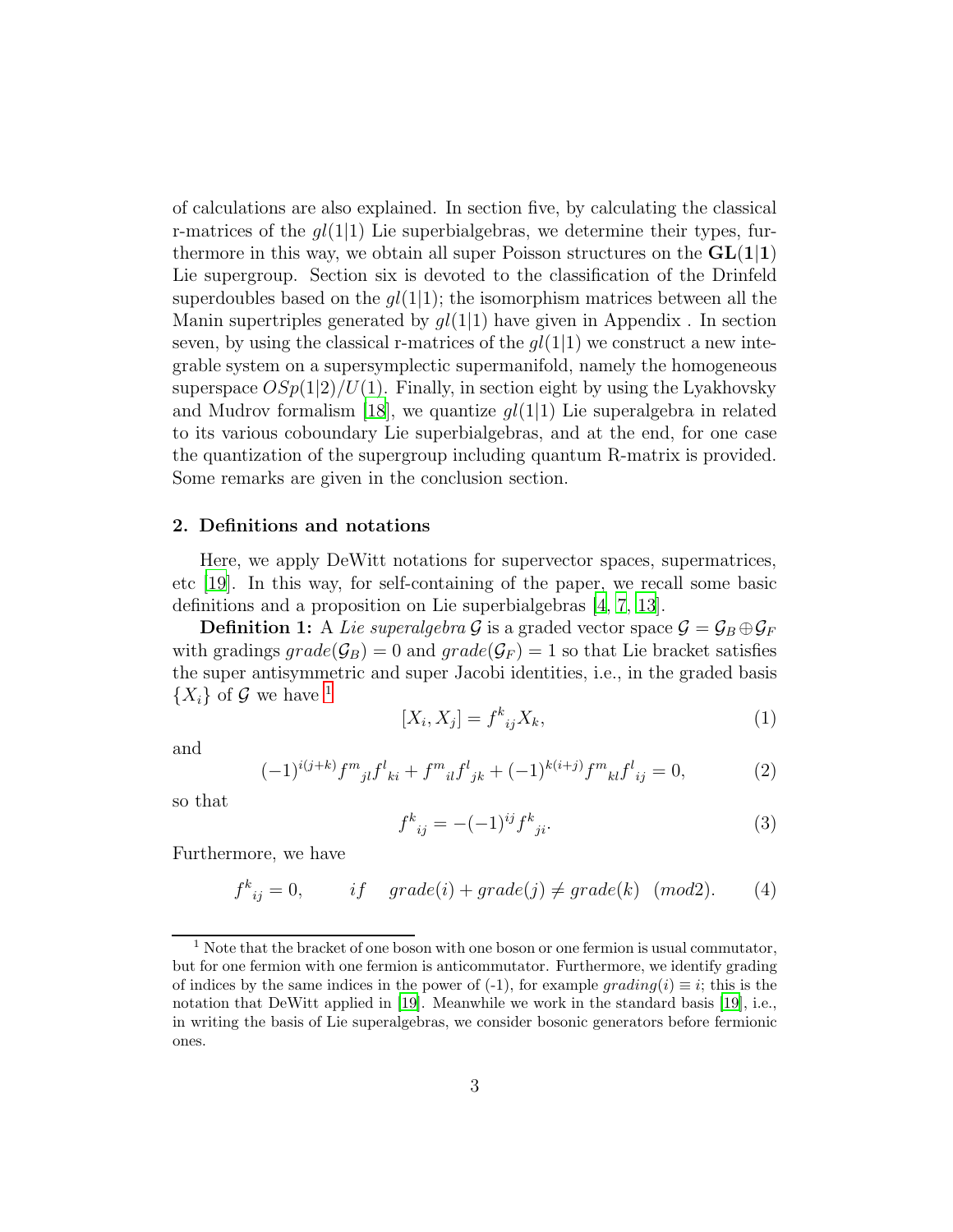of calculations are also explained. In section five, by calculating the classical r-matrices of the $gl(1|1)$ Lie superbialgebras, we determine their types, furthermore in this way, we obtain all super Poisson structures on the $\mathbf{GL(1|1)}$ Lie supergroup. Section six is devoted to the classification of the Drinfeld superdoubles based on the $gl(1|1)$; the isomorphism matrices between all the Manin supertriples generated by $gl(1|1)$ have given in Appendix . In section seven, by using the classical r-matrices of the $gl(1|1)$ we construct a new integrable system on a supersymplectic supermanifold, namely the homogeneous superspace $OSp(1|2)/U(1)$. Finally, in section eight by using the Lyakhovsky and Mudrov formalism [18], we quantize $gl(1|1)$ Lie superalgebra in related to its various coboundary Lie superbialgebras, and at the end, for one case the quantization of the supergroup including quantum R-matrix is provided. Some remarks are given in the conclusion section.

## 2. Definitions and notations

Here, we apply DeWitt notations for supervector spaces, supermatrices, etc [19]. In this way, for self-containing of the paper, we recall some basic definitions and a proposition on Lie superbialgebras [4, 7, 13].

**Definition 1:** A *Lie superalgebra* $\mathcal{G}$ is a graded vector space $\mathcal{G} = \mathcal{G}_B \oplus \mathcal{G}_F$ with gradings $grade(\mathcal{G}_B) = 0$ and $grade(\mathcal{G}_F) = 1$ so that Lie bracket satisfies the super antisymmetric and super Jacobi identities, i.e., in the graded basis $\{X_i\}$ of $\mathcal{G}$ we have [1]

$$[X_i, X_j] = f^k{}_{ij} X_k, \tag{1}$$

and

$$(-1)^{i(j+k)} f^m{}_{jl} f^l{}_{ki} + f^m{}_{il} f^l{}_{jk} + (-1)^{k(i+j)} f^m{}_{kl} f^l{}_{ij} = 0, \tag{2}$$

so that

$$f^k{}_{ij} = -(-1)^{ij} f^k{}_{ji}. \tag{3}$$

Furthermore, we have

$$f^k{}_{ij} = 0, \qquad if \quad grade(i) + grade(j) \neq grade(k) \ \ (mod 2). \tag{4}$$

[1] Note that the bracket of one boson with one boson or one fermion is usual commutator, but for one fermion with one fermion is anticommutator. Furthermore, we identify grading of indices by the same indices in the power of (-1), for example $grading(i) \equiv i$; this is the notation that DeWitt applied in [19]. Meanwhile we work in the standard basis [19], i.e., in writing the basis of Lie superalgebras, we consider bosonic generators before fermionic ones.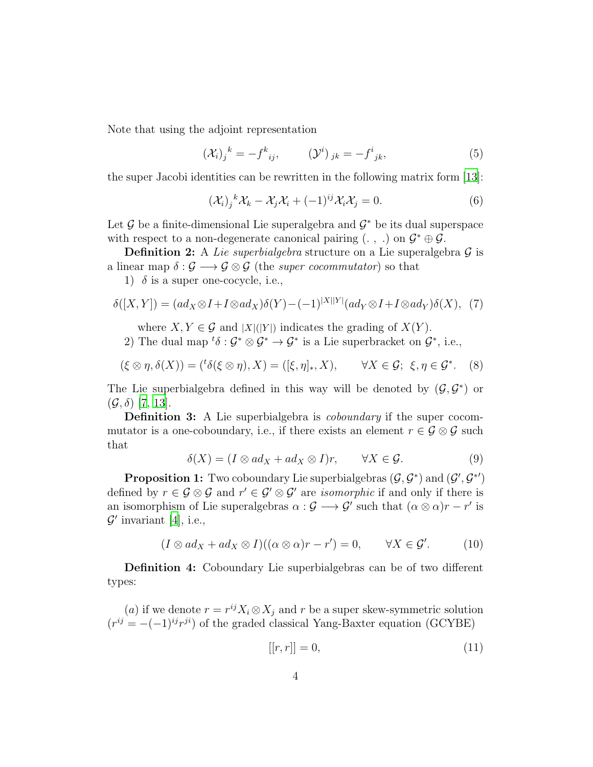Note that using the adjoint representation

$$(\mathcal{X}_i)_j^{\ k} = -f^k_{\ ij}, \qquad (\mathcal{Y}^i)_{\ jk} = -f^i_{\ jk}, \tag{5}$$

the super Jacobi identities can be rewritten in the following matrix form [13]:

$$(\mathcal{X}_i)_j^{\ k}\mathcal{X}_k - \mathcal{X}_j\mathcal{X}_i + (-1)^{ij}\mathcal{X}_i\mathcal{X}_j = 0. \tag{6}$$

Let $\mathcal{G}$ be a finite-dimensional Lie superalgebra and $\mathcal{G}^*$ be its dual superspace with respect to a non-degenerate canonical pairing $(.\ ,\ .)$ on $\mathcal{G}^* \oplus \mathcal{G}$.

**Definition 2:** A *Lie superbialgebra* structure on a Lie superalgebra $\mathcal{G}$ is a linear map $\delta : \mathcal{G} \longrightarrow \mathcal{G} \otimes \mathcal{G}$ (the *super cocommutator*) so that

1) $\delta$ is a super one-cocycle, i.e.,

$$\delta([X,Y]) = (ad_X \otimes I + I \otimes ad_X)\delta(Y) - (-1)^{|X||Y|}(ad_Y \otimes I + I \otimes ad_Y)\delta(X), \tag{7}$$

where $X, Y \in \mathcal{G}$ and $|X|(|Y|)$ indicates the grading of $X(Y)$.

2) The dual map ${}^t\delta : \mathcal{G}^* \otimes \mathcal{G}^* \to \mathcal{G}^*$ is a Lie superbracket on $\mathcal{G}^*$, i.e.,

$$(\xi \otimes \eta, \delta(X)) = ({}^t\delta(\xi \otimes \eta), X) = ([\xi, \eta]_*, X), \qquad \forall X \in \mathcal{G};\ \xi, \eta \in \mathcal{G}^*. \tag{8}$$

The Lie superbialgebra defined in this way will be denoted by $(\mathcal{G}, \mathcal{G}^*)$ or $(\mathcal{G}, \delta)$ [7, 13].

**Definition 3:** A Lie superbialgebra is *coboundary* if the super cocommutator is a one-coboundary, i.e., if there exists an element $r \in \mathcal{G} \otimes \mathcal{G}$ such that

$$\delta(X) = (I \otimes ad_X + ad_X \otimes I)r, \qquad \forall X \in \mathcal{G}. \tag{9}$$

**Proposition 1:** Two coboundary Lie superbialgebras $(\mathcal{G}, \mathcal{G}^*)$ and $(\mathcal{G}', \mathcal{G}^{*\prime})$ defined by $r \in \mathcal{G} \otimes \mathcal{G}$ and $r' \in \mathcal{G}' \otimes \mathcal{G}'$ are *isomorphic* if and only if there is an isomorphism of Lie superalgebras $\alpha : \mathcal{G} \longrightarrow \mathcal{G}'$ such that $(\alpha \otimes \alpha)r - r'$ is $\mathcal{G}'$ invariant [4], i.e.,

$$(I \otimes ad_X + ad_X \otimes I)((\alpha \otimes \alpha)r - r') = 0, \qquad \forall X \in \mathcal{G}'. \tag{10}$$

**Definition 4:** Coboundary Lie superbialgebras can be of two different types:

$(a)$ if we denote $r = r^{ij} X_i \otimes X_j$ and $r$ be a super skew-symmetric solution $(r^{ij} = -(-1)^{ij} r^{ji})$ of the graded classical Yang-Baxter equation (GCYBE)

$$[[r, r]] = 0, \tag{11}$$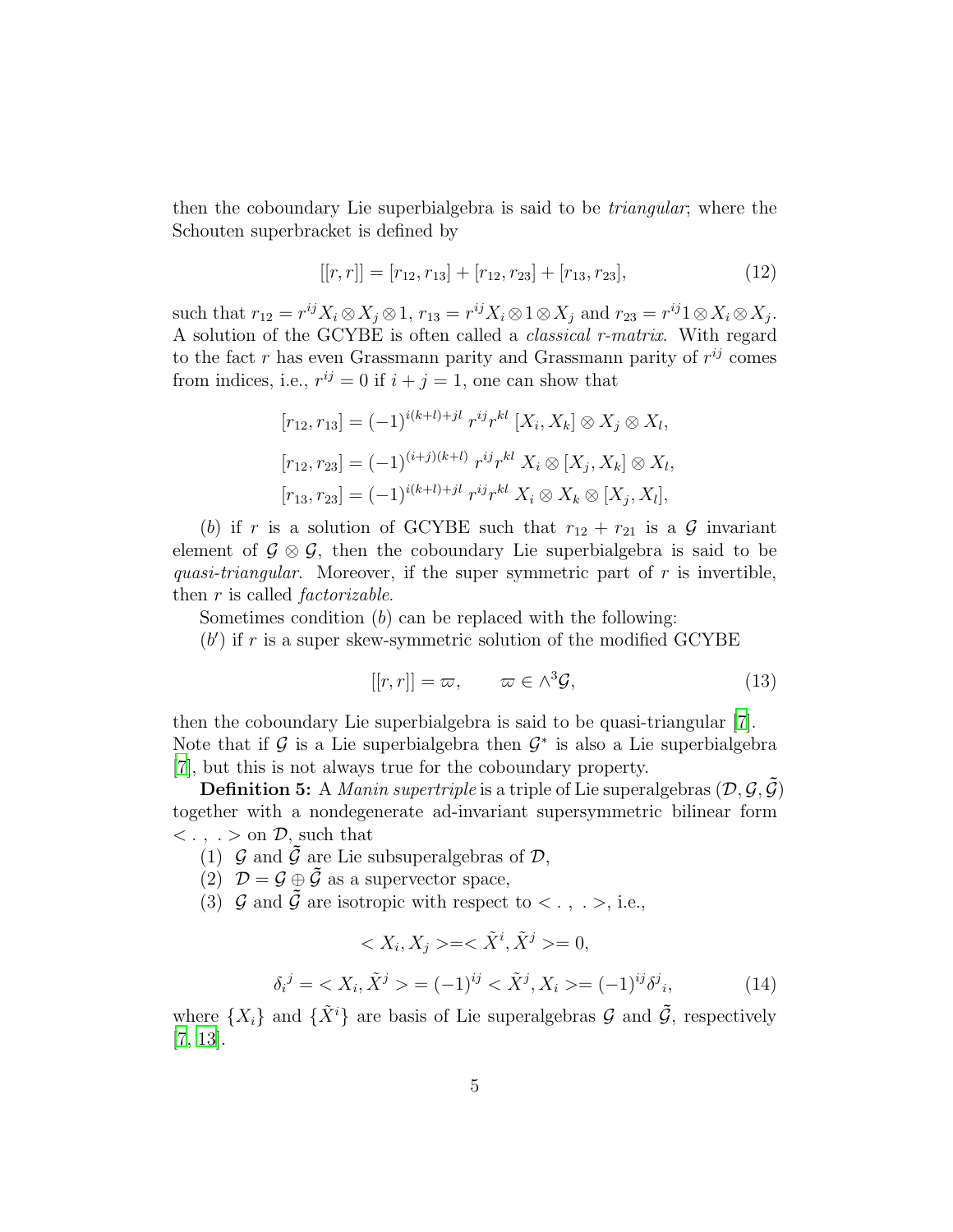then the coboundary Lie superbialgebra is said to be *triangular*; where the Schouten superbracket is defined by

$$[[r, r]] = [r_{12}, r_{13}] + [r_{12}, r_{23}] + [r_{13}, r_{23}], \tag{12}$$

such that $r_{12} = r^{ij} X_i \otimes X_j \otimes 1$, $r_{13} = r^{ij} X_i \otimes 1 \otimes X_j$ and $r_{23} = r^{ij} 1 \otimes X_i \otimes X_j$. A solution of the GCYBE is often called a *classical r-matrix*. With regard to the fact $r$ has even Grassmann parity and Grassmann parity of $r^{ij}$ comes from indices, i.e., $r^{ij} = 0$ if $i + j = 1$, one can show that

$$[r_{12}, r_{13}] = (-1)^{i(k+l)+jl}\ r^{ij} r^{kl}\ [X_i, X_k] \otimes X_j \otimes X_l,$$

$$[r_{12}, r_{23}] = (-1)^{(i+j)(k+l)}\ r^{ij} r^{kl}\ X_i \otimes [X_j, X_k] \otimes X_l,$$

$$[r_{13}, r_{23}] = (-1)^{i(k+l)+jl}\ r^{ij} r^{kl}\ X_i \otimes X_k \otimes [X_j, X_l],$$

($b$) if $r$ is a solution of GCYBE such that $r_{12} + r_{21}$ is a $\mathcal{G}$ invariant element of $\mathcal{G} \otimes \mathcal{G}$, then the coboundary Lie superbialgebra is said to be *quasi-triangular*. Moreover, if the super symmetric part of $r$ is invertible, then $r$ is called *factorizable*.

Sometimes condition ($b$) can be replaced with the following:

($b'$) if $r$ is a super skew-symmetric solution of the modified GCYBE

$$[[r, r]] = \varpi, \qquad \varpi \in \wedge^3 \mathcal{G}, \tag{13}$$

then the coboundary Lie superbialgebra is said to be quasi-triangular [7]. Note that if $\mathcal{G}$ is a Lie superbialgebra then $\mathcal{G}^*$ is also a Lie superbialgebra [7], but this is not always true for the coboundary property.

**Definition 5:** A *Manin supertriple* is a triple of Lie superalgebras $(\mathcal{D}, \mathcal{G}, \tilde{\mathcal{G}})$ together with a nondegenerate ad-invariant supersymmetric bilinear form $< . \,,\, . >$ on $\mathcal{D}$, such that

(1) $\mathcal{G}$ and $\tilde{\mathcal{G}}$ are Lie subsuperalgebras of $\mathcal{D}$,

(2) $\mathcal{D} = \mathcal{G} \oplus \tilde{\mathcal{G}}$ as a supervector space,

(3) $\mathcal{G}$ and $\tilde{\mathcal{G}}$ are isotropic with respect to $< . \,,\, . >$, i.e.,

$$< X_i, X_j > = < \tilde{X}^i, \tilde{X}^j > = 0,$$

$$\delta_i{}^j = < X_i, \tilde{X}^j > = (-1)^{ij} < \tilde{X}^j, X_i > = (-1)^{ij} \delta^j{}_i, \tag{14}$$

where $\{X_i\}$ and $\{\tilde{X}^i\}$ are basis of Lie superalgebras $\mathcal{G}$ and $\tilde{\mathcal{G}}$, respectively [7, 13].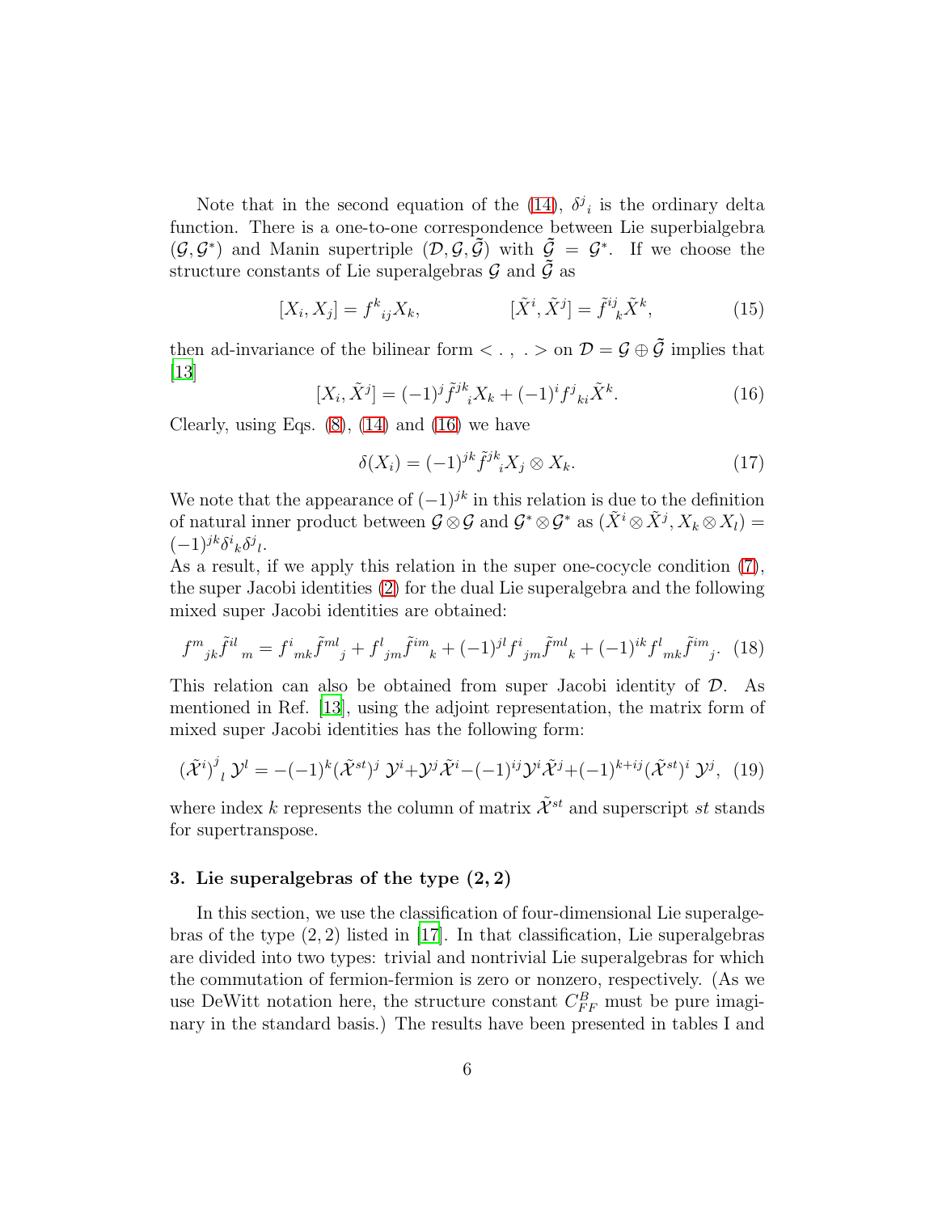Note that in the second equation of the (14), $\delta^j{}_i$ is the ordinary delta function. There is a one-to-one correspondence between Lie superbialgebra $(\mathcal{G}, \mathcal{G}^*)$ and Manin supertriple $(\mathcal{D}, \mathcal{G}, \tilde{\mathcal{G}})$ with $\tilde{\mathcal{G}} = \mathcal{G}^*$. If we choose the structure constants of Lie superalgebras $\mathcal{G}$ and $\tilde{\mathcal{G}}$ as

$$[X_i, X_j] = f^k{}_{ij} X_k, \qquad\qquad [\tilde{X}^i, \tilde{X}^j] = \tilde{f}^{ij}{}_k \tilde{X}^k, \tag{15}$$

then ad-invariance of the bilinear form $< \, . \, , \, . >$ on $\mathcal{D} = \mathcal{G} \oplus \tilde{\mathcal{G}}$ implies that [13]

$$[X_i, \tilde{X}^j] = (-1)^j \tilde{f}^{jk}{}_i X_k + (-1)^i f^j{}_{ki} \tilde{X}^k. \tag{16}$$

Clearly, using Eqs. (8), (14) and (16) we have

$$\delta(X_i) = (-1)^{jk} \tilde{f}^{jk}{}_i X_j \otimes X_k. \tag{17}$$

We note that the appearance of $(-1)^{jk}$ in this relation is due to the definition of natural inner product between $\mathcal{G} \otimes \mathcal{G}$ and $\mathcal{G}^* \otimes \mathcal{G}^*$ as $(\tilde{X}^i \otimes \tilde{X}^j, X_k \otimes X_l) = (-1)^{jk} \delta^i{}_k \delta^j{}_l$.
As a result, if we apply this relation in the super one-cocycle condition (7), the super Jacobi identities (2) for the dual Lie superalgebra and the following mixed super Jacobi identities are obtained:

$$f^m{}_{jk} \tilde{f}^{il}{}_m = f^i{}_{mk} \tilde{f}^{ml}{}_j + f^l{}_{jm} \tilde{f}^{im}{}_k + (-1)^{jl} f^i{}_{jm} \tilde{f}^{ml}{}_k + (-1)^{ik} f^l{}_{mk} \tilde{f}^{im}{}_j. \tag{18}$$

This relation can also be obtained from super Jacobi identity of $\mathcal{D}$. As mentioned in Ref. [13], using the adjoint representation, the matrix form of mixed super Jacobi identities has the following form:

$$(\tilde{\mathcal{X}}^i)^j{}_l \, \mathcal{Y}^l = -(-1)^k (\tilde{\mathcal{X}}^{st})^j \, \mathcal{Y}^i + \mathcal{Y}^j \tilde{\mathcal{X}}^i - (-1)^{ij} \mathcal{Y}^i \tilde{\mathcal{X}}^j + (-1)^{k+ij} (\tilde{\mathcal{X}}^{st})^i \, \mathcal{Y}^j, \tag{19}$$

where index $k$ represents the column of matrix $\tilde{\mathcal{X}}^{st}$ and superscript $st$ stands for supertranspose.

### 3. Lie superalgebras of the type $(2, 2)$

In this section, we use the classification of four-dimensional Lie superalgebras of the type $(2, 2)$ listed in [17]. In that classification, Lie superalgebras are divided into two types: trivial and nontrivial Lie superalgebras for which the commutation of fermion-fermion is zero or nonzero, respectively. (As we use DeWitt notation here, the structure constant $C^B_{FF}$ must be pure imaginary in the standard basis.) The results have been presented in tables I and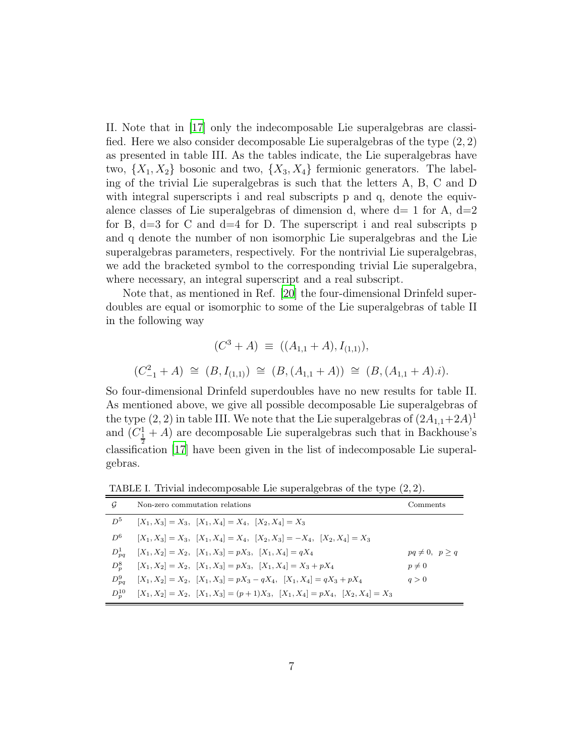II. Note that in [17] only the indecomposable Lie superalgebras are classified. Here we also consider decomposable Lie superalgebras of the type $(2,2)$ as presented in table III. As the tables indicate, the Lie superalgebras have two, $\{X_1, X_2\}$ bosonic and two, $\{X_3, X_4\}$ fermionic generators. The labeling of the trivial Lie superalgebras is such that the letters A, B, C and D with integral superscripts i and real subscripts p and q, denote the equivalence classes of Lie superalgebras of dimension d, where d= 1 for A, d=2 for B, d=3 for C and d=4 for D. The superscript i and real subscripts p and q denote the number of non isomorphic Lie superalgebras and the Lie superalgebras parameters, respectively. For the nontrivial Lie superalgebras, we add the bracketed symbol to the corresponding trivial Lie superalgebra, where necessary, an integral superscript and a real subscript.

Note that, as mentioned in Ref. [20] the four-dimensional Drinfeld superdoubles are equal or isomorphic to some of the Lie superalgebras of table II in the following way

$$(C^3 + A) \equiv ((A_{1,1} + A), I_{(1,1)}),$$

$$(C^2_{-1} + A) \cong (B, I_{(1,1)}) \cong (B, (A_{1,1} + A)) \cong (B, (A_{1,1} + A).i).$$

So four-dimensional Drinfeld superdoubles have no new results for table II. As mentioned above, we give all possible decomposable Lie superalgebras of the type $(2,2)$ in table III. We note that the Lie superalgebras of $(2A_{1,1}+2A)^1$ and $(C^1_{\frac{1}{2}} + A)$ are decomposable Lie superalgebras such that in Backhouse's classification [17] have been given in the list of indecomposable Lie superalgebras.

TABLE I. Trivial indecomposable Lie superalgebras of the type $(2,2)$.

| $\mathcal{G}$ | Non-zero commutation relations | Comments |
|---|---|---|
| $D^5$ | $[X_1, X_3] = X_3,\ [X_1, X_4] = X_4,\ [X_2, X_4] = X_3$ | |
| $D^6$ | $[X_1, X_3] = X_3,\ [X_1, X_4] = X_4,\ [X_2, X_3] = -X_4,\ [X_2, X_4] = X_3$ | |
| $D^1_{pq}$ | $[X_1, X_2] = X_2,\ [X_1, X_3] = pX_3,\ [X_1, X_4] = qX_4$ | $pq \neq 0,\ p \geq q$ |
| $D^8_p$ | $[X_1, X_2] = X_2,\ [X_1, X_3] = pX_3,\ [X_1, X_4] = X_3 + pX_4$ | $p \neq 0$ |
| $D^9_{pq}$ | $[X_1, X_2] = X_2,\ [X_1, X_3] = pX_3 - qX_4,\ [X_1, X_4] = qX_3 + pX_4$ | $q > 0$ |
| $D^{10}_p$ | $[X_1, X_2] = X_2,\ [X_1, X_3] = (p+1)X_3,\ [X_1, X_4] = pX_4,\ [X_2, X_4] = X_3$ | |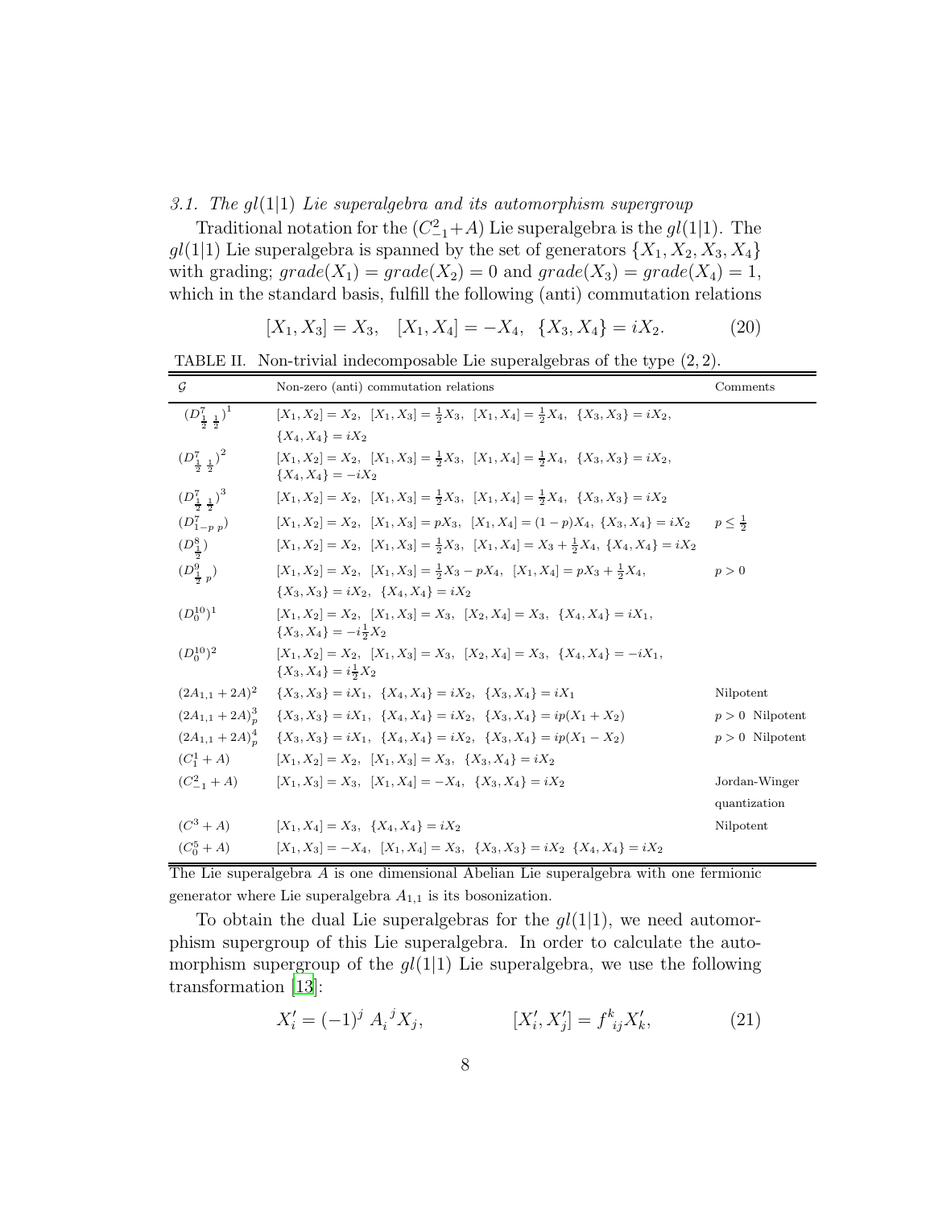*3.1. The $gl(1|1)$ Lie superalgebra and its automorphism supergroup*

Traditional notation for the $(C^2_{-1}+A)$ Lie superalgebra is the $gl(1|1)$. The $gl(1|1)$ Lie superalgebra is spanned by the set of generators $\{X_1, X_2, X_3, X_4\}$ with grading; $grade(X_1) = grade(X_2) = 0$ and $grade(X_3) = grade(X_4) = 1$, which in the standard basis, fulfill the following (anti) commutation relations

$$[X_1, X_3] = X_3, \quad [X_1, X_4] = -X_4, \quad \{X_3, X_4\} = iX_2. \tag{20}$$

TABLE II. Non-trivial indecomposable Lie superalgebras of the type $(2, 2)$.

| $\mathcal{G}$ | Non-zero (anti) commutation relations | Comments |
|---|---|---|
| $(D^7_{\frac{1}{2}\,\frac{1}{2}})^1$ | $[X_1, X_2] = X_2,\ [X_1, X_3] = \frac{1}{2}X_3,\ [X_1, X_4] = \frac{1}{2}X_4,\ \{X_3, X_3\} = iX_2,$ $\{X_4, X_4\} = iX_2$ | |
| $(D^7_{\frac{1}{2}\,\frac{1}{2}})^2$ | $[X_1, X_2] = X_2,\ [X_1, X_3] = \frac{1}{2}X_3,\ [X_1, X_4] = \frac{1}{2}X_4,\ \{X_3, X_3\} = iX_2,$ $\{X_4, X_4\} = -iX_2$ | |
| $(D^7_{\frac{1}{2}\,\frac{1}{2}})^3$ | $[X_1, X_2] = X_2,\ [X_1, X_3] = \frac{1}{2}X_3,\ [X_1, X_4] = \frac{1}{2}X_4,\ \{X_3, X_3\} = iX_2$ | |
| $(D^7_{1-p\ p})$ | $[X_1, X_2] = X_2,\ [X_1, X_3] = pX_3,\ [X_1, X_4] = (1-p)X_4,\ \{X_3, X_4\} = iX_2$ | $p \leq \frac{1}{2}$ |
| $(D^8_{\frac{1}{2}})$ | $[X_1, X_2] = X_2,\ [X_1, X_3] = \frac{1}{2}X_3,\ [X_1, X_4] = X_3 + \frac{1}{2}X_4,\ \{X_4, X_4\} = iX_2$ | |
| $(D^9_{\frac{1}{2}\ p})$ | $[X_1, X_2] = X_2,\ [X_1, X_3] = \frac{1}{2}X_3 - pX_4,\ [X_1, X_4] = pX_3 + \frac{1}{2}X_4,$ $\{X_3, X_3\} = iX_2,\ \{X_4, X_4\} = iX_2$ | $p > 0$ |
| $(D^{10}_0)^1$ | $[X_1, X_2] = X_2,\ [X_1, X_3] = X_3,\ [X_2, X_4] = X_3,\ \{X_4, X_4\} = iX_1,$ $\{X_3, X_4\} = -i\frac{1}{2}X_2$ | |
| $(D^{10}_0)^2$ | $[X_1, X_2] = X_2,\ [X_1, X_3] = X_3,\ [X_2, X_4] = X_3,\ \{X_4, X_4\} = -iX_1,$ $\{X_3, X_4\} = i\frac{1}{2}X_2$ | |
| $(2A_{1,1} + 2A)^2$ | $\{X_3, X_3\} = iX_1,\ \{X_4, X_4\} = iX_2,\ \{X_3, X_4\} = iX_1$ | Nilpotent |
| $(2A_{1,1} + 2A)^3_p$ | $\{X_3, X_3\} = iX_1,\ \{X_4, X_4\} = iX_2,\ \{X_3, X_4\} = ip(X_1 + X_2)$ | $p > 0$ Nilpotent |
| $(2A_{1,1} + 2A)^4_p$ | $\{X_3, X_3\} = iX_1,\ \{X_4, X_4\} = iX_2,\ \{X_3, X_4\} = ip(X_1 - X_2)$ | $p > 0$ Nilpotent |
| $(C^1_1 + A)$ | $[X_1, X_2] = X_2,\ [X_1, X_3] = X_3,\ \{X_3, X_4\} = iX_2$ | |
| $(C^2_{-1} + A)$ | $[X_1, X_3] = X_3,\ [X_1, X_4] = -X_4,\ \{X_3, X_4\} = iX_2$ | Jordan-Winger quantization |
| $(C^3 + A)$ | $[X_1, X_4] = X_3,\ \{X_4, X_4\} = iX_2$ | Nilpotent |
| $(C^5_0 + A)$ | $[X_1, X_3] = -X_4,\ [X_1, X_4] = X_3,\ \{X_3, X_3\} = iX_2\ \ \{X_4, X_4\} = iX_2$ | |

The Lie superalgebra $A$ is one dimensional Abelian Lie superalgebra with one fermionic generator where Lie superalgebra $A_{1,1}$ is its bosonization.

To obtain the dual Lie superalgebras for the $gl(1|1)$, we need automorphism supergroup of this Lie superalgebra. In order to calculate the automorphism supergroup of the $gl(1|1)$ Lie superalgebra, we use the following transformation [13]:

$$X'_i = (-1)^j\ A_i{}^j X_j, \qquad\qquad [X'_i, X'_j] = f^k{}_{ij} X'_k, \tag{21}$$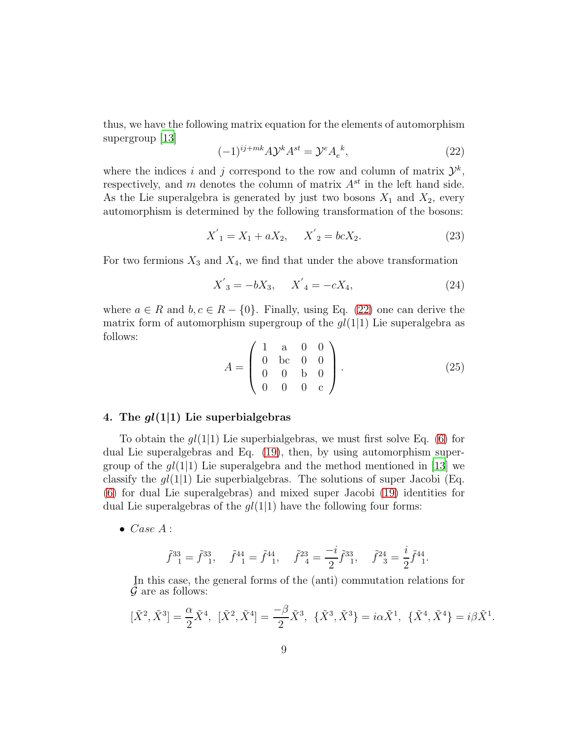thus, we have the following matrix equation for the elements of automorphism supergroup [13]

$$(-1)^{ij+mk} A \mathcal{Y}^k A^{st} = \mathcal{Y}^e {A_e}^k, \tag{22}$$

where the indices $i$ and $j$ correspond to the row and column of matrix $\mathcal{Y}^k$, respectively, and $m$ denotes the column of matrix $A^{st}$ in the left hand side. As the Lie superalgebra is generated by just two bosons $X_1$ and $X_2$, every automorphism is determined by the following transformation of the bosons:

$$X^{'}_{\ 1} = X_1 + aX_2, \qquad X^{'}_{\ 2} = bcX_2. \tag{23}$$

For two fermions $X_3$ and $X_4$, we find that under the above transformation

$$X^{'}_{\ 3} = -bX_3, \qquad X^{'}_{\ 4} = -cX_4, \tag{24}$$

where $a \in R$ and $b, c \in R - \{0\}$. Finally, using Eq. (22) one can derive the matrix form of automorphism supergroup of the $gl(1|1)$ Lie superalgebra as follows:

$$A = \left( \begin{array}{cccc} 1 & \mathrm{a} & 0 & 0 \\ 0 & \mathrm{bc} & 0 & 0 \\ 0 & 0 & \mathrm{b} & 0 \\ 0 & 0 & 0 & \mathrm{c} \end{array} \right). \tag{25}$$

## 4. The $gl(1|1)$ Lie superbialgebras

To obtain the $gl(1|1)$ Lie superbialgebras, we must first solve Eq. (6) for dual Lie superalgebras and Eq. (19), then, by using automorphism supergroup of the $gl(1|1)$ Lie superalgebra and the method mentioned in [13] we classify the $gl(1|1)$ Lie superbialgebras. The solutions of super Jacobi (Eq. (6) for dual Lie superalgebras) and mixed super Jacobi (19) identities for dual Lie superalgebras of the $gl(1|1)$ have the following four forms:

- *Case A* :

$$\tilde{f}^{33}_{\ \ 1} = \tilde{f}^{33}_{\ \ 1}, \qquad \tilde{f}^{44}_{\ \ 1} = \tilde{f}^{44}_{\ \ 1}, \qquad \tilde{f}^{23}_{\ \ 4} = \frac{-i}{2}\tilde{f}^{33}_{\ \ 1}, \qquad \tilde{f}^{24}_{\ \ 3} = \frac{i}{2}\tilde{f}^{44}_{\ \ 1}.$$

In this case, the general forms of the (anti) commutation relations for $\tilde{\mathcal{G}}$ are as follows:

$$[\tilde{X}^2, \tilde{X}^3] = \frac{\alpha}{2}\tilde{X}^4, \;\; [\tilde{X}^2, \tilde{X}^4] = \frac{-\beta}{2}\tilde{X}^3, \;\; \{\tilde{X}^3, \tilde{X}^3\} = i\alpha\tilde{X}^1, \;\; \{\tilde{X}^4, \tilde{X}^4\} = i\beta\tilde{X}^1.$$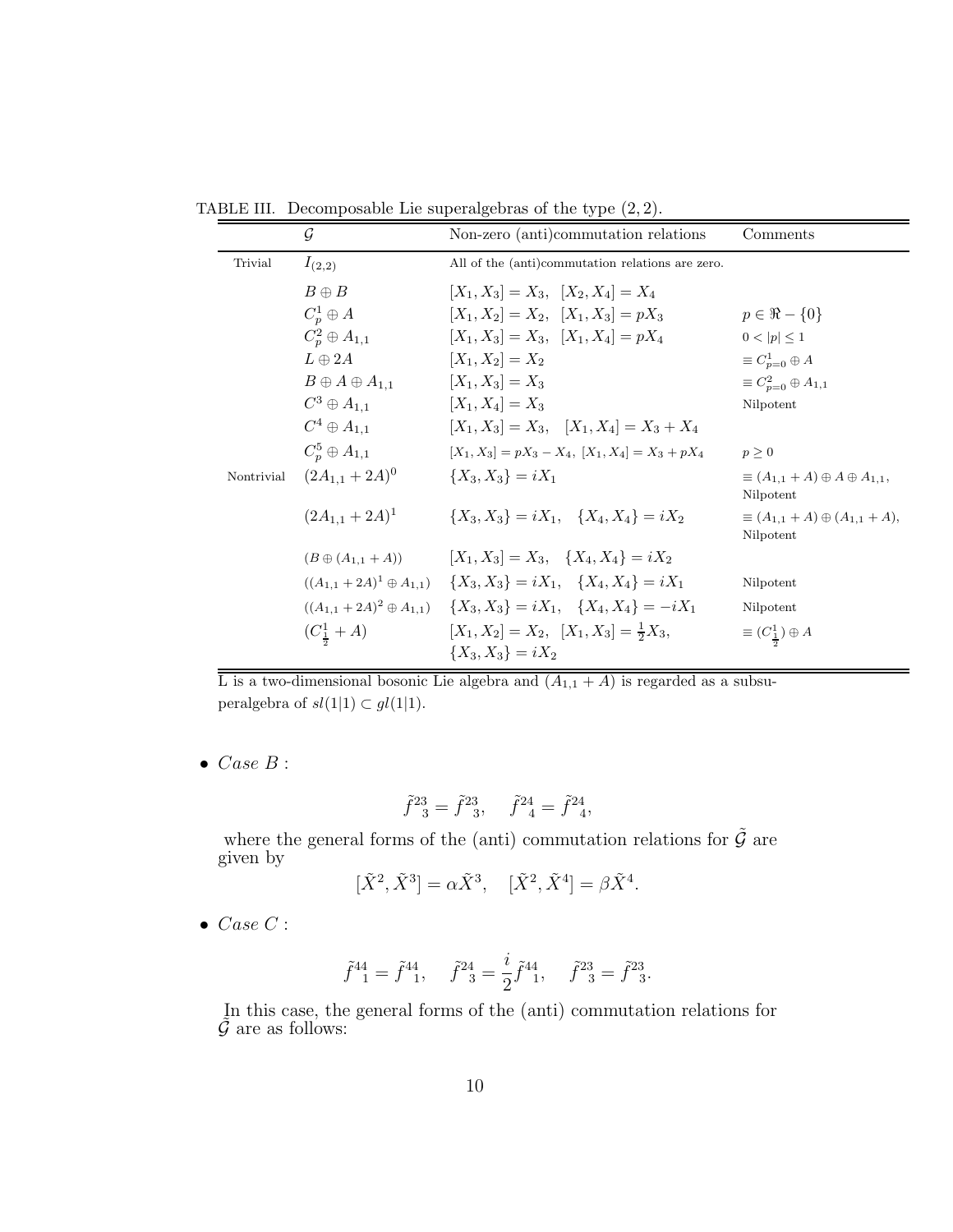TABLE III. Decomposable Lie superalgebras of the type $(2,2)$.

| | $\mathcal{G}$ | Non-zero (anti)commutation relations | Comments |
|---|---|---|---|
| Trivial | $I_{(2,2)}$ | All of the (anti)commutation relations are zero. | |
| | $B \oplus B$ | $[X_1, X_3] = X_3, \;\; [X_2, X_4] = X_4$ | |
| | $C_p^1 \oplus A$ | $[X_1, X_2] = X_2, \;\; [X_1, X_3] = pX_3$ | $p \in \Re - \{0\}$ |
| | $C_p^2 \oplus A_{1,1}$ | $[X_1, X_3] = X_3, \;\; [X_1, X_4] = pX_4$ | $0 < \lvert p \rvert \leq 1$ |
| | $L \oplus 2A$ | $[X_1, X_2] = X_2$ | $\equiv C^1_{p=0} \oplus A$ |
| | $B \oplus A \oplus A_{1,1}$ | $[X_1, X_3] = X_3$ | $\equiv C^2_{p=0} \oplus A_{1,1}$ |
| | $C^3 \oplus A_{1,1}$ | $[X_1, X_4] = X_3$ | Nilpotent |
| | $C^4 \oplus A_{1,1}$ | $[X_1, X_3] = X_3, \quad [X_1, X_4] = X_3 + X_4$ | |
| | $C_p^5 \oplus A_{1,1}$ | $[X_1, X_3] = pX_3 - X_4, \; [X_1, X_4] = X_3 + pX_4$ | $p \geq 0$ |
| Nontrivial | $(2A_{1,1} + 2A)^0$ | $\{X_3, X_3\} = iX_1$ | $\equiv (A_{1,1} + A) \oplus A \oplus A_{1,1}$, Nilpotent |
| | $(2A_{1,1} + 2A)^1$ | $\{X_3, X_3\} = iX_1, \quad \{X_4, X_4\} = iX_2$ | $\equiv (A_{1,1} + A) \oplus (A_{1,1} + A)$, Nilpotent |
| | $(B \oplus (A_{1,1} + A))$ | $[X_1, X_3] = X_3, \quad \{X_4, X_4\} = iX_2$ | |
| | $((A_{1,1} + 2A)^1 \oplus A_{1,1})$ | $\{X_3, X_3\} = iX_1, \quad \{X_4, X_4\} = iX_1$ | Nilpotent |
| | $((A_{1,1} + 2A)^2 \oplus A_{1,1})$ | $\{X_3, X_3\} = iX_1, \quad \{X_4, X_4\} = -iX_1$ | Nilpotent |
| | $(C^1_{\frac{1}{2}} + A)$ | $[X_1, X_2] = X_2, \;\; [X_1, X_3] = \frac{1}{2}X_3$, $\{X_3, X_3\} = iX_2$ | $\equiv (C^1_{\frac{1}{2}}) \oplus A$ |

L is a two-dimensional bosonic Lie algebra and $(A_{1,1} + A)$ is regarded as a subsuperalgebra of $sl(1|1) \subset gl(1|1)$.

- *Case B* :

$$\tilde{f}^{23}{}_{3} = \tilde{f}^{23}{}_{3}, \quad \tilde{f}^{24}{}_{4} = \tilde{f}^{24}{}_{4},$$

where the general forms of the (anti) commutation relations for $\tilde{\mathcal{G}}$ are given by

$$[\tilde{X}^2, \tilde{X}^3] = \alpha \tilde{X}^3, \quad [\tilde{X}^2, \tilde{X}^4] = \beta \tilde{X}^4.$$

- *Case C* :

$$\tilde{f}^{44}{}_{1} = \tilde{f}^{44}{}_{1}, \quad \tilde{f}^{24}{}_{3} = \frac{i}{2}\tilde{f}^{44}{}_{1}, \quad \tilde{f}^{23}{}_{3} = \tilde{f}^{23}{}_{3}.$$

In this case, the general forms of the (anti) commutation relations for $\tilde{\mathcal{G}}$ are as follows: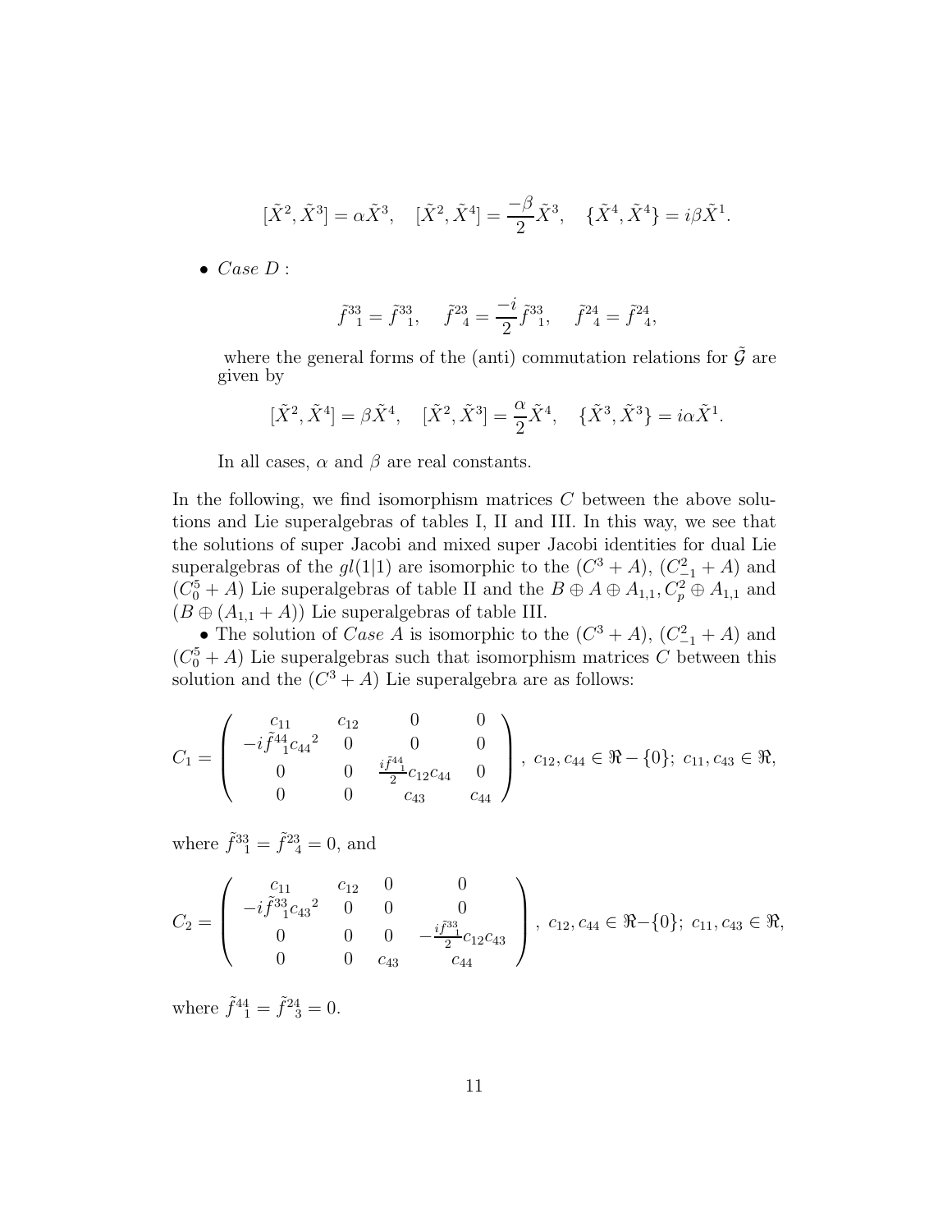$$[\tilde{X}^2, \tilde{X}^3] = \alpha \tilde{X}^3, \quad [\tilde{X}^2, \tilde{X}^4] = \frac{-\beta}{2} \tilde{X}^3, \quad \{\tilde{X}^4, \tilde{X}^4\} = i\beta \tilde{X}^1.$$

- *Case D* :

$$\tilde{f}^{33}{}_1 = \tilde{f}^{33}{}_1, \quad \tilde{f}^{23}{}_4 = \frac{-i}{2} \tilde{f}^{33}{}_1, \quad \tilde{f}^{24}{}_4 = \tilde{f}^{24}{}_4,$$

 where the general forms of the (anti) commutation relations for $\tilde{\mathcal{G}}$ are given by

$$[\tilde{X}^2, \tilde{X}^4] = \beta \tilde{X}^4, \quad [\tilde{X}^2, \tilde{X}^3] = \frac{\alpha}{2} \tilde{X}^4, \quad \{\tilde{X}^3, \tilde{X}^3\} = i\alpha \tilde{X}^1.$$

 In all cases, $\alpha$ and $\beta$ are real constants.

In the following, we find isomorphism matrices $C$ between the above solutions and Lie superalgebras of tables I, II and III. In this way, we see that the solutions of super Jacobi and mixed super Jacobi identities for dual Lie superalgebras of the $gl(1|1)$ are isomorphic to the $(C^3 + A)$, $(C^2_{-1} + A)$ and $(C^5_0 + A)$ Lie superalgebras of table II and the $B \oplus A \oplus A_{1,1}, C^2_p \oplus A_{1,1}$ and $(B \oplus (A_{1,1} + A))$ Lie superalgebras of table III.

• The solution of *Case A* is isomorphic to the $(C^3 + A)$, $(C^2_{-1} + A)$ and $(C^5_0 + A)$ Lie superalgebras such that isomorphism matrices $C$ between this solution and the $(C^3 + A)$ Lie superalgebra are as follows:

$$C_1 = \begin{pmatrix} c_{11} & c_{12} & 0 & 0 \\ -i\tilde{f}^{44}{}_1 {c_{44}}^2 & 0 & 0 & 0 \\ 0 & 0 & \frac{i\tilde{f}^{44}{}_1}{2} c_{12} c_{44} & 0 \\ 0 & 0 & c_{43} & c_{44} \end{pmatrix}, \; c_{12}, c_{44} \in \Re - \{0\}; \; c_{11}, c_{43} \in \Re,$$

where $\tilde{f}^{33}{}_1 = \tilde{f}^{23}{}_4 = 0$, and

$$C_2 = \begin{pmatrix} c_{11} & c_{12} & 0 & 0 \\ -i\tilde{f}^{33}{}_1 {c_{43}}^2 & 0 & 0 & 0 \\ 0 & 0 & 0 & -\frac{i\tilde{f}^{33}{}_1}{2} c_{12} c_{43} \\ 0 & 0 & c_{43} & c_{44} \end{pmatrix}, \; c_{12}, c_{44} \in \Re - \{0\}; \; c_{11}, c_{43} \in \Re,$$

where $\tilde{f}^{44}{}_1 = \tilde{f}^{24}{}_3 = 0$.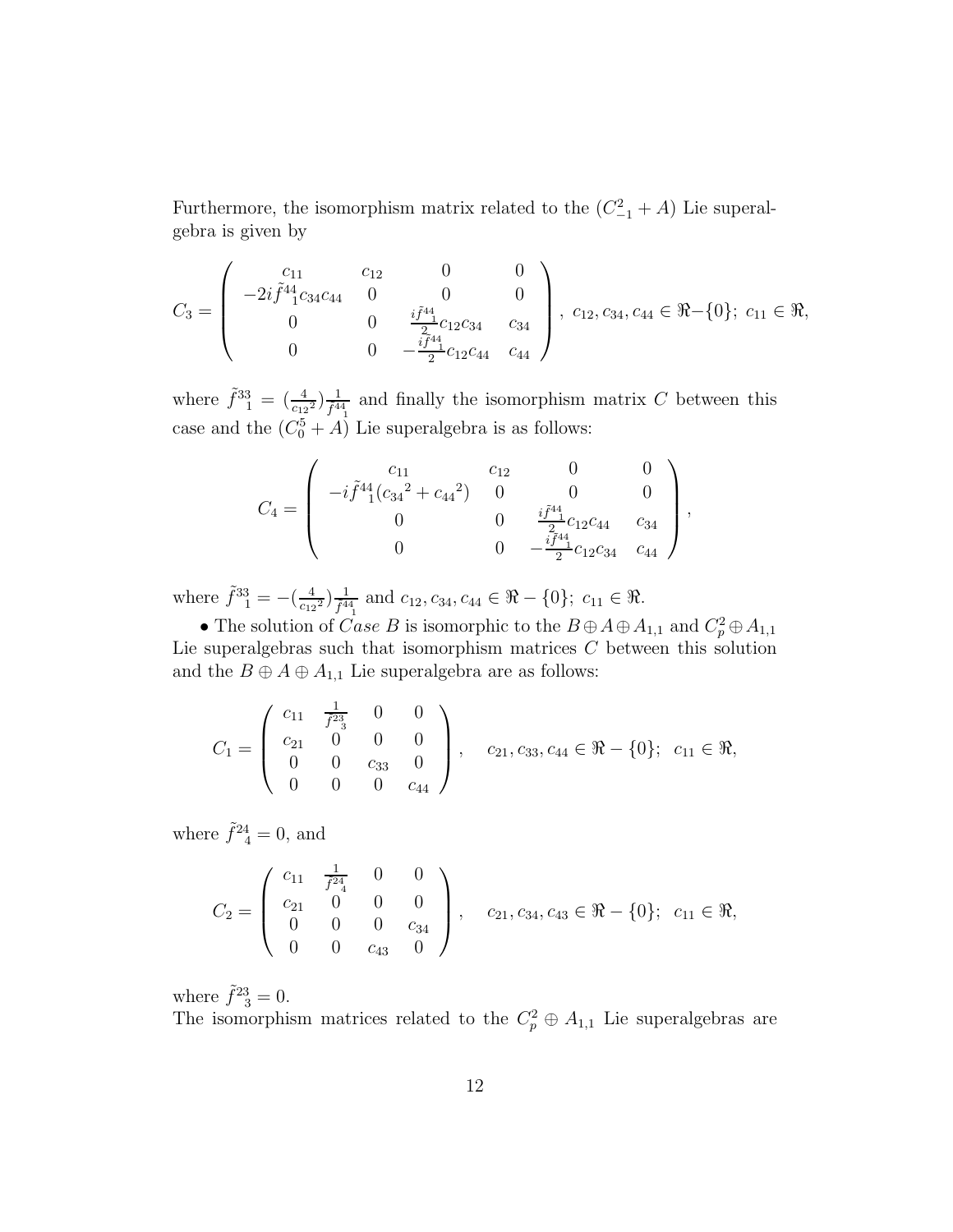Furthermore, the isomorphism matrix related to the $(C^2_{-1} + A)$ Lie superalgebra is given by

$$
C_3 = \begin{pmatrix} c_{11} & c_{12} & 0 & 0 \\ -2i\tilde{f}^{44}_{\;\;1} c_{34} c_{44} & 0 & 0 & 0 \\ 0 & 0 & \frac{i\tilde{f}^{44}_{\;\;1}}{2} c_{12} c_{34} & c_{34} \\ 0 & 0 & -\frac{i\tilde{f}^{44}_{\;\;1}}{2} c_{12} c_{44} & c_{44} \end{pmatrix}, \; c_{12}, c_{34}, c_{44} \in \Re - \{0\}; \; c_{11} \in \Re,
$$

where $\tilde{f}^{33}_{\;\;1} = (\frac{4}{{c_{12}}^2}) \frac{1}{\tilde{f}^{44}_{\;\;1}}$ and finally the isomorphism matrix $C$ between this case and the $(C^5_0 + A)$ Lie superalgebra is as follows:

$$
C_4 = \begin{pmatrix} c_{11} & c_{12} & 0 & 0 \\ -i\tilde{f}^{44}_{\;\;1}({c_{34}}^2 + {c_{44}}^2) & 0 & 0 & 0 \\ 0 & 0 & \frac{i\tilde{f}^{44}_{\;\;1}}{2} c_{12} c_{44} & c_{34} \\ 0 & 0 & -\frac{i\tilde{f}^{44}_{\;\;1}}{2} c_{12} c_{34} & c_{44} \end{pmatrix},
$$

where $\tilde{f}^{33}_{\;\;1} = -(\frac{4}{{c_{12}}^2}) \frac{1}{\tilde{f}^{44}_{\;\;1}}$ and $c_{12}, c_{34}, c_{44} \in \Re - \{0\}; \; c_{11} \in \Re$.

• The solution of *Case B* is isomorphic to the $B \oplus A \oplus A_{1,1}$ and $C^2_p \oplus A_{1,1}$ Lie superalgebras such that isomorphism matrices $C$ between this solution and the $B \oplus A \oplus A_{1,1}$ Lie superalgebra are as follows:

$$
C_1 = \begin{pmatrix} c_{11} & \frac{1}{\tilde{f}^{23}_{\;\;3}} & 0 & 0 \\ c_{21} & 0 & 0 & 0 \\ 0 & 0 & c_{33} & 0 \\ 0 & 0 & 0 & c_{44} \end{pmatrix}, \quad c_{21}, c_{33}, c_{44} \in \Re - \{0\}; \;\; c_{11} \in \Re,
$$

where $\tilde{f}^{24}_{\;\;4} = 0$, and

$$
C_2 = \begin{pmatrix} c_{11} & \frac{1}{\tilde{f}^{24}_{\;\;4}} & 0 & 0 \\ c_{21} & 0 & 0 & 0 \\ 0 & 0 & 0 & c_{34} \\ 0 & 0 & c_{43} & 0 \end{pmatrix}, \quad c_{21}, c_{34}, c_{43} \in \Re - \{0\}; \;\; c_{11} \in \Re,
$$

where $\tilde{f}^{23}_{\;\;3} = 0$.

The isomorphism matrices related to the $C^2_p \oplus A_{1,1}$ Lie superalgebras are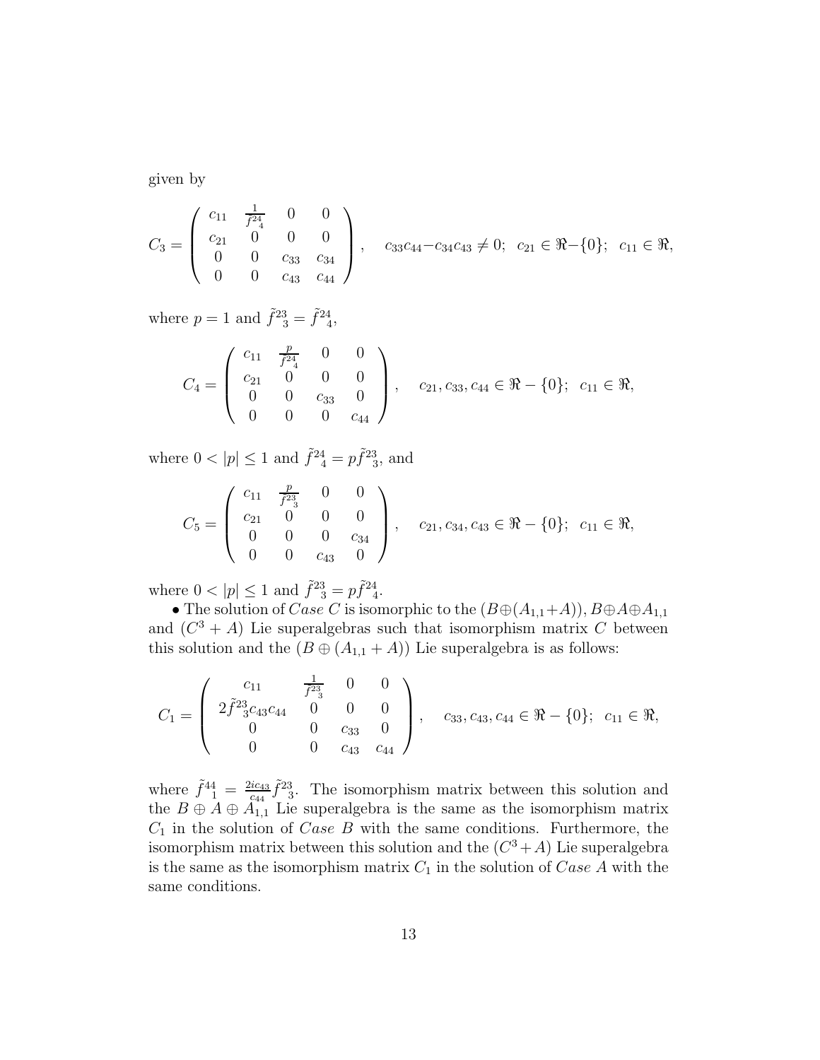given by

$$
C_3 = \left( \begin{array}{cccc} c_{11} & \frac{1}{\tilde{f}^{24}_{\;\;4}} & 0 & 0 \\ c_{21} & 0 & 0 & 0 \\ 0 & 0 & c_{33} & c_{34} \\ 0 & 0 & c_{43} & c_{44} \end{array} \right), \quad c_{33}c_{44} - c_{34}c_{43} \neq 0; \;\; c_{21} \in \Re - \{0\}; \;\; c_{11} \in \Re,
$$

where $p = 1$ and $\tilde{f}^{23}_{\;\;3} = \tilde{f}^{24}_{\;\;4}$,

$$
C_4 = \left( \begin{array}{cccc} c_{11} & \frac{p}{\tilde{f}^{24}_{\;\;4}} & 0 & 0 \\ c_{21} & 0 & 0 & 0 \\ 0 & 0 & c_{33} & 0 \\ 0 & 0 & 0 & c_{44} \end{array} \right), \quad c_{21}, c_{33}, c_{44} \in \Re - \{0\}; \;\; c_{11} \in \Re,
$$

where $0 < |p| \leq 1$ and $\tilde{f}^{24}_{\;\;4} = p\tilde{f}^{23}_{\;\;3}$, and

$$
C_5 = \left( \begin{array}{cccc} c_{11} & \frac{p}{\tilde{f}^{23}_{\;\;3}} & 0 & 0 \\ c_{21} & 0 & 0 & 0 \\ 0 & 0 & 0 & c_{34} \\ 0 & 0 & c_{43} & 0 \end{array} \right), \quad c_{21}, c_{34}, c_{43} \in \Re - \{0\}; \;\; c_{11} \in \Re,
$$

where $0 < |p| \leq 1$ and $\tilde{f}^{23}_{\;\;3} = p\tilde{f}^{24}_{\;\;4}$.

• The solution of *Case C* is isomorphic to the $(B \oplus (A_{1,1} + A))$, $B \oplus A \oplus A_{1,1}$ and $(C^3 + A)$ Lie superalgebras such that isomorphism matrix $C$ between this solution and the $(B \oplus (A_{1,1} + A))$ Lie superalgebra is as follows:

$$
C_1 = \left( \begin{array}{cccc} c_{11} & \frac{1}{\tilde{f}^{23}_{\;\;3}} & 0 & 0 \\ 2\tilde{f}^{23}_{\;\;3}c_{43}c_{44} & 0 & 0 & 0 \\ 0 & 0 & c_{33} & 0 \\ 0 & 0 & c_{43} & c_{44} \end{array} \right), \quad c_{33}, c_{43}, c_{44} \in \Re - \{0\}; \;\; c_{11} \in \Re,
$$

where $\tilde{f}^{44}_{\;\;1} = \frac{2ic_{43}}{c_{44}}\tilde{f}^{23}_{\;\;3}$. The isomorphism matrix between this solution and the $B \oplus A \oplus A_{1,1}$ Lie superalgebra is the same as the isomorphism matrix $C_1$ in the solution of *Case B* with the same conditions. Furthermore, the isomorphism matrix between this solution and the $(C^3 + A)$ Lie superalgebra is the same as the isomorphism matrix $C_1$ in the solution of *Case A* with the same conditions.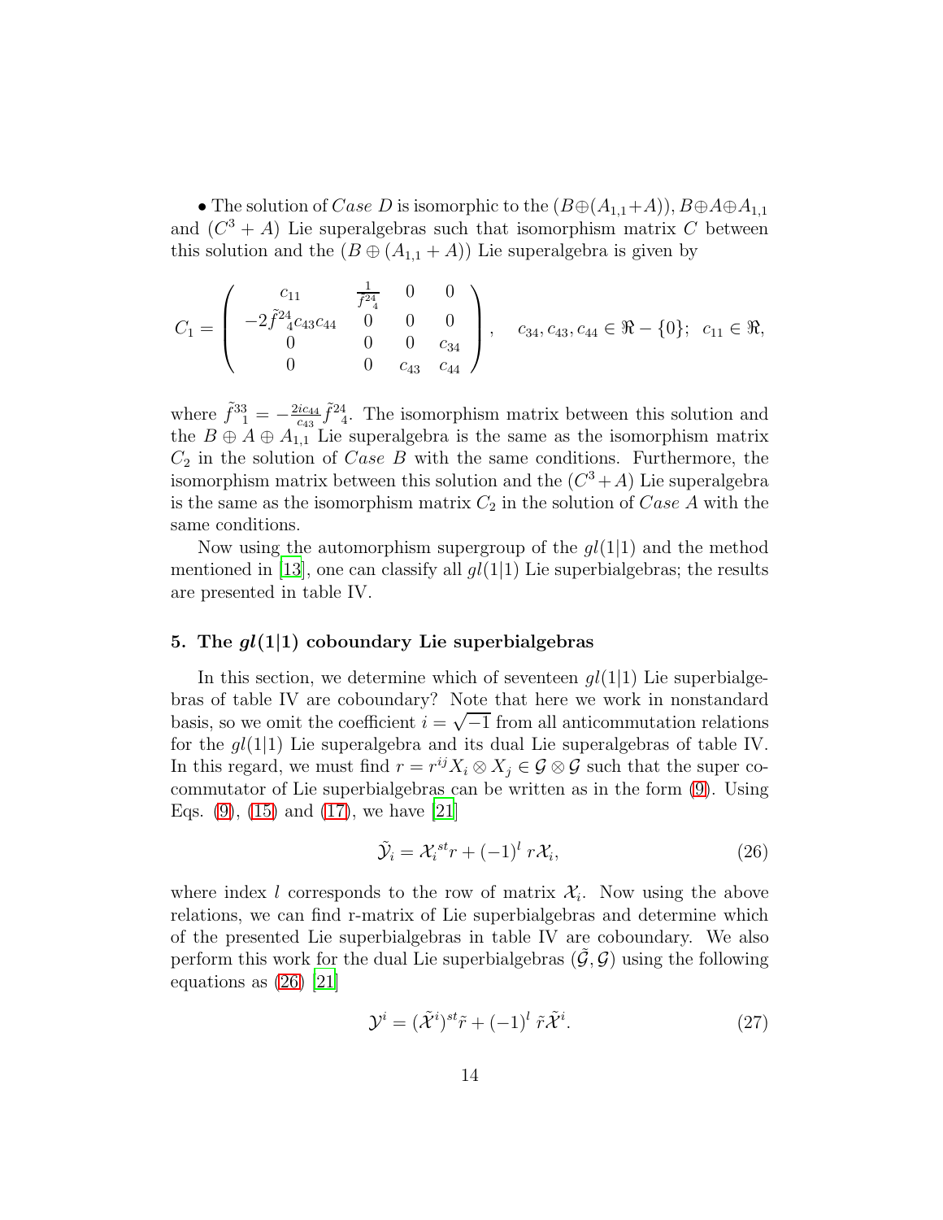• The solution of *Case D* is isomorphic to the $(B \oplus (A_{1,1} + A))$, $B \oplus A \oplus A_{1,1}$ and $(C^3 + A)$ Lie superalgebras such that isomorphism matrix $C$ between this solution and the $(B \oplus (A_{1,1} + A))$ Lie superalgebra is given by

$$
C_1 = \begin{pmatrix} c_{11} & \frac{1}{\tilde{f}^{24}_{\ \ 4}} & 0 & 0 \\ -2\tilde{f}^{24}_{\ \ 4} c_{43} c_{44} & 0 & 0 & 0 \\ 0 & 0 & 0 & c_{34} \\ 0 & 0 & c_{43} & c_{44} \end{pmatrix}, \quad c_{34}, c_{43}, c_{44} \in \Re - \{0\}; \;\; c_{11} \in \Re,
$$

where $\tilde{f}^{33}_{\ \ 1} = -\frac{2ic_{44}}{c_{43}} \tilde{f}^{24}_{\ \ 4}$. The isomorphism matrix between this solution and the $B \oplus A \oplus A_{1,1}$ Lie superalgebra is the same as the isomorphism matrix $C_2$ in the solution of *Case B* with the same conditions. Furthermore, the isomorphism matrix between this solution and the $(C^3 + A)$ Lie superalgebra is the same as the isomorphism matrix $C_2$ in the solution of *Case A* with the same conditions.

Now using the automorphism supergroup of the $gl(1|1)$ and the method mentioned in [13], one can classify all $gl(1|1)$ Lie superbialgebras; the results are presented in table IV.

### 5. The $gl(1|1)$ coboundary Lie superbialgebras

In this section, we determine which of seventeen $gl(1|1)$ Lie superbialgebras of table IV are coboundary? Note that here we work in nonstandard basis, so we omit the coefficient $i = \sqrt{-1}$ from all anticommutation relations for the $gl(1|1)$ Lie superalgebra and its dual Lie superalgebras of table IV. In this regard, we must find $r = r^{ij} X_i \otimes X_j \in \mathcal{G} \otimes \mathcal{G}$ such that the super cocommutator of Lie superbialgebras can be written as in the form (9). Using Eqs. (9), (15) and (17), we have [21]

$$
\tilde{\mathcal{Y}}_i = \mathcal{X}_i^{\ st} r + (-1)^l \, r \mathcal{X}_i, \tag{26}
$$

where index $l$ corresponds to the row of matrix $\mathcal{X}_i$. Now using the above relations, we can find r-matrix of Lie superbialgebras and determine which of the presented Lie superbialgebras in table IV are coboundary. We also perform this work for the dual Lie superbialgebras $(\tilde{\mathcal{G}}, \mathcal{G})$ using the following equations as (26) [21]

$$
\mathcal{Y}^i = (\tilde{\mathcal{X}}^i)^{st} \tilde{r} + (-1)^l \, \tilde{r} \tilde{\mathcal{X}}^i. \tag{27}
$$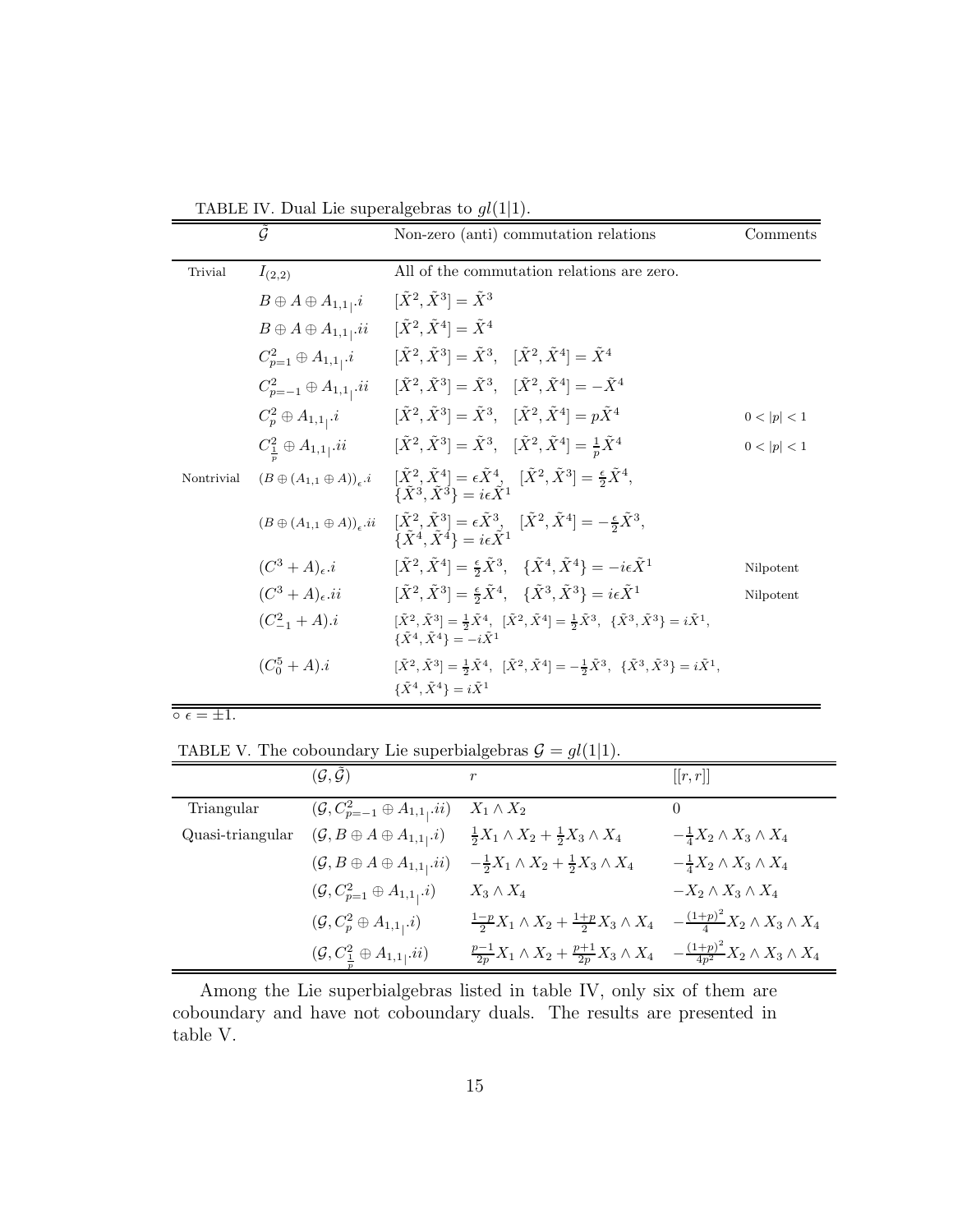TABLE IV. Dual Lie superalgebras to $gl(1|1)$.

| | $\tilde{\mathcal{G}}$ | Non-zero (anti) commutation relations | Comments |
|---|---|---|---|
| Trivial | $I_{(2,2)}$ | All of the commutation relations are zero. | |
| | $B \oplus A \oplus A_{1,1_{\vert}}.i$ | $[\tilde{X}^2, \tilde{X}^3] = \tilde{X}^3$ | |
| | $B \oplus A \oplus A_{1,1_{\vert}}.ii$ | $[\tilde{X}^2, \tilde{X}^4] = \tilde{X}^4$ | |
| | $C^2_{p=1} \oplus A_{1,1_{\vert}}.i$ | $[\tilde{X}^2, \tilde{X}^3] = \tilde{X}^3, \quad [\tilde{X}^2, \tilde{X}^4] = \tilde{X}^4$ | |
| | $C^2_{p=-1} \oplus A_{1,1_{\vert}}.ii$ | $[\tilde{X}^2, \tilde{X}^3] = \tilde{X}^3, \quad [\tilde{X}^2, \tilde{X}^4] = -\tilde{X}^4$ | |
| | $C^2_p \oplus A_{1,1_{\vert}}.i$ | $[\tilde{X}^2, \tilde{X}^3] = \tilde{X}^3, \quad [\tilde{X}^2, \tilde{X}^4] = p\tilde{X}^4$ | $0 < \vert p\vert < 1$ |
| | $C^2_{\frac{1}{p}} \oplus A_{1,1_{\vert}}.ii$ | $[\tilde{X}^2, \tilde{X}^3] = \tilde{X}^3, \quad [\tilde{X}^2, \tilde{X}^4] = \frac{1}{p}\tilde{X}^4$ | $0 < \vert p\vert < 1$ |
| Nontrivial | $(B \oplus (A_{1,1} \oplus A))_\epsilon.i$ | $[\tilde{X}^2, \tilde{X}^4] = \epsilon\tilde{X}^4, \quad [\tilde{X}^2, \tilde{X}^3] = \frac{\epsilon}{2}\tilde{X}^4,$ $\{\tilde{X}^3, \tilde{X}^3\} = i\epsilon\tilde{X}^1$ | |
| | $(B \oplus (A_{1,1} \oplus A))_\epsilon.ii$ | $[\tilde{X}^2, \tilde{X}^3] = \epsilon\tilde{X}^3, \quad [\tilde{X}^2, \tilde{X}^4] = -\frac{\epsilon}{2}\tilde{X}^3,$ $\{\tilde{X}^4, \tilde{X}^4\} = i\epsilon\tilde{X}^1$ | |
| | $(C^3 + A)_\epsilon.i$ | $[\tilde{X}^2, \tilde{X}^4] = \frac{\epsilon}{2}\tilde{X}^3, \quad \{\tilde{X}^4, \tilde{X}^4\} = -i\epsilon\tilde{X}^1$ | Nilpotent |
| | $(C^3 + A)_\epsilon.ii$ | $[\tilde{X}^2, \tilde{X}^3] = \frac{\epsilon}{2}\tilde{X}^4, \quad \{\tilde{X}^3, \tilde{X}^3\} = i\epsilon\tilde{X}^1$ | Nilpotent |
| | $(C^2_{-1} + A).i$ | $[\tilde{X}^2, \tilde{X}^3] = \frac{1}{2}\tilde{X}^4, \quad [\tilde{X}^2, \tilde{X}^4] = \frac{1}{2}\tilde{X}^3, \quad \{\tilde{X}^3, \tilde{X}^3\} = i\tilde{X}^1,$ $\{\tilde{X}^4, \tilde{X}^4\} = -i\tilde{X}^1$ | |
| | $(C^5_0 + A).i$ | $[\tilde{X}^2, \tilde{X}^3] = \frac{1}{2}\tilde{X}^4, \quad [\tilde{X}^2, \tilde{X}^4] = -\frac{1}{2}\tilde{X}^3, \quad \{\tilde{X}^3, \tilde{X}^3\} = i\tilde{X}^1,$ $\{\tilde{X}^4, \tilde{X}^4\} = i\tilde{X}^1$ | |

$\circ\ \epsilon = \pm 1$.

TABLE V. The coboundary Lie superbialgebras $\mathcal{G} = gl(1|1)$.

| | $(\mathcal{G}, \tilde{\mathcal{G}})$ | $r$ | $[[r, r]]$ |
|---|---|---|---|
| Triangular | $(\mathcal{G}, C^2_{p=-1} \oplus A_{1,1_{\vert}}.ii)$ | $X_1 \wedge X_2$ | $0$ |
| Quasi-triangular | $(\mathcal{G}, B \oplus A \oplus A_{1,1_{\vert}}.i)$ | $\frac{1}{2}X_1 \wedge X_2 + \frac{1}{2}X_3 \wedge X_4$ | $-\frac{1}{4}X_2 \wedge X_3 \wedge X_4$ |
| | $(\mathcal{G}, B \oplus A \oplus A_{1,1_{\vert}}.ii)$ | $-\frac{1}{2}X_1 \wedge X_2 + \frac{1}{2}X_3 \wedge X_4$ | $-\frac{1}{4}X_2 \wedge X_3 \wedge X_4$ |
| | $(\mathcal{G}, C^2_{p=1} \oplus A_{1,1_{\vert}}.i)$ | $X_3 \wedge X_4$ | $-X_2 \wedge X_3 \wedge X_4$ |
| | $(\mathcal{G}, C^2_p \oplus A_{1,1_{\vert}}.i)$ | $\frac{1-p}{2}X_1 \wedge X_2 + \frac{1+p}{2}X_3 \wedge X_4$ | $-\frac{(1+p)^2}{4}X_2 \wedge X_3 \wedge X_4$ |
| | $(\mathcal{G}, C^2_{\frac{1}{p}} \oplus A_{1,1_{\vert}}.ii)$ | $\frac{p-1}{2p}X_1 \wedge X_2 + \frac{p+1}{2p}X_3 \wedge X_4$ | $-\frac{(1+p)^2}{4p^2}X_2 \wedge X_3 \wedge X_4$ |

Among the Lie superbialgebras listed in table IV, only six of them are coboundary and have not coboundary duals. The results are presented in table V.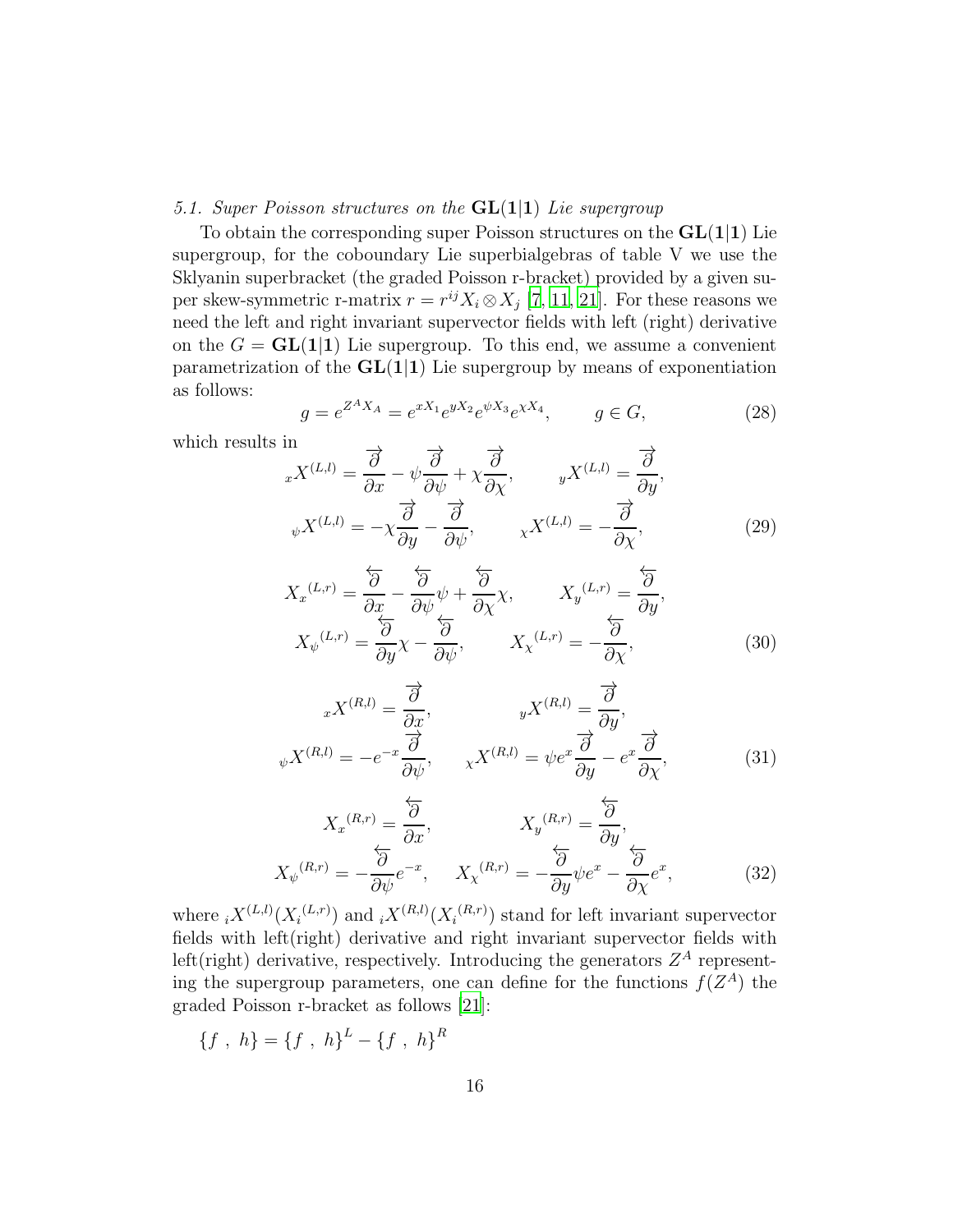*5.1. Super Poisson structures on the* $\mathbf{GL(1|1)}$ *Lie supergroup*

To obtain the corresponding super Poisson structures on the $\mathbf{GL(1|1)}$ Lie supergroup, for the coboundary Lie superbialgebras of table V we use the Sklyanin superbracket (the graded Poisson r-bracket) provided by a given super skew-symmetric r-matrix $r = r^{ij} X_i \otimes X_j$ [7, 11, 21]. For these reasons we need the left and right invariant supervector fields with left (right) derivative on the $G = \mathbf{GL(1|1)}$ Lie supergroup. To this end, we assume a convenient parametrization of the $\mathbf{GL(1|1)}$ Lie supergroup by means of exponentiation as follows:

$$g = e^{Z^A X_A} = e^{xX_1} e^{yX_2} e^{\psi X_3} e^{\chi X_4}, \qquad g \in G, \tag{28}$$

which results in

$$
\begin{aligned}
{}_x X^{(L,l)} &= \frac{\overrightarrow{\partial}}{\partial x} - \psi \frac{\overrightarrow{\partial}}{\partial \psi} + \chi \frac{\overrightarrow{\partial}}{\partial \chi}, \qquad {}_y X^{(L,l)} = \frac{\overrightarrow{\partial}}{\partial y}, \\
{}_\psi X^{(L,l)} &= -\chi \frac{\overrightarrow{\partial}}{\partial y} - \frac{\overrightarrow{\partial}}{\partial \psi}, \qquad {}_\chi X^{(L,l)} = -\frac{\overrightarrow{\partial}}{\partial \chi},
\end{aligned} \tag{29}
$$

$$
\begin{aligned}
X_x{}^{(L,r)} &= \frac{\overleftarrow{\partial}}{\partial x} - \frac{\overleftarrow{\partial}}{\partial \psi}\psi + \frac{\overleftarrow{\partial}}{\partial \chi}\chi, \qquad X_y{}^{(L,r)} = \frac{\overleftarrow{\partial}}{\partial y}, \\
X_\psi{}^{(L,r)} &= \frac{\overleftarrow{\partial}}{\partial y}\chi - \frac{\overleftarrow{\partial}}{\partial \psi}, \qquad X_\chi{}^{(L,r)} = -\frac{\overleftarrow{\partial}}{\partial \chi},
\end{aligned} \tag{30}
$$

$$
\begin{aligned}
{}_x X^{(R,l)} &= \frac{\overrightarrow{\partial}}{\partial x}, \qquad {}_y X^{(R,l)} = \frac{\overrightarrow{\partial}}{\partial y}, \\
{}_\psi X^{(R,l)} &= -e^{-x} \frac{\overrightarrow{\partial}}{\partial \psi}, \qquad {}_\chi X^{(R,l)} = \psi e^{x} \frac{\overrightarrow{\partial}}{\partial y} - e^{x} \frac{\overrightarrow{\partial}}{\partial \chi},
\end{aligned} \tag{31}
$$

$$
\begin{aligned}
X_x{}^{(R,r)} &= \frac{\overleftarrow{\partial}}{\partial x}, \qquad X_y{}^{(R,r)} = \frac{\overleftarrow{\partial}}{\partial y}, \\
X_\psi{}^{(R,r)} &= -\frac{\overleftarrow{\partial}}{\partial \psi} e^{-x}, \qquad X_\chi{}^{(R,r)} = -\frac{\overleftarrow{\partial}}{\partial y}\psi e^{x} - \frac{\overleftarrow{\partial}}{\partial \chi} e^{x},
\end{aligned} \tag{32}
$$

where ${}_i X^{(L,l)} (X_i{}^{(L,r)})$ and ${}_i X^{(R,l)} (X_i{}^{(R,r)})$ stand for left invariant supervector fields with left(right) derivative and right invariant supervector fields with left(right) derivative, respectively. Introducing the generators $Z^A$ representing the supergroup parameters, one can define for the functions $f(Z^A)$ the graded Poisson r-bracket as follows [21]:

$$\{f\ ,\ h\} = \{f\ ,\ h\}^L - \{f\ ,\ h\}^R$$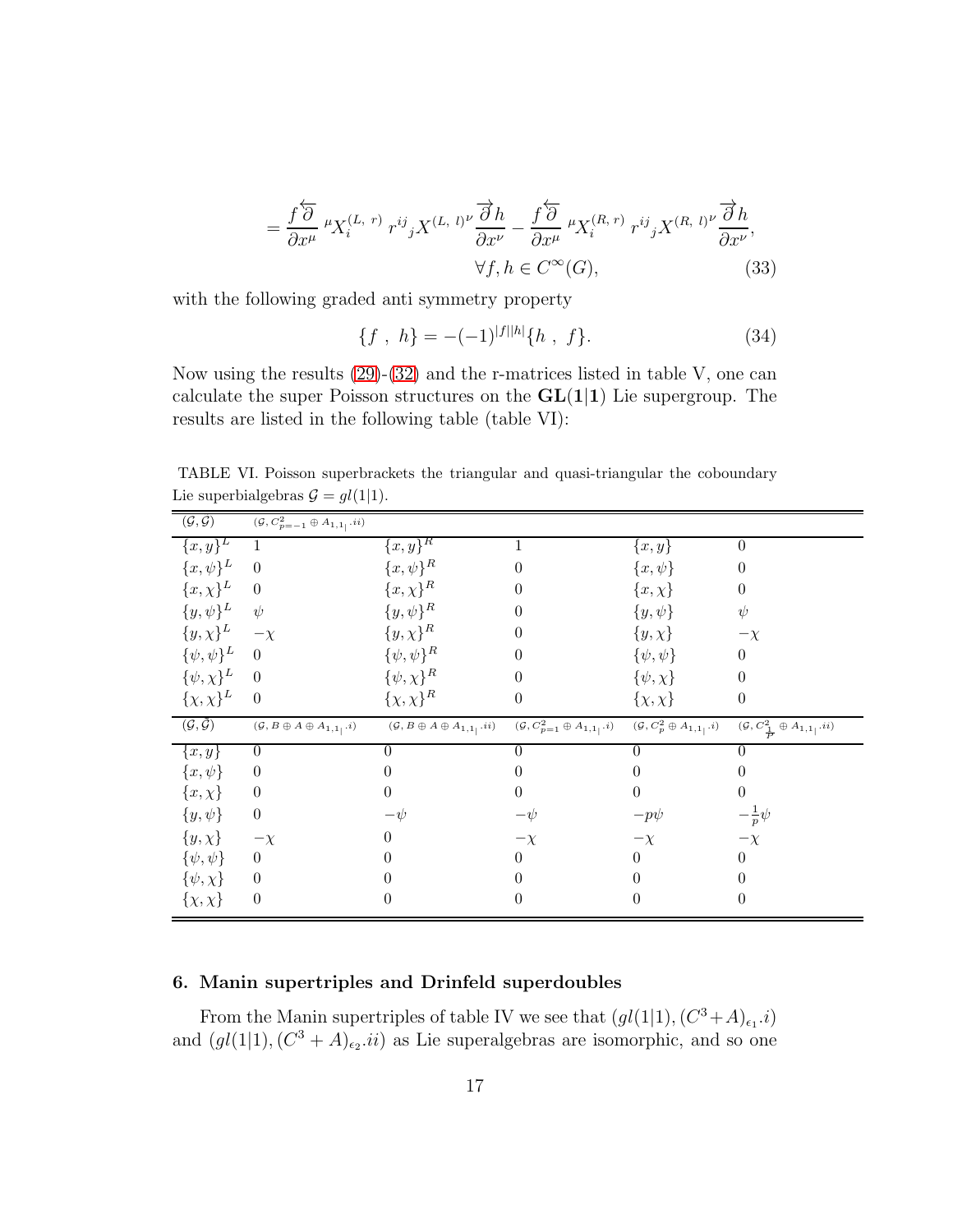$$= \frac{f \overleftarrow{\partial}}{\partial x^{\mu}} {}^{\mu}X_i^{(L,\ r)}\ r^{ij}{}_j X^{(L,\ l)\nu} \frac{\overrightarrow{\partial} h}{\partial x^{\nu}} - \frac{f \overleftarrow{\partial}}{\partial x^{\mu}} {}^{\mu}X_i^{(R,\ r)}\ r^{ij}{}_j X^{(R,\ l)\nu} \frac{\overrightarrow{\partial} h}{\partial x^{\nu}},$$

$$\forall f, h \in C^{\infty}(G), \tag{33}$$

with the following graded anti symmetry property

$$\{f\ ,\ h\} = -(-1)^{|f||h|}\{h\ ,\ f\}. \tag{34}$$

Now using the results (29)-(32) and the r-matrices listed in table V, one can calculate the super Poisson structures on the $\mathbf{GL(1|1)}$ Lie supergroup. The results are listed in the following table (table VI):

TABLE VI. Poisson superbrackets the triangular and quasi-triangular the coboundary Lie superbialgebras $\mathcal{G} = gl(1|1)$.

| $(\mathcal{G}, \mathcal{G})$ | $(\mathcal{G}, C^2_{p=-1} \oplus A_{1,1\vert}.ii)$ | | | | |
|---|---|---|---|---|---|
| $\{x,y\}^L$ | $1$ | $\{x,y\}^R$ | $1$ | $\{x,y\}$ | $0$ |
| $\{x,\psi\}^L$ | $0$ | $\{x,\psi\}^R$ | $0$ | $\{x,\psi\}$ | $0$ |
| $\{x,\chi\}^L$ | $0$ | $\{x,\chi\}^R$ | $0$ | $\{x,\chi\}$ | $0$ |
| $\{y,\psi\}^L$ | $\psi$ | $\{y,\psi\}^R$ | $0$ | $\{y,\psi\}$ | $\psi$ |
| $\{y,\chi\}^L$ | $-\chi$ | $\{y,\chi\}^R$ | $0$ | $\{y,\chi\}$ | $-\chi$ |
| $\{\psi,\psi\}^L$ | $0$ | $\{\psi,\psi\}^R$ | $0$ | $\{\psi,\psi\}$ | $0$ |
| $\{\psi,\chi\}^L$ | $0$ | $\{\psi,\chi\}^R$ | $0$ | $\{\psi,\chi\}$ | $0$ |
| $\{\chi,\chi\}^L$ | $0$ | $\{\chi,\chi\}^R$ | $0$ | $\{\chi,\chi\}$ | $0$ |
| $(\mathcal{G}, \tilde{\mathcal{G}})$ | $(\mathcal{G}, B \oplus A \oplus A_{1,1\vert}.i)$ | $(\mathcal{G}, B \oplus A \oplus A_{1,1\vert}.ii)$ | $(\mathcal{G}, C^2_{p=1} \oplus A_{1,1\vert}.i)$ | $(\mathcal{G}, C^2_p \oplus A_{1,1\vert}.i)$ | $(\mathcal{G}, C^2_{\frac{1}{p}} \oplus A_{1,1\vert}.ii)$ |
| $\{x,y\}$ | $0$ | $0$ | $0$ | $0$ | $0$ |
| $\{x,\psi\}$ | $0$ | $0$ | $0$ | $0$ | $0$ |
| $\{x,\chi\}$ | $0$ | $0$ | $0$ | $0$ | $0$ |
| $\{y,\psi\}$ | $0$ | $-\psi$ | $-\psi$ | $-p\psi$ | $-\frac{1}{p}\psi$ |
| $\{y,\chi\}$ | $-\chi$ | $0$ | $-\chi$ | $-\chi$ | $-\chi$ |
| $\{\psi,\psi\}$ | $0$ | $0$ | $0$ | $0$ | $0$ |
| $\{\psi,\chi\}$ | $0$ | $0$ | $0$ | $0$ | $0$ |
| $\{\chi,\chi\}$ | $0$ | $0$ | $0$ | $0$ | $0$ |

### 6. Manin supertriples and Drinfeld superdoubles

From the Manin supertriples of table IV we see that $(gl(1|1), (C^3+A)_{\epsilon_1}.i)$ and $(gl(1|1), (C^3+A)_{\epsilon_2}.ii)$ as Lie superalgebras are isomorphic, and so one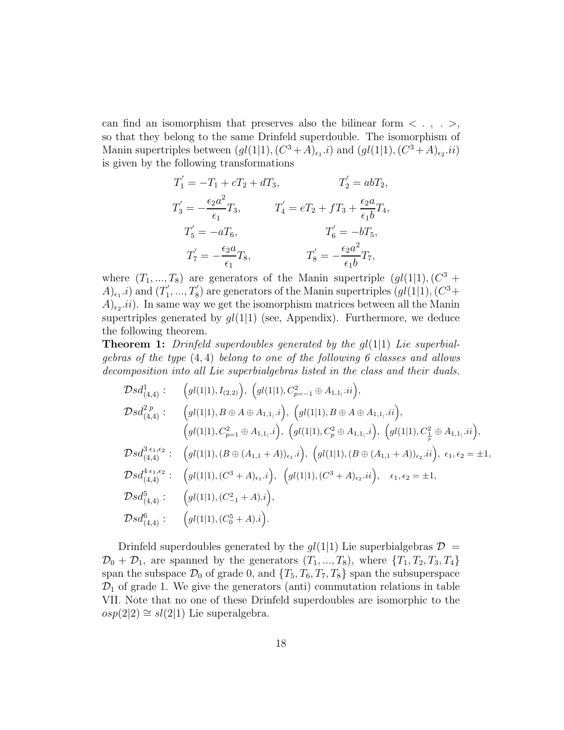can find an isomorphism that preserves also the bilinear form $< \, . \, , \, . >$, so that they belong to the same Drinfeld superdouble. The isomorphism of Manin supertriples between $(gl(1|1),(C^3+A)_{\epsilon_1}.i)$ and $(gl(1|1),(C^3+A)_{\epsilon_2}.ii)$ is given by the following transformations

$$
\begin{aligned}
T_1^{'} &= -T_1 + cT_2 + dT_3, & T_2^{'} &= abT_2,\\
T_3^{'} &= -\frac{\epsilon_2 a^2}{\epsilon_1}T_3, & T_4^{'} &= eT_2 + fT_3 + \frac{\epsilon_2 a}{\epsilon_1 b}T_4,\\
T_5^{'} &= -aT_6, & T_6^{'} &= -bT_5,\\
T_7^{'} &= -\frac{\epsilon_2 a}{\epsilon_1}T_8, & T_8^{'} &= -\frac{\epsilon_2 a^2}{\epsilon_1 b}T_7,
\end{aligned}
$$

where $(T_1, ..., T_8)$ are generators of the Manin supertriple $(gl(1|1),(C^3+A)_{\epsilon_1}.i)$ and $(T_1^{'}, ..., T_8^{'})$ are generators of the Manin supertriples $(gl(1|1),(C^3+A)_{\epsilon_2}.ii)$. In same way we get the isomorphism matrices between all the Manin supertriples generated by $gl(1|1)$ (see, Appendix). Furthermore, we deduce the following theorem.

**Theorem 1:** *Drinfeld superdoubles generated by the $gl(1|1)$ Lie superbialgebras of the type $(4,4)$ belong to one of the following 6 classes and allows decomposition into all Lie superbialgebras listed in the class and their duals.*

$$
\begin{aligned}
&\mathcal{D}sd^{1}_{(4,4)}: && \Big(gl(1|1), I_{(2,2)}\Big),\ \Big(gl(1|1), C^2_{p=-1}\oplus A_{1,1_|}.ii\Big),\\
&\mathcal{D}sd^{2\,p}_{(4,4)}: && \Big(gl(1|1), B\oplus A\oplus A_{1,1_|}.i\Big),\ \Big(gl(1|1), B\oplus A\oplus A_{1,1_|}.ii\Big),\\
& && \Big(gl(1|1), C^2_{p=1}\oplus A_{1,1_|}.i\Big),\ \Big(gl(1|1), C^2_{p}\oplus A_{1,1_|}.i\Big),\ \Big(gl(1|1), C^2_{\frac{1}{p}}\oplus A_{1,1_|}.ii\Big),\\
&\mathcal{D}sd^{3\,\epsilon_1,\epsilon_2}_{(4,4)}: && \Big(gl(1|1), (B\oplus(A_{1,1}+A))_{\epsilon_1}.i\Big),\ \Big(gl(1|1), (B\oplus(A_{1,1}+A))_{\epsilon_2}.ii\Big),\ \epsilon_1,\epsilon_2=\pm 1,\\
&\mathcal{D}sd^{4\,\epsilon_1,\epsilon_2}_{(4,4)}: && \Big(gl(1|1), (C^3+A)_{\epsilon_1}.i\Big),\ \Big(gl(1|1), (C^3+A)_{\epsilon_2}.ii\Big),\quad \epsilon_1,\epsilon_2=\pm 1,\\
&\mathcal{D}sd^{5}_{(4,4)}: && \Big(gl(1|1), (C^2_{-1}+A).i\Big),\\
&\mathcal{D}sd^{6}_{(4,4)}: && \Big(gl(1|1), (C^5_0+A).i\Big).
\end{aligned}
$$

Drinfeld superdoubles generated by the $gl(1|1)$ Lie superbialgebras $\mathcal{D} = \mathcal{D}_0 + \mathcal{D}_1$, are spanned by the generators $(T_1, ..., T_8)$, where $\{T_1, T_2, T_3, T_4\}$ span the subspace $\mathcal{D}_0$ of grade 0, and $\{T_5, T_6, T_7, T_8\}$ span the subsuperspace $\mathcal{D}_1$ of grade 1. We give the generators (anti) commutation relations in table VII. Note that no one of these Drinfeld superdoubles are isomorphic to the $osp(2|2) \cong sl(2|1)$ Lie superalgebra.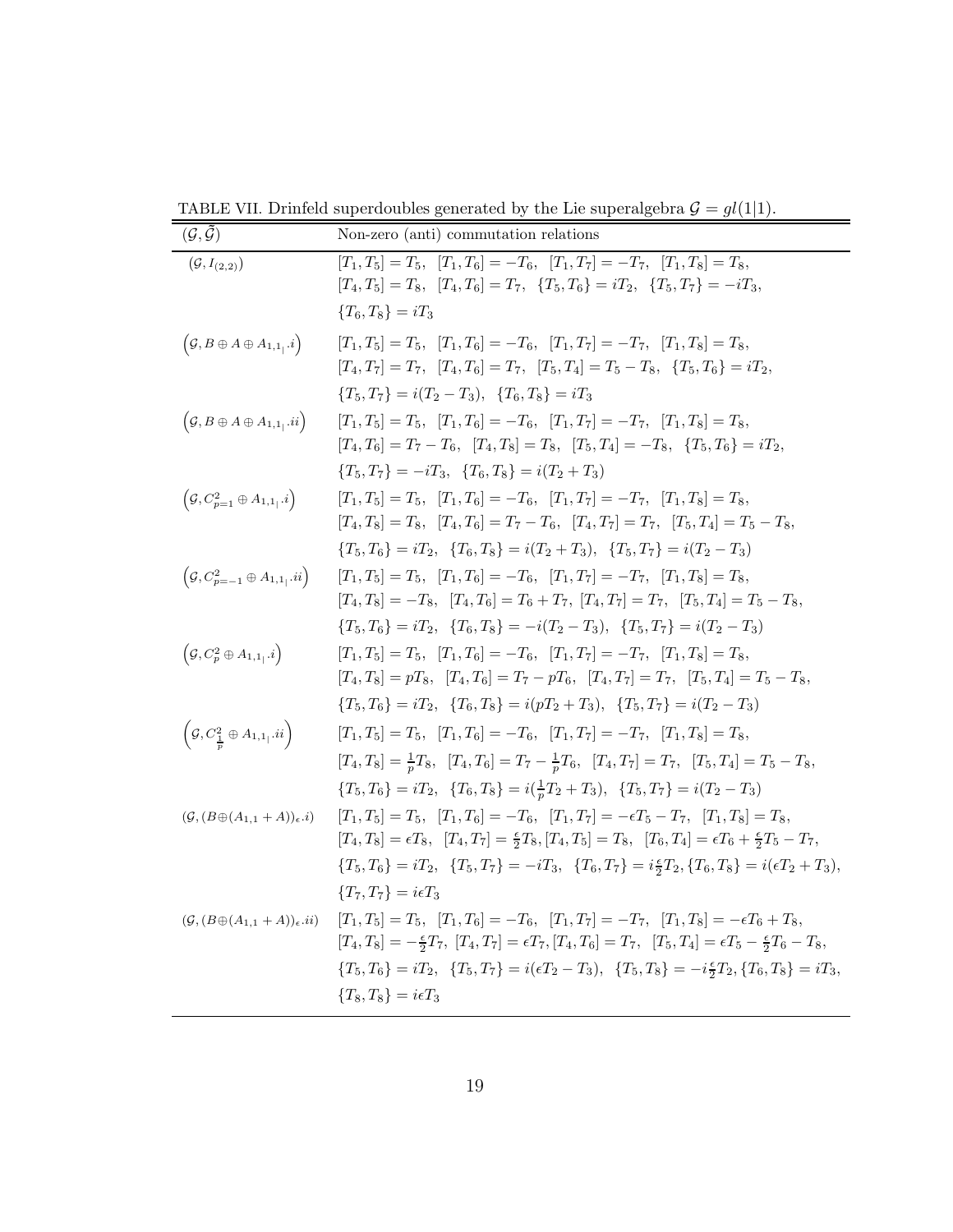TABLE VII. Drinfeld superdoubles generated by the Lie superalgebra $\mathcal{G} = gl(1|1)$.

| $(\mathcal{G}, \tilde{\mathcal{G}})$ | Non-zero (anti) commutation relations |
|---|---|
| $(\mathcal{G}, I_{(2,2)})$ | $[T_1, T_5] = T_5, \;\; [T_1, T_6] = -T_6, \;\; [T_1, T_7] = -T_7, \;\; [T_1, T_8] = T_8,$ $[T_4, T_5] = T_8, \;\; [T_4, T_6] = T_7, \;\; \{T_5, T_6\} = iT_2, \;\; \{T_5, T_7\} = -iT_3,$ $\{T_6, T_8\} = iT_3$ |
| $\left(\mathcal{G}, B \oplus A \oplus A_{1,1_\mid}.i\right)$ | $[T_1, T_5] = T_5, \;\; [T_1, T_6] = -T_6, \;\; [T_1, T_7] = -T_7, \;\; [T_1, T_8] = T_8,$ $[T_4, T_7] = T_7, \;\; [T_4, T_6] = T_7, \;\; [T_5, T_4] = T_5 - T_8, \;\; \{T_5, T_6\} = iT_2,$ $\{T_5, T_7\} = i(T_2 - T_3), \;\; \{T_6, T_8\} = iT_3$ |
| $\left(\mathcal{G}, B \oplus A \oplus A_{1,1_\mid}.ii\right)$ | $[T_1, T_5] = T_5, \;\; [T_1, T_6] = -T_6, \;\; [T_1, T_7] = -T_7, \;\; [T_1, T_8] = T_8,$ $[T_4, T_6] = T_7 - T_6, \;\; [T_4, T_8] = T_8, \;\; [T_5, T_4] = -T_8, \;\; \{T_5, T_6\} = iT_2,$ $\{T_5, T_7\} = -iT_3, \;\; \{T_6, T_8\} = i(T_2 + T_3)$ |
| $\left(\mathcal{G}, C^2_{p=1} \oplus A_{1,1_\mid}.i\right)$ | $[T_1, T_5] = T_5, \;\; [T_1, T_6] = -T_6, \;\; [T_1, T_7] = -T_7, \;\; [T_1, T_8] = T_8,$ $[T_4, T_8] = T_8, \;\; [T_4, T_6] = T_7 - T_6, \;\; [T_4, T_7] = T_7, \;\; [T_5, T_4] = T_5 - T_8,$ $\{T_5, T_6\} = iT_2, \;\; \{T_6, T_8\} = i(T_2 + T_3), \;\; \{T_5, T_7\} = i(T_2 - T_3)$ |
| $\left(\mathcal{G}, C^2_{p=-1} \oplus A_{1,1_\mid}.ii\right)$ | $[T_1, T_5] = T_5, \;\; [T_1, T_6] = -T_6, \;\; [T_1, T_7] = -T_7, \;\; [T_1, T_8] = T_8,$ $[T_4, T_8] = -T_8, \;\; [T_4, T_6] = T_6 + T_7, \; [T_4, T_7] = T_7, \;\; [T_5, T_4] = T_5 - T_8,$ $\{T_5, T_6\} = iT_2, \;\; \{T_6, T_8\} = -i(T_2 - T_3), \;\; \{T_5, T_7\} = i(T_2 - T_3)$ |
| $\left(\mathcal{G}, C^2_p \oplus A_{1,1_\mid}.i\right)$ | $[T_1, T_5] = T_5, \;\; [T_1, T_6] = -T_6, \;\; [T_1, T_7] = -T_7, \;\; [T_1, T_8] = T_8,$ $[T_4, T_8] = pT_8, \;\; [T_4, T_6] = T_7 - pT_6, \;\; [T_4, T_7] = T_7, \;\; [T_5, T_4] = T_5 - T_8,$ $\{T_5, T_6\} = iT_2, \;\; \{T_6, T_8\} = i(pT_2 + T_3), \;\; \{T_5, T_7\} = i(T_2 - T_3)$ |
| $\left(\mathcal{G}, C^2_{\frac{1}{p}} \oplus A_{1,1_\mid}.ii\right)$ | $[T_1, T_5] = T_5, \;\; [T_1, T_6] = -T_6, \;\; [T_1, T_7] = -T_7, \;\; [T_1, T_8] = T_8,$ $[T_4, T_8] = \frac{1}{p}T_8, \;\; [T_4, T_6] = T_7 - \frac{1}{p}T_6, \;\; [T_4, T_7] = T_7, \;\; [T_5, T_4] = T_5 - T_8,$ $\{T_5, T_6\} = iT_2, \;\; \{T_6, T_8\} = i(\frac{1}{p}T_2 + T_3), \;\; \{T_5, T_7\} = i(T_2 - T_3)$ |
| $(\mathcal{G}, (B \oplus (A_{1,1} + A))_\epsilon.i)$ | $[T_1, T_5] = T_5, \;\; [T_1, T_6] = -T_6, \;\; [T_1, T_7] = -\epsilon T_5 - T_7, \;\; [T_1, T_8] = T_8,$ $[T_4, T_8] = \epsilon T_8, \;\; [T_4, T_7] = \frac{\epsilon}{2}T_8, [T_4, T_5] = T_8, \;\; [T_6, T_4] = \epsilon T_6 + \frac{\epsilon}{2}T_5 - T_7,$ $\{T_5, T_6\} = iT_2, \;\; \{T_5, T_7\} = -iT_3, \;\; \{T_6, T_7\} = i\frac{\epsilon}{2}T_2, \{T_6, T_8\} = i(\epsilon T_2 + T_3),$ $\{T_7, T_7\} = i\epsilon T_3$ |
| $(\mathcal{G}, (B \oplus (A_{1,1} + A))_\epsilon.ii)$ | $[T_1, T_5] = T_5, \;\; [T_1, T_6] = -T_6, \;\; [T_1, T_7] = -T_7, \;\; [T_1, T_8] = -\epsilon T_6 + T_8,$ $[T_4, T_8] = -\frac{\epsilon}{2}T_7, \; [T_4, T_7] = \epsilon T_7, [T_4, T_6] = T_7, \;\; [T_5, T_4] = \epsilon T_5 - \frac{\epsilon}{2}T_6 - T_8,$ $\{T_5, T_6\} = iT_2, \;\; \{T_5, T_7\} = i(\epsilon T_2 - T_3), \;\; \{T_5, T_8\} = -i\frac{\epsilon}{2}T_2, \{T_6, T_8\} = iT_3,$ $\{T_8, T_8\} = i\epsilon T_3$ |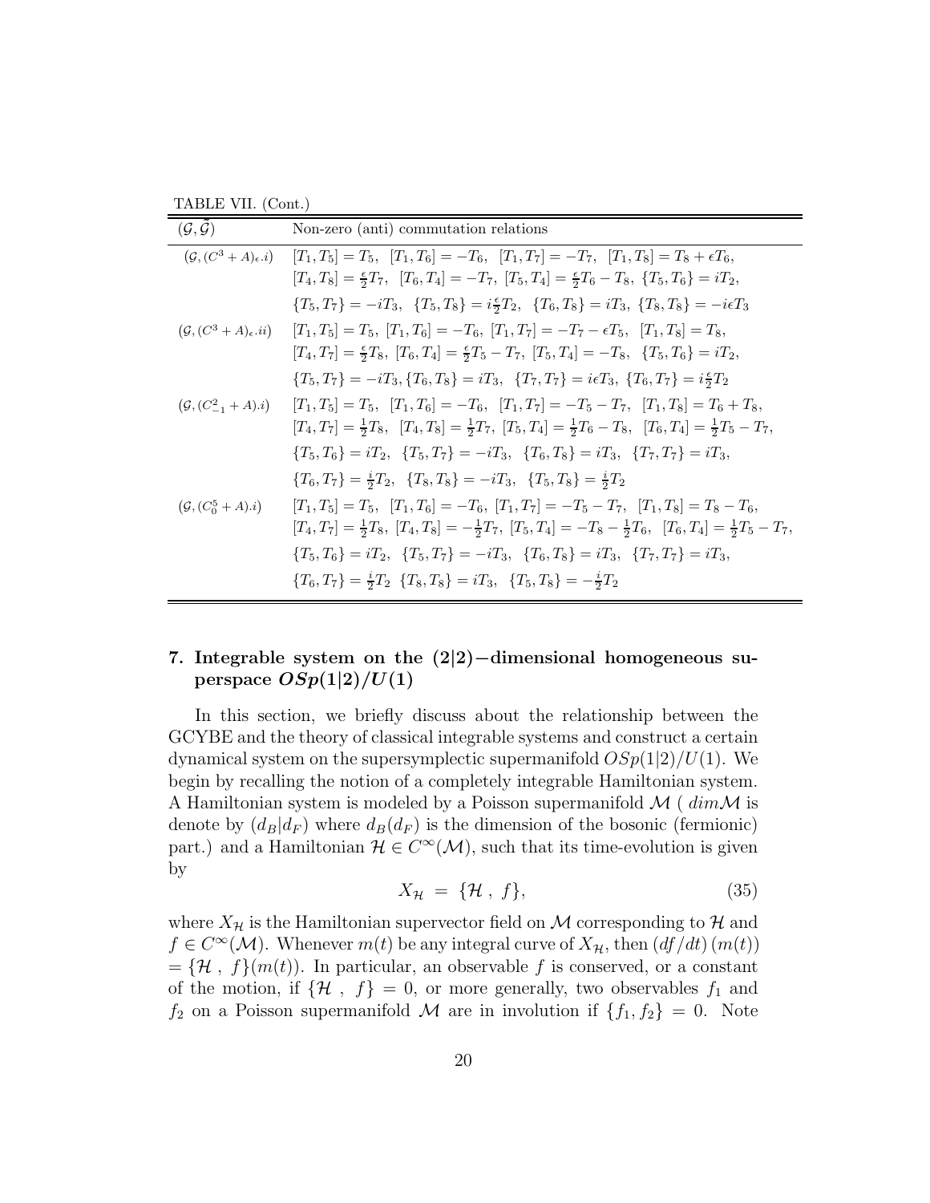TABLE VII. (Cont.)

| $(\mathcal{G},\tilde{\mathcal{G}})$ | Non-zero (anti) commutation relations |
|---|---|
| $(\mathcal{G},(C^3+A)_\epsilon.i)$ | $[T_1,T_5]=T_5,\ \ [T_1,T_6]=-T_6,\ \ [T_1,T_7]=-T_7,\ \ [T_1,T_8]=T_8+\epsilon T_6,$ $[T_4,T_8]=\frac{\epsilon}{2}T_7,\ \ [T_6,T_4]=-T_7,\ [T_5,T_4]=\frac{\epsilon}{2}T_6-T_8,\ \{T_5,T_6\}=iT_2,$ $\{T_5,T_7\}=-iT_3,\ \ \{T_5,T_8\}=i\frac{\epsilon}{2}T_2,\ \ \{T_6,T_8\}=iT_3,\ \{T_8,T_8\}=-i\epsilon T_3$ |
| $(\mathcal{G},(C^3+A)_\epsilon.ii)$ | $[T_1,T_5]=T_5,\ [T_1,T_6]=-T_6,\ [T_1,T_7]=-T_7-\epsilon T_5,\ \ [T_1,T_8]=T_8,$ $[T_4,T_7]=\frac{\epsilon}{2}T_8,\ [T_6,T_4]=\frac{\epsilon}{2}T_5-T_7,\ [T_5,T_4]=-T_8,\ \ \{T_5,T_6\}=iT_2,$ $\{T_5,T_7\}=-iT_3,\{T_6,T_8\}=iT_3,\ \ \{T_7,T_7\}=i\epsilon T_3,\ \{T_6,T_7\}=i\frac{\epsilon}{2}T_2$ |
| $(\mathcal{G},(C^2_{-1}+A).i)$ | $[T_1,T_5]=T_5,\ \ [T_1,T_6]=-T_6,\ \ [T_1,T_7]=-T_5-T_7,\ \ [T_1,T_8]=T_6+T_8,$ $[T_4,T_7]=\frac{1}{2}T_8,\ \ [T_4,T_8]=\frac{1}{2}T_7,\ [T_5,T_4]=\frac{1}{2}T_6-T_8,\ \ [T_6,T_4]=\frac{1}{2}T_5-T_7,$ $\{T_5,T_6\}=iT_2,\ \ \{T_5,T_7\}=-iT_3,\ \ \{T_6,T_8\}=iT_3,\ \ \{T_7,T_7\}=iT_3,$ $\{T_6,T_7\}=\frac{i}{2}T_2,\ \ \{T_8,T_8\}=-iT_3,\ \ \{T_5,T_8\}=\frac{i}{2}T_2$ |
| $(\mathcal{G},(C^5_0+A).i)$ | $[T_1,T_5]=T_5,\ \ [T_1,T_6]=-T_6,\ [T_1,T_7]=-T_5-T_7,\ \ [T_1,T_8]=T_8-T_6,$ $[T_4,T_7]=\frac{1}{2}T_8,\ [T_4,T_8]=-\frac{1}{2}T_7,\ [T_5,T_4]=-T_8-\frac{1}{2}T_6,\ \ [T_6,T_4]=\frac{1}{2}T_5-T_7,$ $\{T_5,T_6\}=iT_2,\ \ \{T_5,T_7\}=-iT_3,\ \ \{T_6,T_8\}=iT_3,\ \ \{T_7,T_7\}=iT_3,$ $\{T_6,T_7\}=\frac{i}{2}T_2\ \ \{T_8,T_8\}=iT_3,\ \ \{T_5,T_8\}=-\frac{i}{2}T_2$ |

## 7. Integrable system on the $(2|2)-$dimensional homogeneous superspace $OSp(1|2)/U(1)$

In this section, we briefly discuss about the relationship between the GCYBE and the theory of classical integrable systems and construct a certain dynamical system on the supersymplectic supermanifold $OSp(1|2)/U(1)$. We begin by recalling the notion of a completely integrable Hamiltonian system. A Hamiltonian system is modeled by a Poisson supermanifold $\mathcal{M}$ ( $dim\mathcal{M}$ is denote by $(d_B|d_F)$ where $d_B(d_F)$ is the dimension of the bosonic (fermionic) part.) and a Hamiltonian $\mathcal{H}\in C^\infty(\mathcal{M})$, such that its time-evolution is given by

$$X_{\mathcal{H}} \ = \ \{\mathcal{H}\ ,\ f\}, \tag{35}$$

where $X_{\mathcal{H}}$ is the Hamiltonian supervector field on $\mathcal{M}$ corresponding to $\mathcal{H}$ and $f\in C^\infty(\mathcal{M})$. Whenever $m(t)$ be any integral curve of $X_{\mathcal{H}}$, then $(df/dt)\,(m(t))$ $=\{\mathcal{H}\ ,\ f\}(m(t))$. In particular, an observable $f$ is conserved, or a constant of the motion, if $\{\mathcal{H}\ ,\ f\}=0$, or more generally, two observables $f_1$ and $f_2$ on a Poisson supermanifold $\mathcal{M}$ are in involution if $\{f_1,f_2\}=0$. Note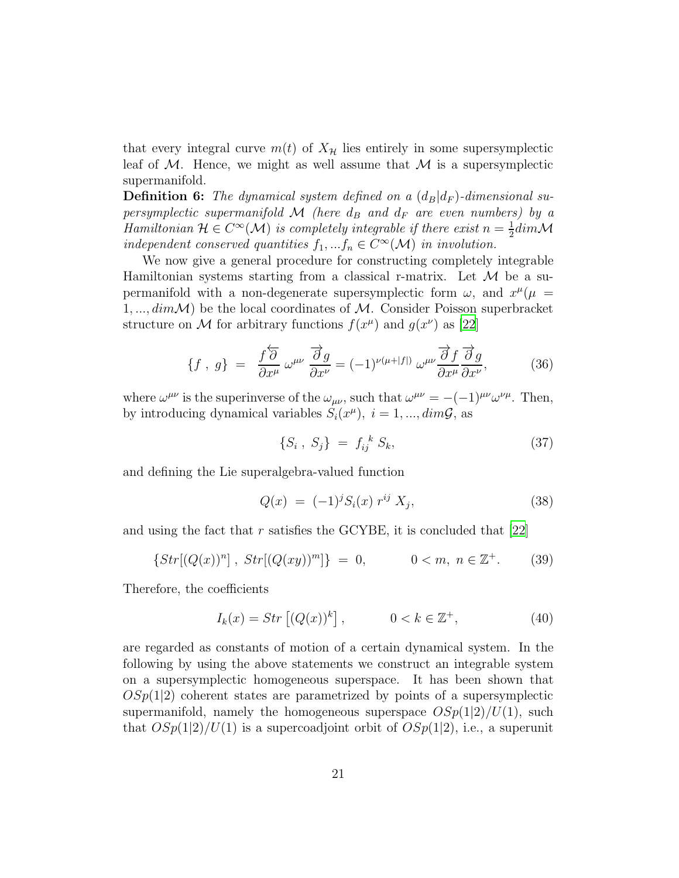that every integral curve $m(t)$ of $X_{\mathcal{H}}$ lies entirely in some supersymplectic leaf of $\mathcal{M}$. Hence, we might as well assume that $\mathcal{M}$ is a supersymplectic supermanifold.

**Definition 6:** *The dynamical system defined on a $(d_B|d_F)$-dimensional supersymplectic supermanifold $\mathcal{M}$ (here $d_B$ and $d_F$ are even numbers) by a Hamiltonian $\mathcal{H} \in C^\infty(\mathcal{M})$ is completely integrable if there exist $n = \frac{1}{2}dim\mathcal{M}$ independent conserved quantities $f_1, ...f_n \in C^\infty(\mathcal{M})$ in involution.*

We now give a general procedure for constructing completely integrable Hamiltonian systems starting from a classical r-matrix. Let $\mathcal{M}$ be a supermanifold with a non-degenerate supersymplectic form $\omega$, and $x^\mu(\mu = 1, ..., dim\mathcal{M})$ be the local coordinates of $\mathcal{M}$. Consider Poisson superbracket structure on $\mathcal{M}$ for arbitrary functions $f(x^\mu)$ and $g(x^\nu)$ as [22]

$$\{f\ ,\ g\} \;=\; \frac{f\overleftarrow{\partial}}{\partial x^\mu}\,\omega^{\mu\nu}\,\frac{\overrightarrow{\partial} g}{\partial x^\nu} = (-1)^{\nu(\mu+|f|)}\,\omega^{\mu\nu}\frac{\overrightarrow{\partial} f}{\partial x^\mu}\frac{\overrightarrow{\partial} g}{\partial x^\nu}, \tag{36}$$

where $\omega^{\mu\nu}$ is the superinverse of the $\omega_{\mu\nu}$, such that $\omega^{\mu\nu} = -(-1)^{\mu\nu}\omega^{\nu\mu}$. Then, by introducing dynamical variables $S_i(x^\mu),\ i = 1, ..., dim\mathcal{G}$, as

$$\{S_i\ ,\ S_j\} \;=\; f_{ij}^{\ \ k}\,S_k, \tag{37}$$

and defining the Lie superalgebra-valued function

$$Q(x) \;=\; (-1)^j S_i(x)\,r^{ij}\,X_j, \tag{38}$$

and using the fact that $r$ satisfies the GCYBE, it is concluded that [22]

$$\{Str[(Q(x))^n]\ ,\ Str[(Q(xy))^m]\} \;=\; 0, \qquad\quad 0 < m,\ n \in \mathbb{Z}^+. \tag{39}$$

Therefore, the coefficients

$$I_k(x) = Str\left[(Q(x))^k\right], \qquad\quad 0 < k \in \mathbb{Z}^+, \tag{40}$$

are regarded as constants of motion of a certain dynamical system. In the following by using the above statements we construct an integrable system on a supersymplectic homogeneous superspace. It has been shown that $OSp(1|2)$ coherent states are parametrized by points of a supersymplectic supermanifold, namely the homogeneous superspace $OSp(1|2)/U(1)$, such that $OSp(1|2)/U(1)$ is a supercoadjoint orbit of $OSp(1|2)$, i.e., a superunit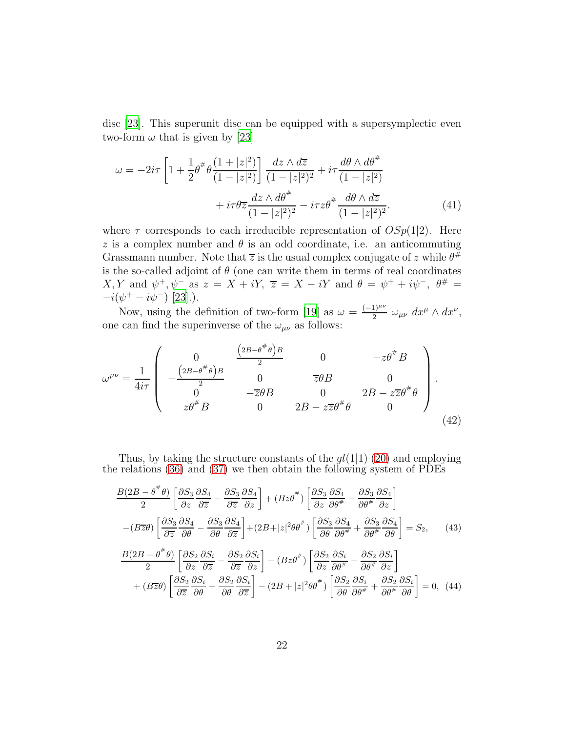disc [23]. This superunit disc can be equipped with a supersymplectic even two-form $\omega$ that is given by [23]

$$
\omega = -2i\tau \left[1 + \frac{1}{2}\theta^{\#}\theta\frac{(1+|z|^2)}{(1-|z|^2)}\right]\frac{dz\wedge d\overline{z}}{(1-|z|^2)^2} + i\tau\frac{d\theta\wedge d\theta^{\#}}{(1-|z|^2)} + i\tau\theta\overline{z}\frac{dz\wedge d\theta^{\#}}{(1-|z|^2)^2} - i\tau z\theta^{\#}\frac{d\theta\wedge d\overline{z}}{(1-|z|^2)^2}. \tag{41}
$$

where $\tau$ corresponds to each irreducible representation of $OSp(1|2)$. Here $z$ is a complex number and $\theta$ is an odd coordinate, i.e. an anticommuting Grassmann number. Note that $\overline{z}$ is the usual complex conjugate of $z$ while $\theta^{\#}$ is the so-called adjoint of $\theta$ (one can write them in terms of real coordinates $X, Y$ and $\psi^{+}, \psi^{-}$ as $z = X + iY$, $\overline{z} = X - iY$ and $\theta = \psi^{+} + i\psi^{-}$, $\theta^{\#} = -i(\psi^{+} - i\psi^{-})$ [23].).

Now, using the definition of two-form [19] as $\omega = \frac{(-1)^{\mu\nu}}{2}\,\omega_{\mu\nu}\,dx^{\mu}\wedge dx^{\nu}$, one can find the superinverse of the $\omega_{\mu\nu}$ as follows:

$$
\omega^{\mu\nu} = \frac{1}{4i\tau}\begin{pmatrix} 0 & \frac{\left(2B-\theta^{\#}\theta\right)B}{2} & 0 & -z\theta^{\#}B \\ -\frac{\left(2B-\theta^{\#}\theta\right)B}{2} & 0 & \overline{z}\theta B & 0 \\ 0 & -\overline{z}\theta B & 0 & 2B - z\overline{z}\theta^{\#}\theta \\ z\theta^{\#}B & 0 & 2B - z\overline{z}\theta^{\#}\theta & 0 \end{pmatrix}. \tag{42}
$$

Thus, by taking the structure constants of the $gl(1|1)$ (20) and employing the relations (36) and (37) we then obtain the following system of PDEs

$$
\frac{B(2B-\theta^{\#}\theta)}{2}\left[\frac{\partial S_3}{\partial z}\frac{\partial S_4}{\partial \overline{z}} - \frac{\partial S_3}{\partial \overline{z}}\frac{\partial S_4}{\partial z}\right] + (Bz\theta^{\#})\left[\frac{\partial S_3}{\partial z}\frac{\partial S_4}{\partial \theta^{\#}} - \frac{\partial S_3}{\partial \theta^{\#}}\frac{\partial S_4}{\partial z}\right]
$$
$$
-(B\overline{z}\theta)\left[\frac{\partial S_3}{\partial \overline{z}}\frac{\partial S_4}{\partial \theta} - \frac{\partial S_3}{\partial \theta}\frac{\partial S_4}{\partial \overline{z}}\right] + (2B+|z|^2\theta\theta^{\#})\left[\frac{\partial S_3}{\partial \theta}\frac{\partial S_4}{\partial \theta^{\#}} + \frac{\partial S_3}{\partial \theta^{\#}}\frac{\partial S_4}{\partial \theta}\right] = S_2, \tag{43}
$$

$$
\frac{B(2B-\theta^{\#}\theta)}{2}\left[\frac{\partial S_2}{\partial z}\frac{\partial S_i}{\partial \overline{z}} - \frac{\partial S_2}{\partial \overline{z}}\frac{\partial S_i}{\partial z}\right] - (Bz\theta^{\#})\left[\frac{\partial S_2}{\partial z}\frac{\partial S_i}{\partial \theta^{\#}} - \frac{\partial S_2}{\partial \theta^{\#}}\frac{\partial S_i}{\partial z}\right]
$$
$$
+(B\overline{z}\theta)\left[\frac{\partial S_2}{\partial \overline{z}}\frac{\partial S_i}{\partial \theta} - \frac{\partial S_2}{\partial \theta}\frac{\partial S_i}{\partial \overline{z}}\right] - (2B+|z|^2\theta\theta^{\#})\left[\frac{\partial S_2}{\partial \theta}\frac{\partial S_i}{\partial \theta^{\#}} + \frac{\partial S_2}{\partial \theta^{\#}}\frac{\partial S_i}{\partial \theta}\right] = 0, \tag{44}
$$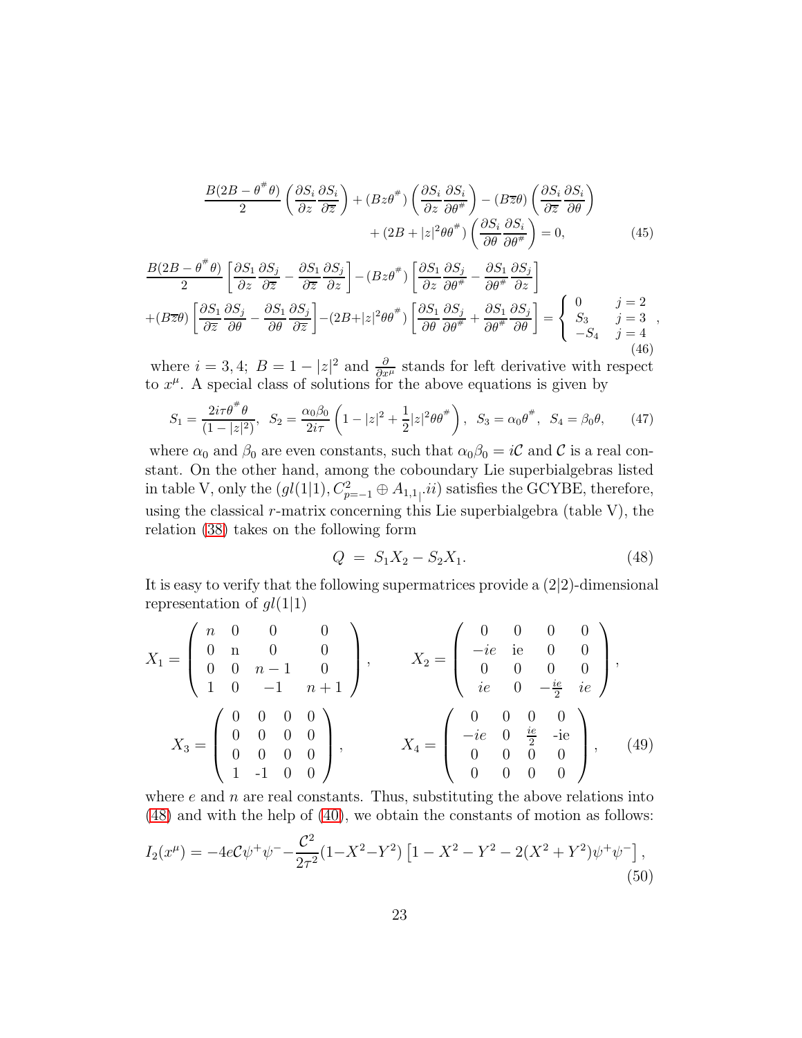$$
\frac{B(2B-\theta^{\#}\theta)}{2}\left(\frac{\partial S_i}{\partial z}\frac{\partial S_i}{\partial \overline{z}}\right)+(Bz\theta^{\#})\left(\frac{\partial S_i}{\partial z}\frac{\partial S_i}{\partial \theta^{\#}}\right)-(B\overline{z}\theta)\left(\frac{\partial S_i}{\partial \overline{z}}\frac{\partial S_i}{\partial \theta}\right)
+(2B+|z|^2\theta\theta^{\#})\left(\frac{\partial S_i}{\partial \theta}\frac{\partial S_i}{\partial \theta^{\#}}\right)=0, \tag{45}
$$

$$
\frac{B(2B-\theta^{\#}\theta)}{2}\left[\frac{\partial S_1}{\partial z}\frac{\partial S_j}{\partial \overline{z}}-\frac{\partial S_1}{\partial \overline{z}}\frac{\partial S_j}{\partial z}\right]-(Bz\theta^{\#})\left[\frac{\partial S_1}{\partial z}\frac{\partial S_j}{\partial \theta^{\#}}-\frac{\partial S_1}{\partial \theta^{\#}}\frac{\partial S_j}{\partial z}\right]
+(B\overline{z}\theta)\left[\frac{\partial S_1}{\partial \overline{z}}\frac{\partial S_j}{\partial \theta}-\frac{\partial S_1}{\partial \theta}\frac{\partial S_j}{\partial \overline{z}}\right]-(2B+|z|^2\theta\theta^{\#})\left[\frac{\partial S_1}{\partial \theta}\frac{\partial S_j}{\partial \theta^{\#}}+\frac{\partial S_1}{\partial \theta^{\#}}\frac{\partial S_j}{\partial \theta}\right]=\left\{\begin{array}{ll}0 & j=2\\ S_3 & j=3\\ -S_4 & j=4\end{array}\right., \tag{46}
$$

where $i=3,4$; $B=1-|z|^2$ and $\frac{\partial}{\partial x^\mu}$ stands for left derivative with respect to $x^\mu$. A special class of solutions for the above equations is given by

$$
S_1=\frac{2i\tau\theta^{\#}\theta}{(1-|z|^2)},\;\; S_2=\frac{\alpha_0\beta_0}{2i\tau}\left(1-|z|^2+\frac{1}{2}|z|^2\theta\theta^{\#}\right),\;\; S_3=\alpha_0\theta^{\#},\;\; S_4=\beta_0\theta, \tag{47}
$$

where $\alpha_0$ and $\beta_0$ are even constants, such that $\alpha_0\beta_0=i\mathcal{C}$ and $\mathcal{C}$ is a real constant. On the other hand, among the coboundary Lie superbialgebras listed in table V, only the $(gl(1|1), C^2_{p=-1}\oplus A_{1,1|}.ii)$ satisfies the GCYBE, therefore, using the classical $r$-matrix concerning this Lie superbialgebra (table V), the relation (38) takes on the following form

$$
Q \;=\; S_1X_2-S_2X_1. \tag{48}
$$

It is easy to verify that the following supermatrices provide a (2|2)-dimensional representation of $gl(1|1)$

$$
X_1=\left(\begin{array}{cccc} n & 0 & 0 & 0\\ 0 & \mathrm{n} & 0 & 0\\ 0 & 0 & n-1 & 0\\ 1 & 0 & -1 & n+1\end{array}\right),\qquad X_2=\left(\begin{array}{cccc} 0 & 0 & 0 & 0\\ -ie & \mathrm{ie} & 0 & 0\\ 0 & 0 & 0 & 0\\ ie & 0 & -\frac{ie}{2} & ie\end{array}\right),
$$

$$
X_3=\left(\begin{array}{cccc} 0 & 0 & 0 & 0\\ 0 & 0 & 0 & 0\\ 0 & 0 & 0 & 0\\ 1 & \text{-}1 & 0 & 0\end{array}\right),\qquad X_4=\left(\begin{array}{cccc} 0 & 0 & 0 & 0\\ -ie & 0 & \frac{ie}{2} & \text{-ie}\\ 0 & 0 & 0 & 0\\ 0 & 0 & 0 & 0\end{array}\right), \tag{49}
$$

where $e$ and $n$ are real constants. Thus, substituting the above relations into (48) and with the help of (40), we obtain the constants of motion as follows:

$$
I_2(x^\mu)=-4e\mathcal{C}\psi^+\psi^- -\frac{\mathcal{C}^2}{2\tau^2}(1-X^2-Y^2)\left[1-X^2-Y^2-2(X^2+Y^2)\psi^+\psi^-\right], \tag{50}
$$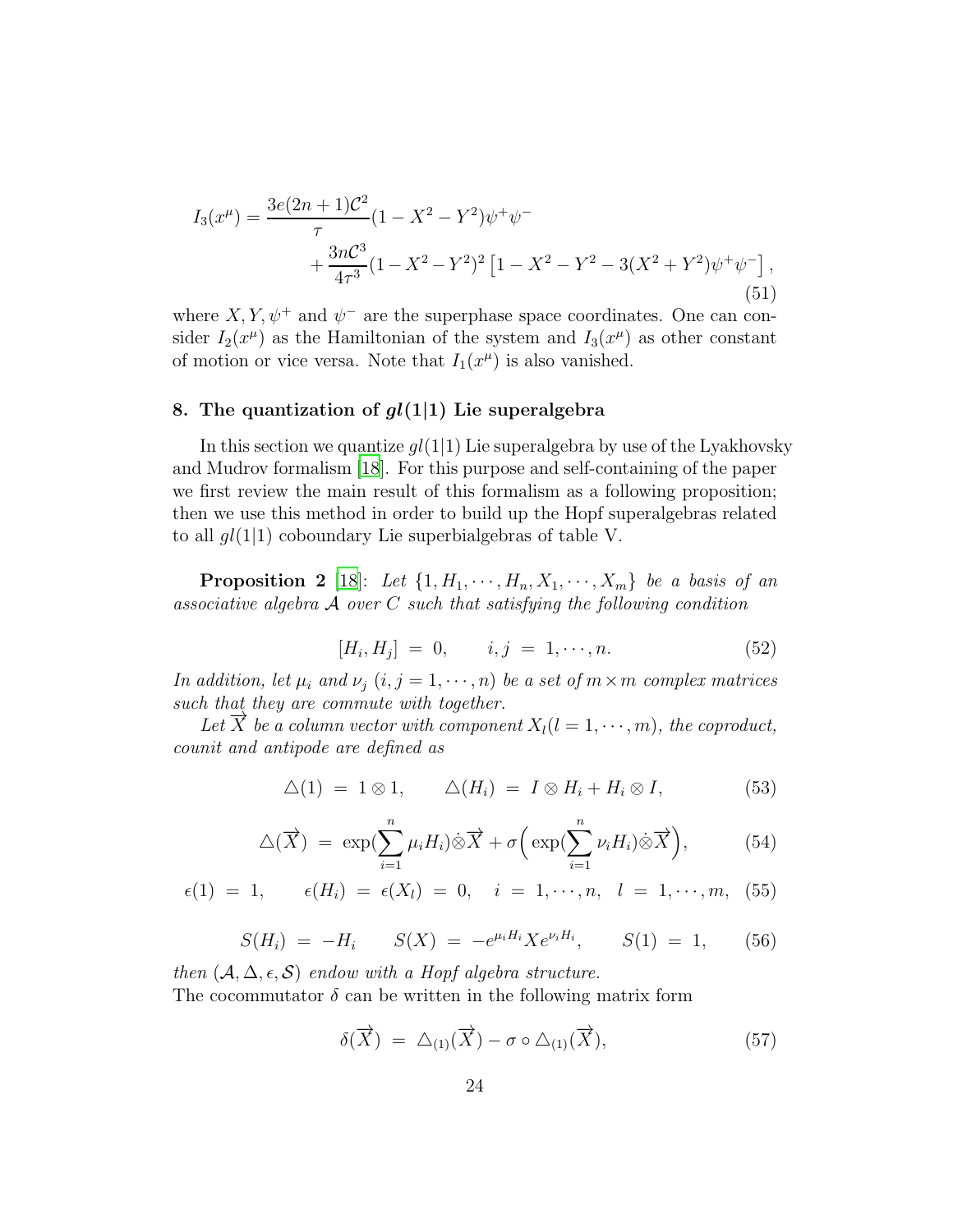$$
\begin{aligned}
I_3(x^\mu) = & \frac{3e(2n+1)\mathcal{C}^2}{\tau}(1-X^2-Y^2)\psi^+\psi^- \\
& + \frac{3n\mathcal{C}^3}{4\tau^3}(1-X^2-Y^2)^2\left[1-X^2-Y^2-3(X^2+Y^2)\psi^+\psi^-\right],
\end{aligned}
\tag{51}
$$

where $X, Y, \psi^+$ and $\psi^-$ are the superphase space coordinates. One can consider $I_2(x^\mu)$ as the Hamiltonian of the system and $I_3(x^\mu)$ as other constant of motion or vice versa. Note that $I_1(x^\mu)$ is also vanished.

## 8. The quantization of $gl(1|1)$ Lie superalgebra

In this section we quantize $gl(1|1)$ Lie superalgebra by use of the Lyakhovsky and Mudrov formalism [18]. For this purpose and self-containing of the paper we first review the main result of this formalism as a following proposition; then we use this method in order to build up the Hopf superalgebras related to all $gl(1|1)$ coboundary Lie superbialgebras of table V.

**Proposition 2** [18]: *Let $\{1, H_1, \cdots, H_n, X_1, \cdots, X_m\}$ be a basis of an associative algebra $\mathcal{A}$ over $C$ such that satisfying the following condition*

$$
[H_i, H_j] \;=\; 0, \qquad i, j \;=\; 1, \cdots, n. \tag{52}
$$

*In addition, let $\mu_i$ and $\nu_j$ $(i, j = 1, \cdots, n)$ be a set of $m \times m$ complex matrices such that they are commute with together.*

*Let $\overrightarrow{X}$ be a column vector with component $X_l (l = 1, \cdots, m)$, the coproduct, counit and antipode are defined as*

$$
\triangle(1) \;=\; 1 \otimes 1, \qquad \triangle(H_i) \;=\; I \otimes H_i + H_i \otimes I, \tag{53}
$$

$$
\triangle(\overrightarrow{X}) \;=\; \exp(\sum_{i=1}^{n} \mu_i H_i) \dot{\otimes} \overrightarrow{X} + \sigma\Big(\exp(\sum_{i=1}^{n} \nu_i H_i) \dot{\otimes} \overrightarrow{X}\Big), \tag{54}
$$

$$
\epsilon(1) \;=\; 1, \qquad \epsilon(H_i) \;=\; \epsilon(X_l) \;=\; 0, \quad i \;=\; 1, \cdots, n, \quad l \;=\; 1, \cdots, m, \tag{55}
$$

$$
S(H_i) \;=\; -H_i \qquad S(X) \;=\; -e^{\mu_i H_i} X e^{\nu_i H_i}, \qquad S(1) \;=\; 1, \tag{56}
$$

*then $(\mathcal{A}, \Delta, \epsilon, \mathcal{S})$ endow with a Hopf algebra structure.*

The cocommutator $\delta$ can be written in the following matrix form

$$
\delta(\overrightarrow{X}) \;=\; \triangle_{(1)}(\overrightarrow{X}) - \sigma \circ \triangle_{(1)}(\overrightarrow{X}), \tag{57}
$$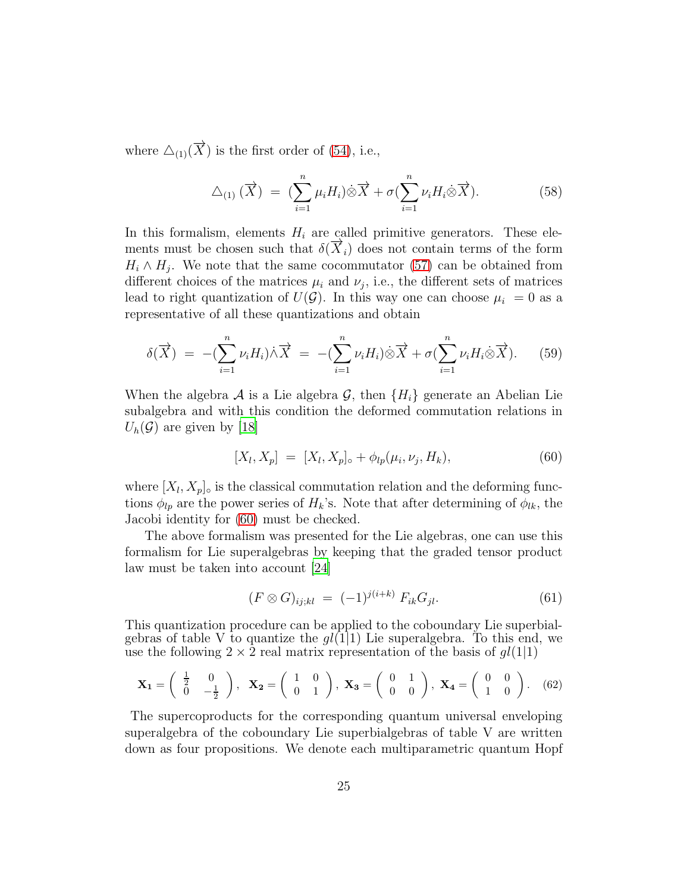where $\triangle_{(1)}(\overrightarrow{X})$ is the first order of (54), i.e.,

$$\triangle_{(1)}(\overrightarrow{X}) \;=\; (\sum_{i=1}^{n}\mu_i H_i)\dot{\otimes}\overrightarrow{X} + \sigma(\sum_{i=1}^{n}\nu_i H_i\dot{\otimes}\overrightarrow{X}). \tag{58}$$

In this formalism, elements $H_i$ are called primitive generators. These elements must be chosen such that $\delta(\overrightarrow{X}_i)$ does not contain terms of the form $H_i \wedge H_j$. We note that the same cocommutator (57) can be obtained from different choices of the matrices $\mu_i$ and $\nu_j$, i.e., the different sets of matrices lead to right quantization of $U(\mathcal{G})$. In this way one can choose $\mu_i = 0$ as a representative of all these quantizations and obtain

$$\delta(\overrightarrow{X}) \;=\; -(\sum_{i=1}^{n}\nu_i H_i)\dot{\wedge}\overrightarrow{X} \;=\; -(\sum_{i=1}^{n}\nu_i H_i)\dot{\otimes}\overrightarrow{X} + \sigma(\sum_{i=1}^{n}\nu_i H_i\dot{\otimes}\overrightarrow{X}). \tag{59}$$

When the algebra $\mathcal{A}$ is a Lie algebra $\mathcal{G}$, then $\{H_i\}$ generate an Abelian Lie subalgebra and with this condition the deformed commutation relations in $U_h(\mathcal{G})$ are given by [18]

$$[X_l, X_p] \;=\; [X_l, X_p]_{\circ} + \phi_{lp}(\mu_i, \nu_j, H_k), \tag{60}$$

where $[X_l, X_p]_{\circ}$ is the classical commutation relation and the deforming functions $\phi_{lp}$ are the power series of $H_k$'s. Note that after determining of $\phi_{lk}$, the Jacobi identity for (60) must be checked.

The above formalism was presented for the Lie algebras, one can use this formalism for Lie superalgebras by keeping that the graded tensor product law must be taken into account [24]

$$(F \otimes G)_{ij;kl} \;=\; (-1)^{j(i+k)}\, F_{ik}G_{jl}. \tag{61}$$

This quantization procedure can be applied to the coboundary Lie superbialgebras of table V to quantize the $gl(1|1)$ Lie superalgebra. To this end, we use the following $2 \times 2$ real matrix representation of the basis of $gl(1|1)$

$$\mathbf{X_1} = \begin{pmatrix} \frac{1}{2} & 0 \\ 0 & -\frac{1}{2} \end{pmatrix}, \;\; \mathbf{X_2} = \begin{pmatrix} 1 & 0 \\ 0 & 1 \end{pmatrix}, \; \mathbf{X_3} = \begin{pmatrix} 0 & 1 \\ 0 & 0 \end{pmatrix}, \; \mathbf{X_4} = \begin{pmatrix} 0 & 0 \\ 1 & 0 \end{pmatrix}. \tag{62}$$

The supercoproducts for the corresponding quantum universal enveloping superalgebra of the coboundary Lie superbialgebras of table V are written down as four propositions. We denote each multiparametric quantum Hopf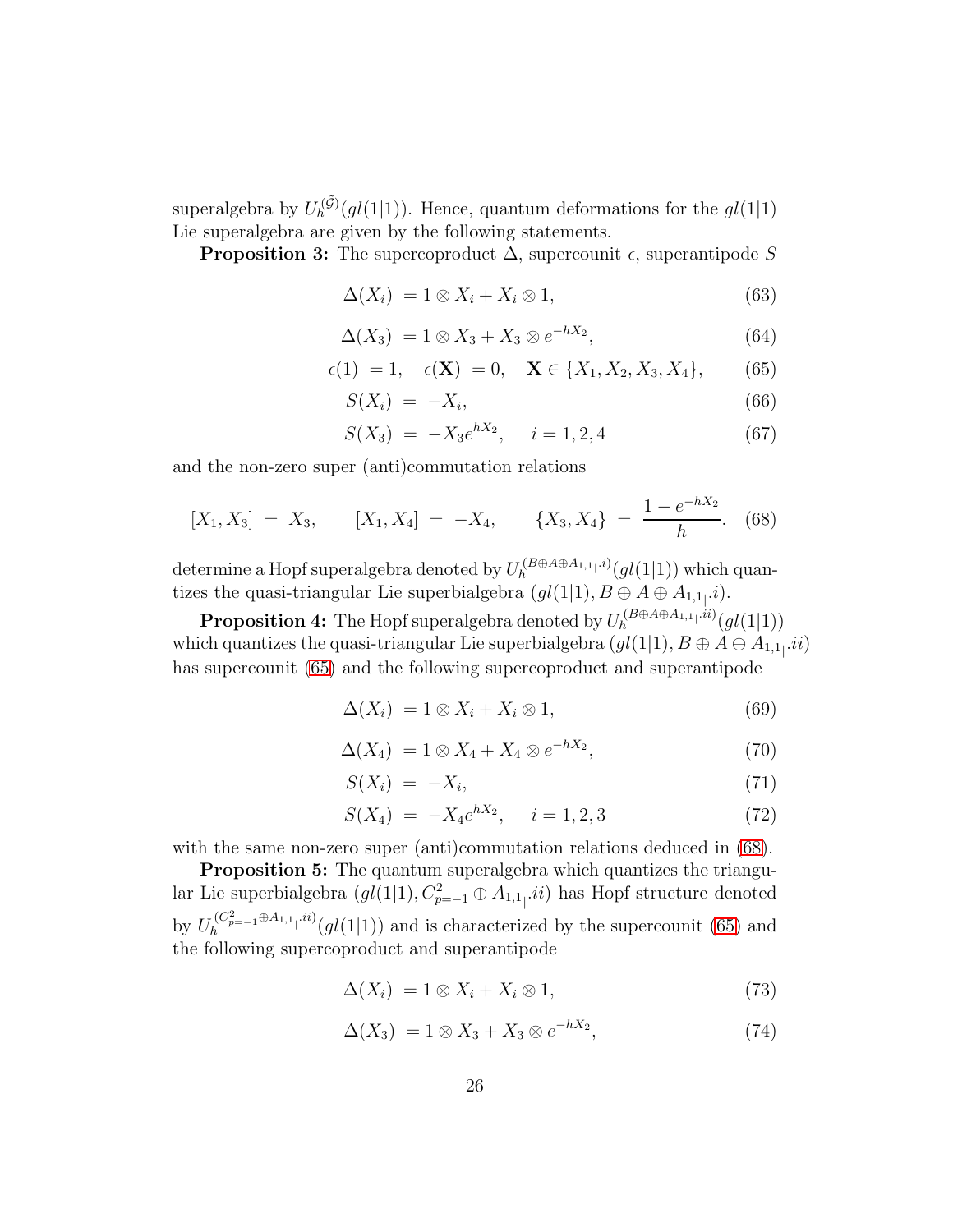superalgebra by $U_h^{(\tilde{\mathcal{G}})}(gl(1|1))$. Hence, quantum deformations for the $gl(1|1)$ Lie superalgebra are given by the following statements.

**Proposition 3:** The supercoproduct $\Delta$, supercounit $\epsilon$, superantipode $S$

$$\Delta(X_i) \;= 1 \otimes X_i + X_i \otimes 1, \tag{63}$$

$$\Delta(X_3) \;= 1 \otimes X_3 + X_3 \otimes e^{-hX_2}, \tag{64}$$

$$\epsilon(1) \;= 1, \quad \epsilon(\mathbf{X}) \;= 0, \quad \mathbf{X} \in \{X_1, X_2, X_3, X_4\}, \tag{65}$$

$$S(X_i) \;=\; -X_i, \tag{66}$$

$$S(X_3) \;=\; -X_3 e^{hX_2}, \quad\; i = 1, 2, 4 \tag{67}$$

and the non-zero super (anti)commutation relations

$$[X_1, X_3] \;=\; X_3, \qquad [X_1, X_4] \;=\; -X_4, \qquad \{X_3, X_4\} \;=\; \frac{1 - e^{-hX_2}}{h}. \tag{68}$$

determine a Hopf superalgebra denoted by $U_h^{(B\oplus A\oplus A_{1,1_|}.i)}(gl(1|1))$ which quantizes the quasi-triangular Lie superbialgebra $(gl(1|1), B \oplus A \oplus A_{1,1_|}.i)$.

**Proposition 4:** The Hopf superalgebra denoted by $U_h^{(B\oplus A\oplus A_{1,1_|}.ii)}(gl(1|1))$ which quantizes the quasi-triangular Lie superbialgebra $(gl(1|1), B \oplus A \oplus A_{1,1_|}.ii)$ has supercount (65) and the following supercoproduct and superantipode

$$\Delta(X_i) \;= 1 \otimes X_i + X_i \otimes 1, \tag{69}$$

$$\Delta(X_4) \;= 1 \otimes X_4 + X_4 \otimes e^{-hX_2}, \tag{70}$$

$$S(X_i) \;=\; -X_i, \tag{71}$$

$$S(X_4) \;=\; -X_4 e^{hX_2}, \quad\; i = 1, 2, 3 \tag{72}$$

with the same non-zero super (anti)commutation relations deduced in (68).

**Proposition 5:** The quantum superalgebra which quantizes the triangular Lie superbialgebra $(gl(1|1), C^2_{p=-1} \oplus A_{1,1_|}.ii)$ has Hopf structure denoted by $U_h^{(C^2_{p=-1}\oplus A_{1,1_|}.ii)}(gl(1|1))$ and is characterized by the supercounit (65) and the following supercoproduct and superantipode

$$\Delta(X_i) \;= 1 \otimes X_i + X_i \otimes 1, \tag{73}$$

$$\Delta(X_3) \;= 1 \otimes X_3 + X_3 \otimes e^{-hX_2}, \tag{74}$$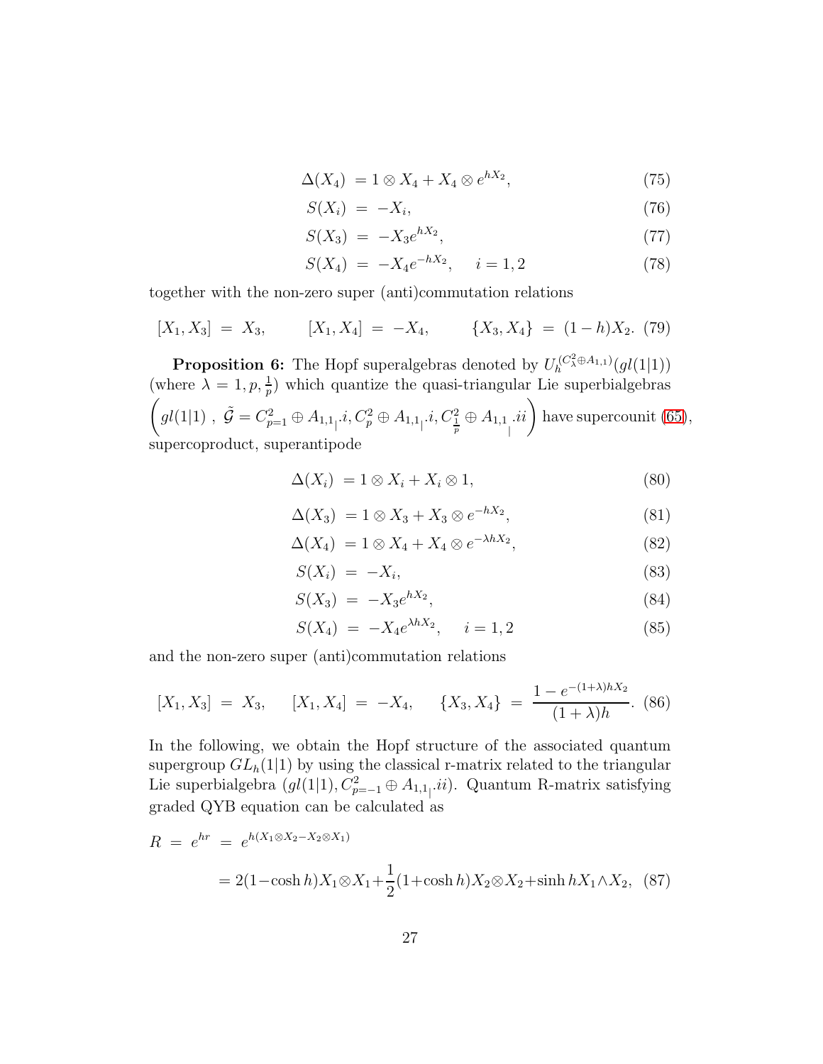$$\Delta(X_4) \;= 1 \otimes X_4 + X_4 \otimes e^{hX_2}, \tag{75}$$

$$S(X_i) \;=\; -X_i, \tag{76}$$

$$S(X_3) \;=\; -X_3 e^{hX_2}, \tag{77}$$

$$S(X_4) \;=\; -X_4 e^{-hX_2}, \quad\; i = 1, 2 \tag{78}$$

together with the non-zero super (anti)commutation relations

$$[X_1, X_3] \;=\; X_3, \qquad [X_1, X_4] \;=\; -X_4, \qquad \{X_3, X_4\} \;=\; (1-h)X_2. \tag{79}$$

**Proposition 6:** The Hopf superalgebras denoted by $U_h^{(C^2_\lambda \oplus A_{1,1})}(gl(1|1))$ (where $\lambda = 1, p, \frac{1}{p}$) which quantize the quasi-triangular Lie superbialgebras $\left(gl(1|1)\;,\; \tilde{\mathcal{G}} = C^2_{p=1} \oplus A_{1,1_|}.i, C^2_p \oplus A_{1,1_|}.i, C^2_{\frac{1}{p}} \oplus A_{1,1_|}.ii\right)$ have supercounit (65), supercoproduct, superantipode

$$\Delta(X_i) \;= 1 \otimes X_i + X_i \otimes 1, \tag{80}$$

$$\Delta(X_3) \;= 1 \otimes X_3 + X_3 \otimes e^{-hX_2}, \tag{81}$$

$$\Delta(X_4) \;= 1 \otimes X_4 + X_4 \otimes e^{-\lambda hX_2}, \tag{82}$$

$$S(X_i) \;=\; -X_i, \tag{83}$$

$$S(X_3) \;=\; -X_3 e^{hX_2}, \tag{84}$$

$$S(X_4) \;=\; -X_4 e^{\lambda hX_2}, \quad\; i = 1, 2 \tag{85}$$

and the non-zero super (anti)commutation relations

$$[X_1, X_3] \;=\; X_3, \quad\; [X_1, X_4] \;=\; -X_4, \quad\; \{X_3, X_4\} \;=\; \frac{1 - e^{-(1+\lambda)hX_2}}{(1+\lambda)h}. \tag{86}$$

In the following, we obtain the Hopf structure of the associated quantum supergroup $GL_h(1|1)$ by using the classical r-matrix related to the triangular Lie superbialgebra $(gl(1|1), C^2_{p=-1} \oplus A_{1,1_|}.ii)$. Quantum R-matrix satisfying graded QYB equation can be calculated as

$$R \;=\; e^{hr} \;=\; e^{h(X_1 \otimes X_2 - X_2 \otimes X_1)}$$

$$= 2(1 - \cosh h) X_1 \otimes X_1 + \frac{1}{2}(1 + \cosh h) X_2 \otimes X_2 + \sinh h X_1 \wedge X_2, \tag{87}$$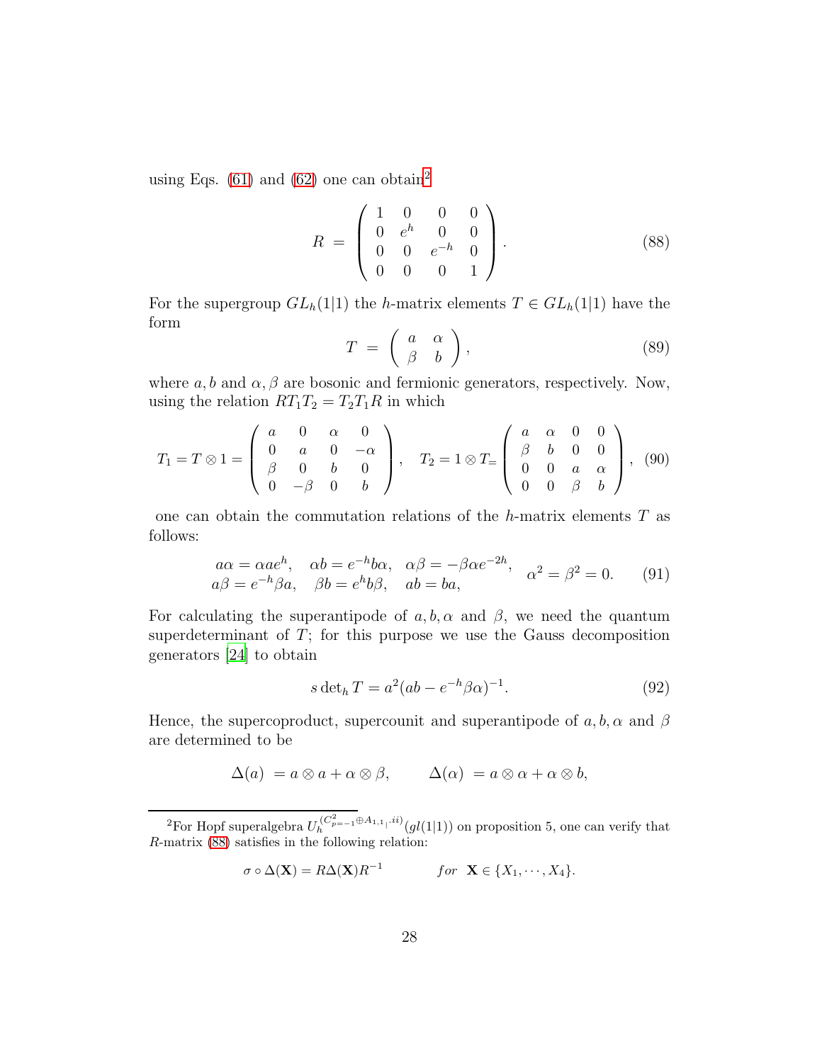using Eqs. (61) and (62) one can obtain[2]

$$R \;=\; \left(\begin{array}{cccc} 1 & 0 & 0 & 0 \\ 0 & e^{h} & 0 & 0 \\ 0 & 0 & e^{-h} & 0 \\ 0 & 0 & 0 & 1 \end{array}\right). \tag{88}$$

For the supergroup $GL_h(1|1)$ the $h$-matrix elements $T \in GL_h(1|1)$ have the form

$$T \;=\; \left(\begin{array}{cc} a & \alpha \\ \beta & b \end{array}\right), \tag{89}$$

where $a, b$ and $\alpha, \beta$ are bosonic and fermionic generators, respectively. Now, using the relation $RT_1T_2 = T_2T_1R$ in which

$$T_1 = T\otimes 1 = \left(\begin{array}{cccc} a & 0 & \alpha & 0 \\ 0 & a & 0 & -\alpha \\ \beta & 0 & b & 0 \\ 0 & -\beta & 0 & b \end{array}\right), \quad T_2 = 1\otimes T = \left(\begin{array}{cccc} a & \alpha & 0 & 0 \\ \beta & b & 0 & 0 \\ 0 & 0 & a & \alpha \\ 0 & 0 & \beta & b \end{array}\right), \tag{90}$$

one can obtain the commutation relations of the $h$-matrix elements $T$ as follows:

$$\begin{array}{lll} a\alpha = \alpha a e^{h}, & \alpha b = e^{-h} b\alpha, & \alpha\beta = -\beta\alpha e^{-2h}, \\ a\beta = e^{-h}\beta a, & \beta b = e^{h} b\beta, & ab = ba, \end{array} \quad \alpha^2 = \beta^2 = 0. \tag{91}$$

For calculating the superantipode of $a, b, \alpha$ and $\beta$, we need the quantum superdeterminant of $T$; for this purpose we use the Gauss decomposition generators [24] to obtain

$$s\det{}_h T = a^2(ab - e^{-h}\beta\alpha)^{-1}. \tag{92}$$

Hence, the supercoproduct, supercounit and superantipode of $a, b, \alpha$ and $\beta$ are determined to be

$$\Delta(a) \;= a\otimes a + \alpha\otimes\beta, \qquad \Delta(\alpha) \;= a\otimes\alpha + \alpha\otimes b,$$

---

[2] For Hopf superalgebra $U_h^{(C^2_{p=-1}\oplus A_{1,1}|.ii)}(gl(1|1))$ on proposition 5, one can verify that $R$-matrix (88) satisfies in the following relation:

$$\sigma\circ\Delta(\mathbf{X}) = R\Delta(\mathbf{X})R^{-1} \qquad\quad for \;\; \mathbf{X}\in\{X_1,\cdots,X_4\}.$$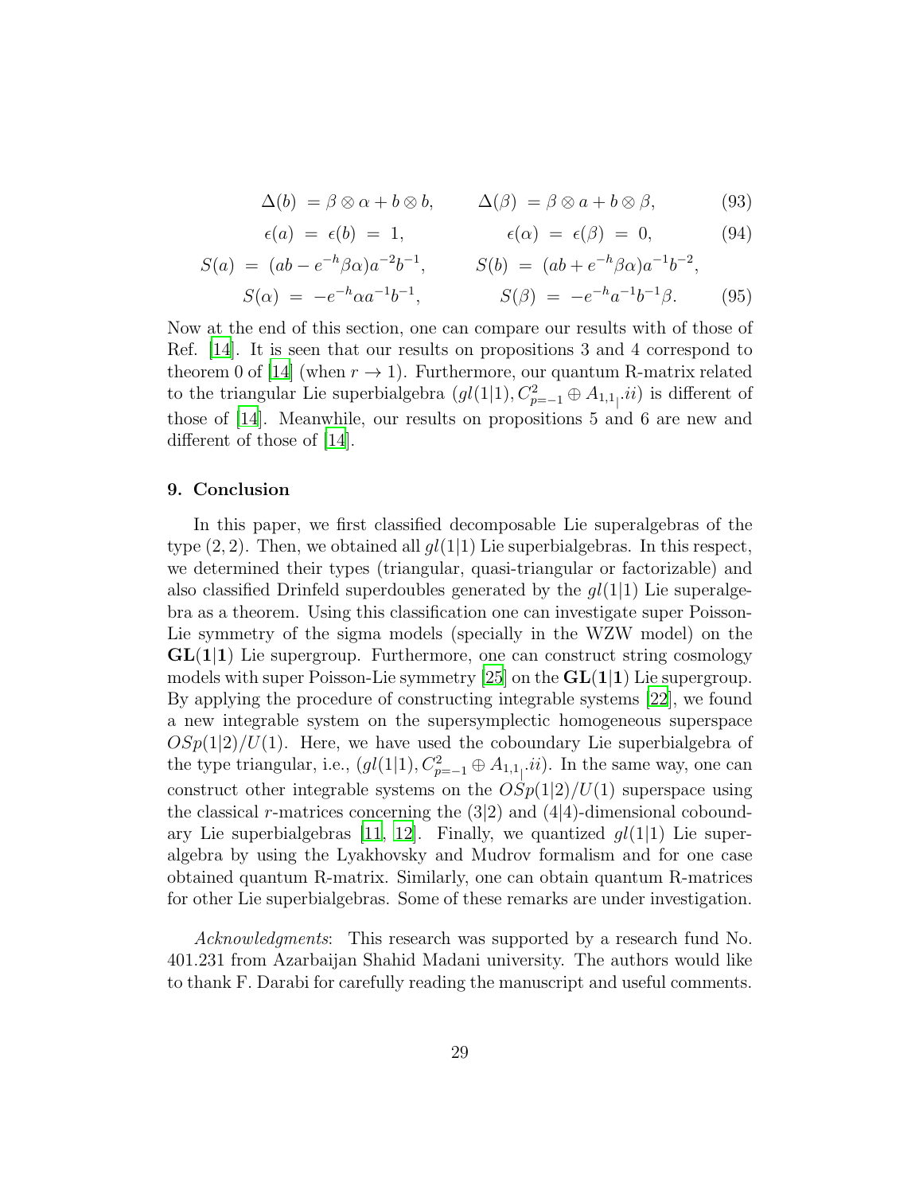$$\Delta(b) = \beta \otimes \alpha + b \otimes b, \qquad \Delta(\beta) = \beta \otimes a + b \otimes \beta, \tag{93}$$

$$\epsilon(a) = \epsilon(b) = 1, \qquad \epsilon(\alpha) = \epsilon(\beta) = 0, \tag{94}$$

$$S(a) = (ab - e^{-h}\beta\alpha)a^{-2}b^{-1}, \qquad S(b) = (ab + e^{-h}\beta\alpha)a^{-1}b^{-2},$$

$$S(\alpha) = -e^{-h}\alpha a^{-1}b^{-1}, \qquad S(\beta) = -e^{-h}a^{-1}b^{-1}\beta. \tag{95}$$

Now at the end of this section, one can compare our results with of those of Ref. [14]. It is seen that our results on propositions 3 and 4 correspond to theorem 0 of [14] (when $r \to 1$). Furthermore, our quantum R-matrix related to the triangular Lie superbialgebra $(gl(1|1), C^2_{p=-1} \oplus A_{1,1_|}.ii)$ is different of those of [14]. Meanwhile, our results on propositions 5 and 6 are new and different of those of [14].

## 9. Conclusion

In this paper, we first classified decomposable Lie superalgebras of the type $(2, 2)$. Then, we obtained all $gl(1|1)$ Lie superbialgebras. In this respect, we determined their types (triangular, quasi-triangular or factorizable) and also classified Drinfeld superdoubles generated by the $gl(1|1)$ Lie superalgebra as a theorem. Using this classification one can investigate super Poisson-Lie symmetry of the sigma models (specially in the WZW model) on the $\mathbf{GL(1|1)}$ Lie supergroup. Furthermore, one can construct string cosmology models with super Poisson-Lie symmetry [25] on the $\mathbf{GL(1|1)}$ Lie supergroup. By applying the procedure of constructing integrable systems [22], we found a new integrable system on the supersymplectic homogeneous superspace $OSp(1|2)/U(1)$. Here, we have used the coboundary Lie superbialgebra of the type triangular, i.e., $(gl(1|1), C^2_{p=-1} \oplus A_{1,1_|}.ii)$. In the same way, one can construct other integrable systems on the $OSp(1|2)/U(1)$ superspace using the classical $r$-matrices concerning the $(3|2)$ and $(4|4)$-dimensional coboundary Lie superbialgebras [11, 12]. Finally, we quantized $gl(1|1)$ Lie superalgebra by using the Lyakhovsky and Mudrov formalism and for one case obtained quantum R-matrix. Similarly, one can obtain quantum R-matrices for other Lie superbialgebras. Some of these remarks are under investigation.

*Acknowledgments*: This research was supported by a research fund No. 401.231 from Azarbaijan Shahid Madani university. The authors would like to thank F. Darabi for carefully reading the manuscript and useful comments.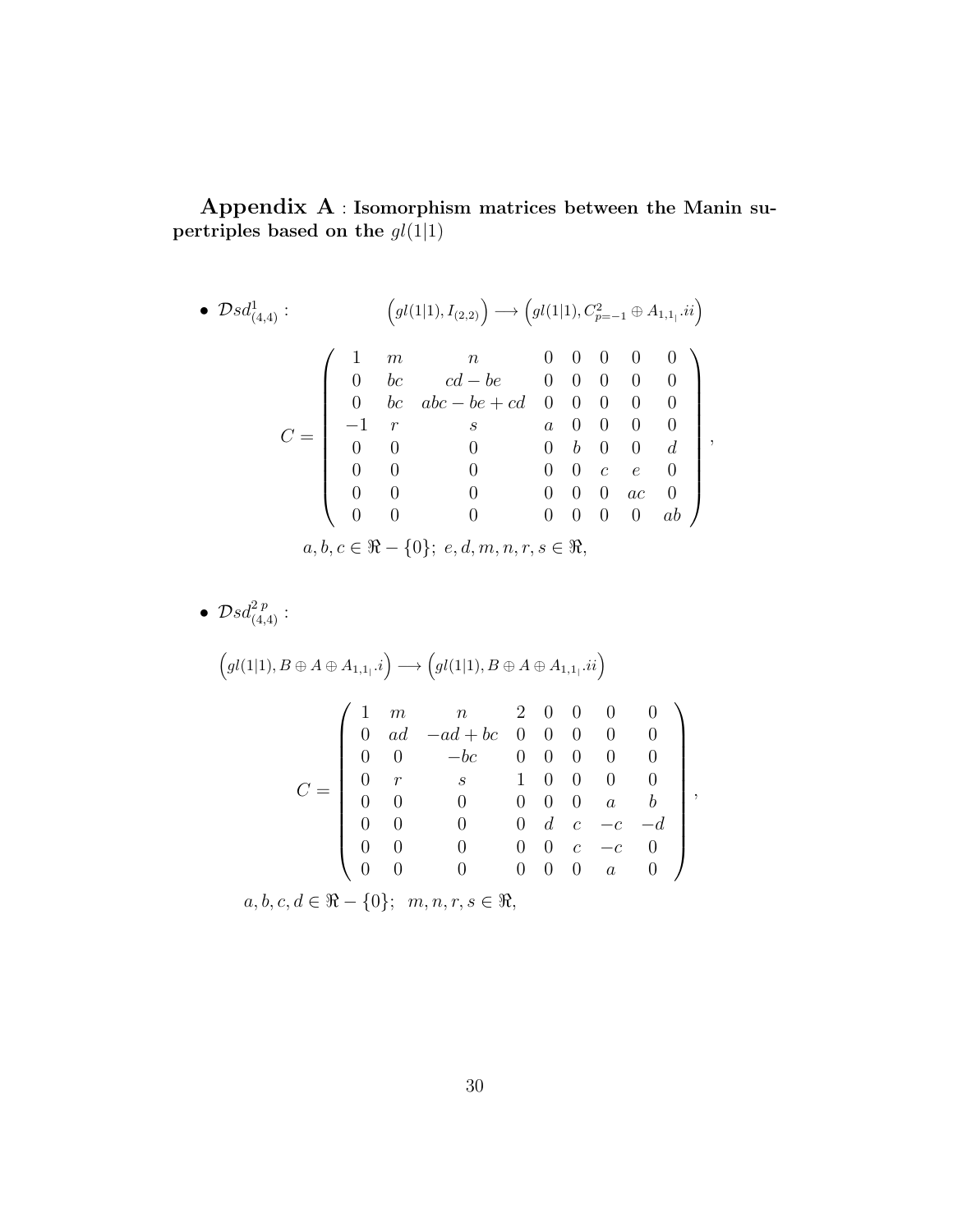**Appendix A** : **Isomorphism matrices between the Manin supertriples based on the** $gl(1|1)$

- $\mathcal{D}sd^{1}_{(4,4)}$ : $\Big(gl(1|1), I_{(2,2)}\Big) \longrightarrow \Big(gl(1|1), C^{2}_{p=-1} \oplus A_{1,1_|}.ii\Big)$

$$
C = \left(\begin{array}{cccccccc}
1 & m & n & 0 & 0 & 0 & 0 & 0 \\
0 & bc & cd-be & 0 & 0 & 0 & 0 & 0 \\
0 & bc & abc-be+cd & 0 & 0 & 0 & 0 & 0 \\
-1 & r & s & a & 0 & 0 & 0 & 0 \\
0 & 0 & 0 & 0 & b & 0 & 0 & d \\
0 & 0 & 0 & 0 & 0 & c & e & 0 \\
0 & 0 & 0 & 0 & 0 & 0 & ac & 0 \\
0 & 0 & 0 & 0 & 0 & 0 & 0 & ab
\end{array}\right),
$$

$a, b, c \in \Re - \{0\};\ e, d, m, n, r, s \in \Re,$

- $\mathcal{D}sd^{2\,p}_{(4,4)}$ :

$\Big(gl(1|1), B \oplus A \oplus A_{1,1_|}.i\Big) \longrightarrow \Big(gl(1|1), B \oplus A \oplus A_{1,1_|}.ii\Big)$

$$
C = \left(\begin{array}{cccccccc}
1 & m & n & 2 & 0 & 0 & 0 & 0 \\
0 & ad & -ad+bc & 0 & 0 & 0 & 0 & 0 \\
0 & 0 & -bc & 0 & 0 & 0 & 0 & 0 \\
0 & r & s & 1 & 0 & 0 & 0 & 0 \\
0 & 0 & 0 & 0 & 0 & 0 & a & b \\
0 & 0 & 0 & 0 & d & c & -c & -d \\
0 & 0 & 0 & 0 & 0 & c & -c & 0 \\
0 & 0 & 0 & 0 & 0 & 0 & a & 0
\end{array}\right),
$$

$a, b, c, d \in \Re - \{0\};\quad m, n, r, s \in \Re,$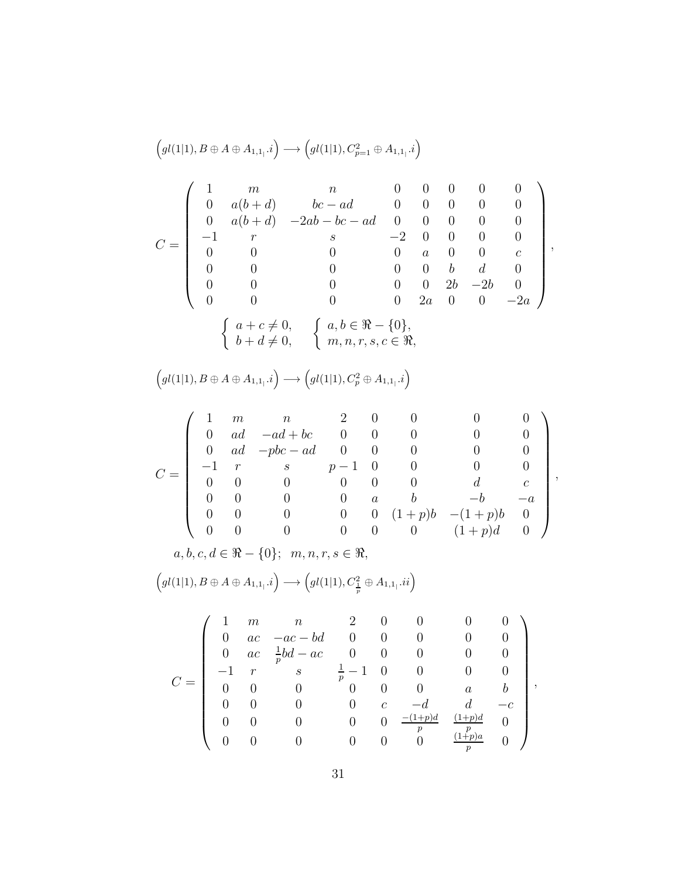$$\left(gl(1|1), B \oplus A \oplus A_{1,1_|}.i\right) \longrightarrow \left(gl(1|1), C^2_{p=1} \oplus A_{1,1_|}.i\right)$$

$$C = \left(\begin{array}{cccccccc}
1 & m & n & 0 & 0 & 0 & 0 & 0 \\
0 & a(b+d) & bc-ad & 0 & 0 & 0 & 0 & 0 \\
0 & a(b+d) & -2ab-bc-ad & 0 & 0 & 0 & 0 & 0 \\
-1 & r & s & -2 & 0 & 0 & 0 & 0 \\
0 & 0 & 0 & 0 & a & 0 & 0 & c \\
0 & 0 & 0 & 0 & 0 & b & d & 0 \\
0 & 0 & 0 & 0 & 0 & 2b & -2b & 0 \\
0 & 0 & 0 & 0 & 2a & 0 & 0 & -2a
\end{array}\right),$$

$$\left\{\begin{array}{l} a+c \neq 0, \\ b+d \neq 0, \end{array}\right. \quad \left\{\begin{array}{l} a, b \in \Re - \{0\}, \\ m, n, r, s, c \in \Re, \end{array}\right.$$

$$\left(gl(1|1), B \oplus A \oplus A_{1,1_|}.i\right) \longrightarrow \left(gl(1|1), C^2_{p} \oplus A_{1,1_|}.i\right)$$

$$C = \left(\begin{array}{cccccccc}
1 & m & n & 2 & 0 & 0 & 0 & 0 \\
0 & ad & -ad+bc & 0 & 0 & 0 & 0 & 0 \\
0 & ad & -pbc-ad & 0 & 0 & 0 & 0 & 0 \\
-1 & r & s & p-1 & 0 & 0 & 0 & 0 \\
0 & 0 & 0 & 0 & 0 & 0 & d & c \\
0 & 0 & 0 & 0 & a & b & -b & -a \\
0 & 0 & 0 & 0 & 0 & (1+p)b & -(1+p)b & 0 \\
0 & 0 & 0 & 0 & 0 & 0 & (1+p)d & 0
\end{array}\right),$$

$a, b, c, d \in \Re - \{0\}; \quad m, n, r, s \in \Re,$

$$\left(gl(1|1), B \oplus A \oplus A_{1,1_|}.i\right) \longrightarrow \left(gl(1|1), C^2_{\frac{1}{p}} \oplus A_{1,1_|}.ii\right)$$

$$C = \left(\begin{array}{cccccccc}
1 & m & n & 2 & 0 & 0 & 0 & 0 \\
0 & ac & -ac-bd & 0 & 0 & 0 & 0 & 0 \\
0 & ac & \frac{1}{p}bd-ac & 0 & 0 & 0 & 0 & 0 \\
-1 & r & s & \frac{1}{p}-1 & 0 & 0 & 0 & 0 \\
0 & 0 & 0 & 0 & 0 & 0 & a & b \\
0 & 0 & 0 & 0 & c & -d & d & -c \\
0 & 0 & 0 & 0 & 0 & \frac{-(1+p)d}{p} & \frac{(1+p)d}{p} & 0 \\
0 & 0 & 0 & 0 & 0 & 0 & \frac{(1+p)a}{p} & 0
\end{array}\right),$$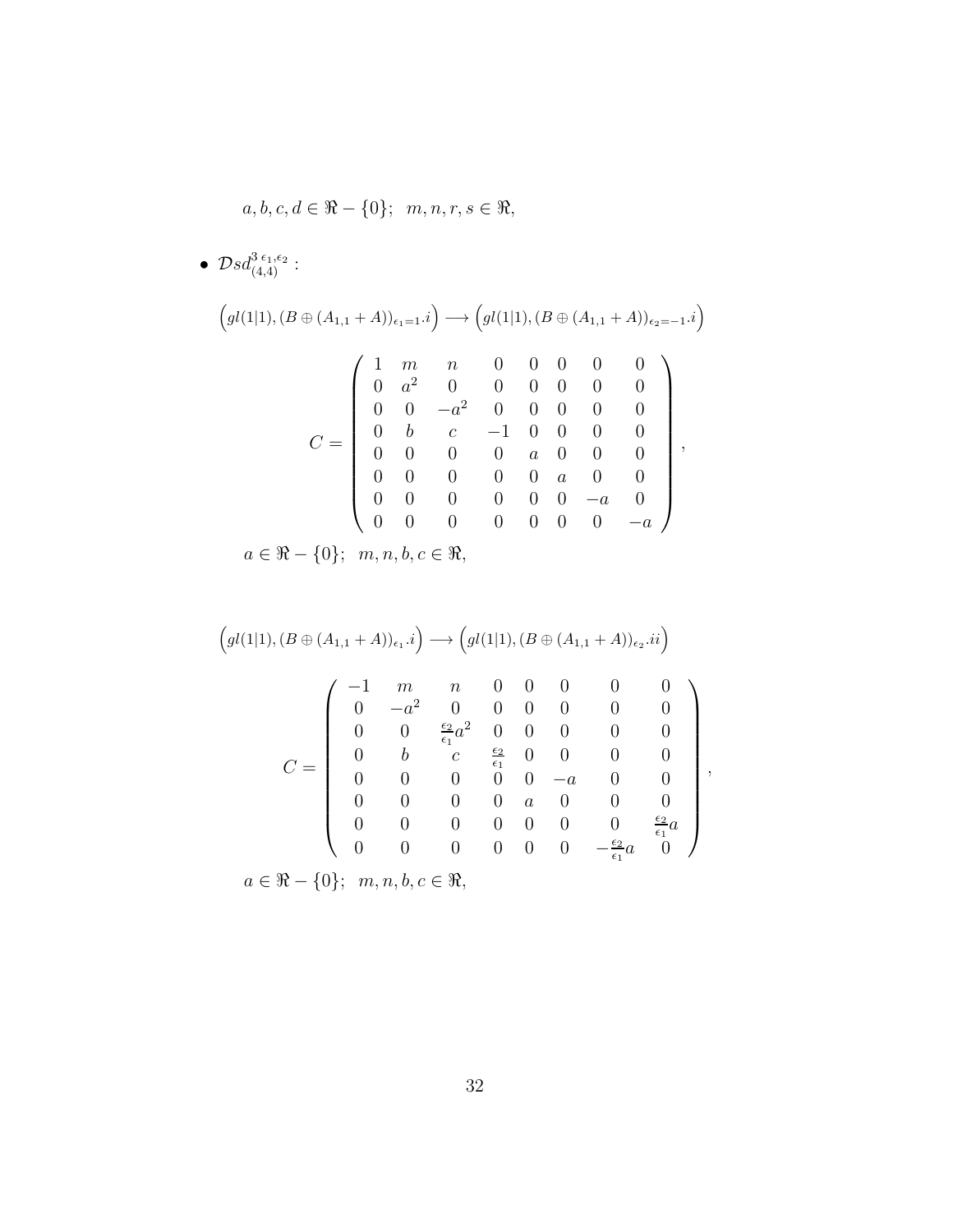$a, b, c, d \in \Re - \{0\}; \quad m, n, r, s \in \Re,$

- $\mathcal{D}sd^{3\,\epsilon_1,\epsilon_2}_{(4,4)}$ :

$$\Big(gl(1|1), (B \oplus (A_{1,1} + A))_{\epsilon_1=1}.i\Big) \longrightarrow \Big(gl(1|1), (B \oplus (A_{1,1} + A))_{\epsilon_2=-1}.i\Big)$$

$$C = \left( \begin{array}{cccccccc} 1 & m & n & 0 & 0 & 0 & 0 & 0 \\ 0 & a^2 & 0 & 0 & 0 & 0 & 0 & 0 \\ 0 & 0 & -a^2 & 0 & 0 & 0 & 0 & 0 \\ 0 & b & c & -1 & 0 & 0 & 0 & 0 \\ 0 & 0 & 0 & 0 & a & 0 & 0 & 0 \\ 0 & 0 & 0 & 0 & 0 & a & 0 & 0 \\ 0 & 0 & 0 & 0 & 0 & 0 & -a & 0 \\ 0 & 0 & 0 & 0 & 0 & 0 & 0 & -a \end{array} \right),$$

$a \in \Re - \{0\}; \quad m, n, b, c \in \Re,$

$$\Big(gl(1|1), (B \oplus (A_{1,1} + A))_{\epsilon_1}.i\Big) \longrightarrow \Big(gl(1|1), (B \oplus (A_{1,1} + A))_{\epsilon_2}.ii\Big)$$

$$C = \left( \begin{array}{cccccccc} -1 & m & n & 0 & 0 & 0 & 0 & 0 \\ 0 & -a^2 & 0 & 0 & 0 & 0 & 0 & 0 \\ 0 & 0 & \frac{\epsilon_2}{\epsilon_1}a^2 & 0 & 0 & 0 & 0 & 0 \\ 0 & b & c & \frac{\epsilon_2}{\epsilon_1} & 0 & 0 & 0 & 0 \\ 0 & 0 & 0 & 0 & 0 & -a & 0 & 0 \\ 0 & 0 & 0 & 0 & a & 0 & 0 & 0 \\ 0 & 0 & 0 & 0 & 0 & 0 & 0 & \frac{\epsilon_2}{\epsilon_1}a \\ 0 & 0 & 0 & 0 & 0 & 0 & -\frac{\epsilon_2}{\epsilon_1}a & 0 \end{array} \right),$$

$a \in \Re - \{0\}; \quad m, n, b, c \in \Re,$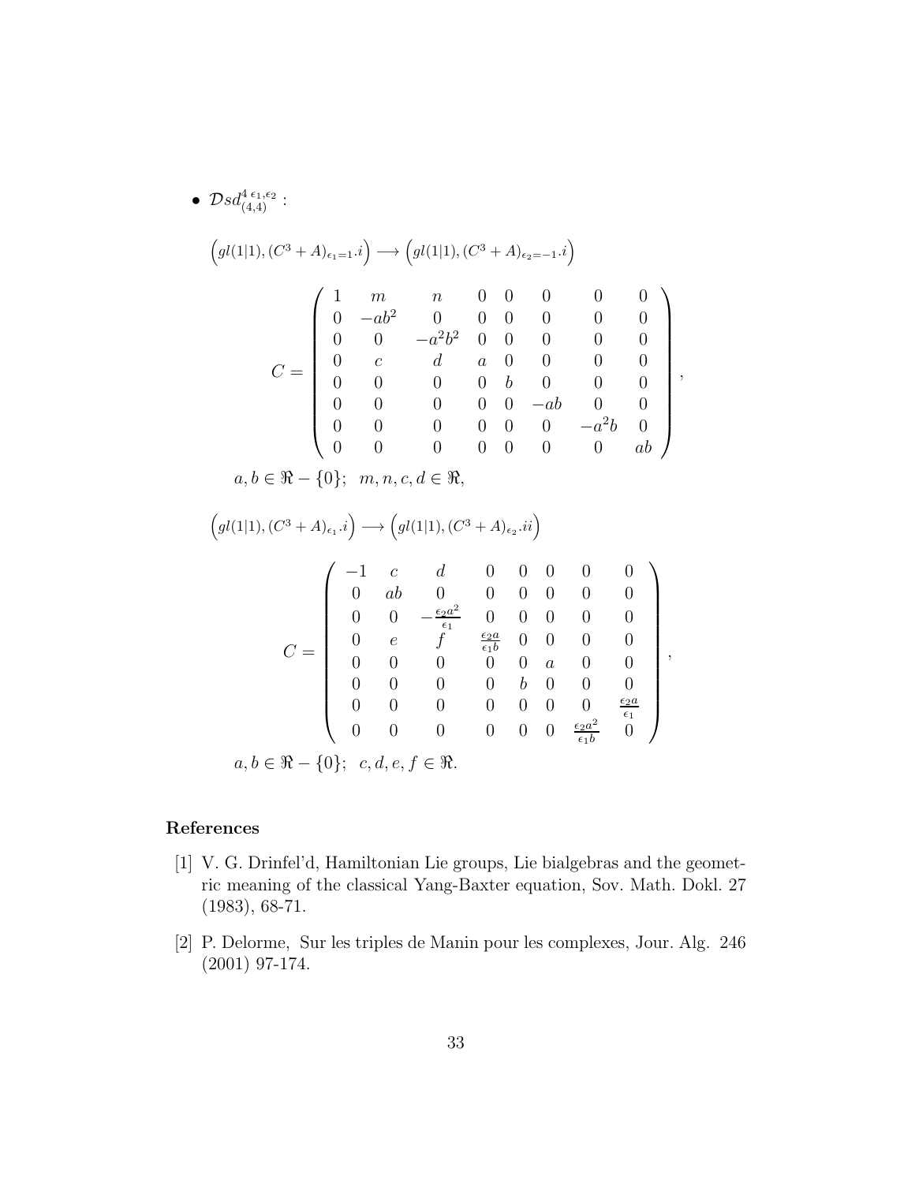- $\mathcal{D}sd^{4\,\epsilon_1,\epsilon_2}_{(4,4)}$ :

$$\Big(gl(1|1), (C^3 + A)_{\epsilon_1=1}.i\Big) \longrightarrow \Big(gl(1|1), (C^3 + A)_{\epsilon_2=-1}.i\Big)$$

$$C = \begin{pmatrix} 1 & m & n & 0 & 0 & 0 & 0 & 0 \\ 0 & -ab^2 & 0 & 0 & 0 & 0 & 0 & 0 \\ 0 & 0 & -a^2b^2 & 0 & 0 & 0 & 0 & 0 \\ 0 & c & d & a & 0 & 0 & 0 & 0 \\ 0 & 0 & 0 & 0 & b & 0 & 0 & 0 \\ 0 & 0 & 0 & 0 & 0 & -ab & 0 & 0 \\ 0 & 0 & 0 & 0 & 0 & 0 & -a^2b & 0 \\ 0 & 0 & 0 & 0 & 0 & 0 & 0 & ab \end{pmatrix},$$

$a, b \in \Re - \{0\};\ \ m, n, c, d \in \Re,$

$$\Big(gl(1|1), (C^3 + A)_{\epsilon_1}.i\Big) \longrightarrow \Big(gl(1|1), (C^3 + A)_{\epsilon_2}.ii\Big)$$

$$C = \begin{pmatrix} -1 & c & d & 0 & 0 & 0 & 0 & 0 \\ 0 & ab & 0 & 0 & 0 & 0 & 0 & 0 \\ 0 & 0 & -\frac{\epsilon_2 a^2}{\epsilon_1} & 0 & 0 & 0 & 0 & 0 \\ 0 & e & f & \frac{\epsilon_2 a}{\epsilon_1 b} & 0 & 0 & 0 & 0 \\ 0 & 0 & 0 & 0 & 0 & a & 0 & 0 \\ 0 & 0 & 0 & 0 & b & 0 & 0 & 0 \\ 0 & 0 & 0 & 0 & 0 & 0 & 0 & \frac{\epsilon_2 a}{\epsilon_1} \\ 0 & 0 & 0 & 0 & 0 & 0 & \frac{\epsilon_2 a^2}{\epsilon_1 b} & 0 \end{pmatrix},$$

$a, b \in \Re - \{0\};\ \ c, d, e, f \in \Re.$

## References

[1] V. G. Drinfel'd, Hamiltonian Lie groups, Lie bialgebras and the geometric meaning of the classical Yang-Baxter equation, Sov. Math. Dokl. 27 (1983), 68-71.

[2] P. Delorme, Sur les triples de Manin pour les complexes, Jour. Alg. 246 (2001) 97-174.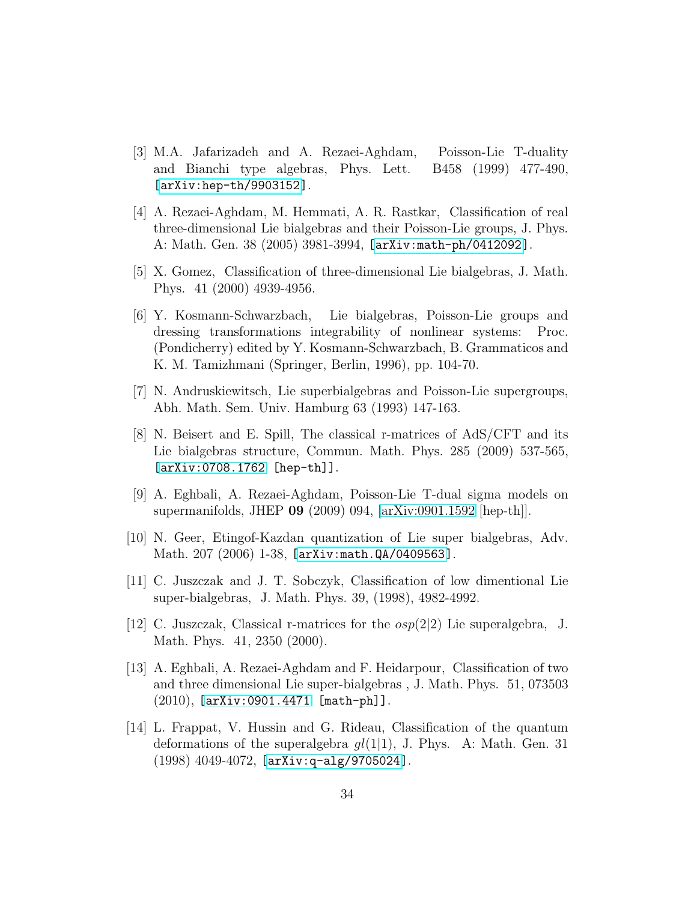[3] M.A. Jafarizadeh and A. Rezaei-Aghdam, Poisson-Lie T-duality and Bianchi type algebras, Phys. Lett. B458 (1999) 477-490, [arXiv:hep-th/9903152].

[4] A. Rezaei-Aghdam, M. Hemmati, A. R. Rastkar, Classification of real three-dimensional Lie bialgebras and their Poisson-Lie groups, J. Phys. A: Math. Gen. 38 (2005) 3981-3994, [arXiv:math-ph/0412092].

[5] X. Gomez, Classification of three-dimensional Lie bialgebras, J. Math. Phys. 41 (2000) 4939-4956.

[6] Y. Kosmann-Schwarzbach, Lie bialgebras, Poisson-Lie groups and dressing transformations integrability of nonlinear systems: Proc. (Pondicherry) edited by Y. Kosmann-Schwarzbach, B. Grammaticos and K. M. Tamizhmani (Springer, Berlin, 1996), pp. 104-70.

[7] N. Andruskiewitsch, Lie superbialgebras and Poisson-Lie supergroups, Abh. Math. Sem. Univ. Hamburg 63 (1993) 147-163.

[8] N. Beisert and E. Spill, The classical r-matrices of AdS/CFT and its Lie bialgebras structure, Commun. Math. Phys. 285 (2009) 537-565, [arXiv:0708.1762 [hep-th]].

[9] A. Eghbali, A. Rezaei-Aghdam, Poisson-Lie T-dual sigma models on supermanifolds, JHEP **09** (2009) 094, [arXiv:0901.1592 [hep-th]].

[10] N. Geer, Etingof-Kazdan quantization of Lie super bialgebras, Adv. Math. 207 (2006) 1-38, [arXiv:math.QA/0409563].

[11] C. Juszczak and J. T. Sobczyk, Classification of low dimentional Lie super-bialgebras, J. Math. Phys. 39, (1998), 4982-4992.

[12] C. Juszczak, Classical r-matrices for the $osp(2|2)$ Lie superalgebra, J. Math. Phys. 41, 2350 (2000).

[13] A. Eghbali, A. Rezaei-Aghdam and F. Heidarpour, Classification of two and three dimensional Lie super-bialgebras , J. Math. Phys. 51, 073503 (2010), [arXiv:0901.4471 [math-ph]].

[14] L. Frappat, V. Hussin and G. Rideau, Classification of the quantum deformations of the superalgebra $gl(1|1)$, J. Phys. A: Math. Gen. 31 (1998) 4049-4072, [arXiv:q-alg/9705024].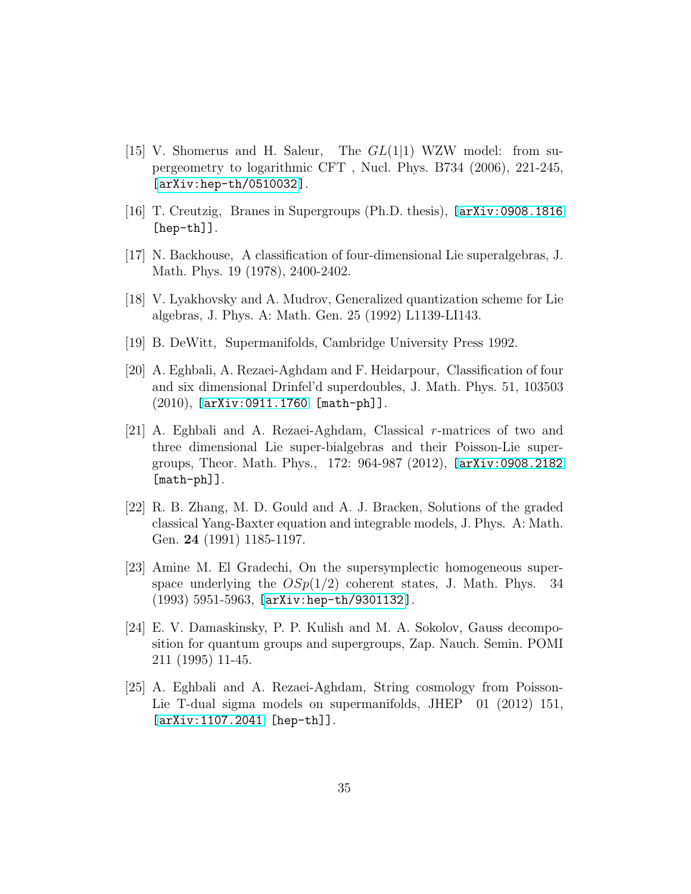[15] V. Shomerus and H. Saleur, The $GL(1|1)$ WZW model: from supergeometry to logarithmic CFT , Nucl. Phys. B734 (2006), 221-245, [arXiv:hep-th/0510032].

[16] T. Creutzig, Branes in Supergroups (Ph.D. thesis), [arXiv:0908.1816 [hep-th]].

[17] N. Backhouse, A classification of four-dimensional Lie superalgebras, J. Math. Phys. 19 (1978), 2400-2402.

[18] V. Lyakhovsky and A. Mudrov, Generalized quantization scheme for Lie algebras, J. Phys. A: Math. Gen. 25 (1992) L1139-LI143.

[19] B. DeWitt, Supermanifolds, Cambridge University Press 1992.

[20] A. Eghbali, A. Rezaei-Aghdam and F. Heidarpour, Classification of four and six dimensional Drinfel'd superdoubles, J. Math. Phys. 51, 103503 (2010), [arXiv:0911.1760 [math-ph]].

[21] A. Eghbali and A. Rezaei-Aghdam, Classical $r$-matrices of two and three dimensional Lie super-bialgebras and their Poisson-Lie supergroups, Theor. Math. Phys., 172: 964-987 (2012), [arXiv:0908.2182 [math-ph]].

[22] R. B. Zhang, M. D. Gould and A. J. Bracken, Solutions of the graded classical Yang-Baxter equation and integrable models, J. Phys. A: Math. Gen. **24** (1991) 1185-1197.

[23] Amine M. El Gradechi, On the supersymplectic homogeneous superspace underlying the $OSp(1/2)$ coherent states, J. Math. Phys. 34 (1993) 5951-5963, [arXiv:hep-th/9301132].

[24] E. V. Damaskinsky, P. P. Kulish and M. A. Sokolov, Gauss decomposition for quantum groups and supergroups, Zap. Nauch. Semin. POMI 211 (1995) 11-45.

[25] A. Eghbali and A. Rezaei-Aghdam, String cosmology from Poisson-Lie T-dual sigma models on supermanifolds, JHEP 01 (2012) 151, [arXiv:1107.2041 [hep-th]].